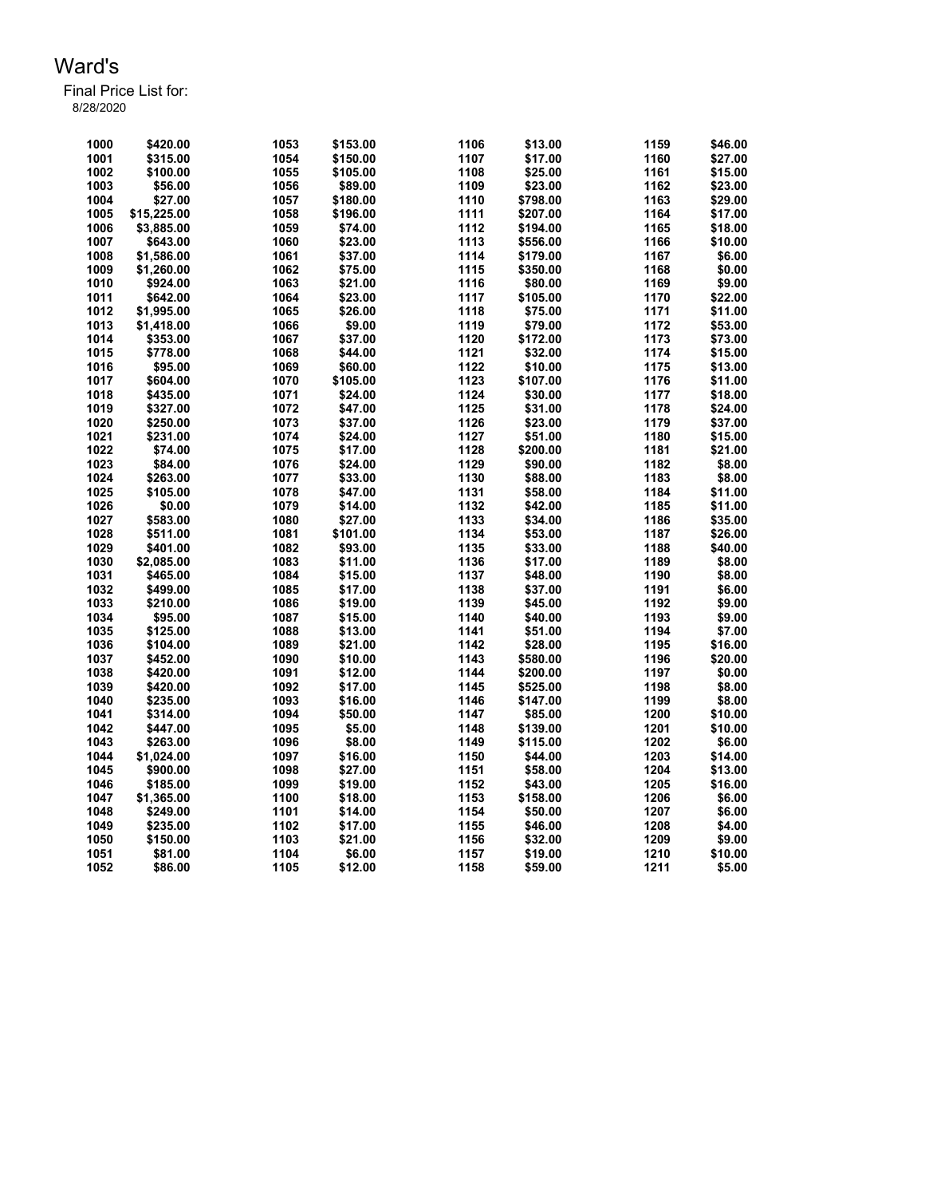# Ward's

Final Price List for:
8/28/2020

| | | | | | | | |
|---|---|---|---|---|---|---|---|
| 1000 | $420.00 | 1053 | $153.00 | 1106 | $13.00 | 1159 | $46.00 |
| 1001 | $315.00 | 1054 | $150.00 | 1107 | $17.00 | 1160 | $27.00 |
| 1002 | $100.00 | 1055 | $105.00 | 1108 | $25.00 | 1161 | $15.00 |
| 1003 | $56.00 | 1056 | $89.00 | 1109 | $23.00 | 1162 | $23.00 |
| 1004 | $27.00 | 1057 | $180.00 | 1110 | $798.00 | 1163 | $29.00 |
| 1005 | $15,225.00 | 1058 | $196.00 | 1111 | $207.00 | 1164 | $17.00 |
| 1006 | $3,885.00 | 1059 | $74.00 | 1112 | $194.00 | 1165 | $18.00 |
| 1007 | $643.00 | 1060 | $23.00 | 1113 | $556.00 | 1166 | $10.00 |
| 1008 | $1,586.00 | 1061 | $37.00 | 1114 | $179.00 | 1167 | $6.00 |
| 1009 | $1,260.00 | 1062 | $75.00 | 1115 | $350.00 | 1168 | $0.00 |
| 1010 | $924.00 | 1063 | $21.00 | 1116 | $80.00 | 1169 | $9.00 |
| 1011 | $642.00 | 1064 | $23.00 | 1117 | $105.00 | 1170 | $22.00 |
| 1012 | $1,995.00 | 1065 | $26.00 | 1118 | $75.00 | 1171 | $11.00 |
| 1013 | $1,418.00 | 1066 | $9.00 | 1119 | $79.00 | 1172 | $53.00 |
| 1014 | $353.00 | 1067 | $37.00 | 1120 | $172.00 | 1173 | $73.00 |
| 1015 | $778.00 | 1068 | $44.00 | 1121 | $32.00 | 1174 | $15.00 |
| 1016 | $95.00 | 1069 | $60.00 | 1122 | $10.00 | 1175 | $13.00 |
| 1017 | $604.00 | 1070 | $105.00 | 1123 | $107.00 | 1176 | $11.00 |
| 1018 | $435.00 | 1071 | $24.00 | 1124 | $30.00 | 1177 | $18.00 |
| 1019 | $327.00 | 1072 | $47.00 | 1125 | $31.00 | 1178 | $24.00 |
| 1020 | $250.00 | 1073 | $37.00 | 1126 | $23.00 | 1179 | $37.00 |
| 1021 | $231.00 | 1074 | $24.00 | 1127 | $51.00 | 1180 | $15.00 |
| 1022 | $74.00 | 1075 | $17.00 | 1128 | $200.00 | 1181 | $21.00 |
| 1023 | $84.00 | 1076 | $24.00 | 1129 | $90.00 | 1182 | $8.00 |
| 1024 | $263.00 | 1077 | $33.00 | 1130 | $88.00 | 1183 | $8.00 |
| 1025 | $105.00 | 1078 | $47.00 | 1131 | $58.00 | 1184 | $11.00 |
| 1026 | $0.00 | 1079 | $14.00 | 1132 | $42.00 | 1185 | $11.00 |
| 1027 | $583.00 | 1080 | $27.00 | 1133 | $34.00 | 1186 | $35.00 |
| 1028 | $511.00 | 1081 | $101.00 | 1134 | $53.00 | 1187 | $26.00 |
| 1029 | $401.00 | 1082 | $93.00 | 1135 | $33.00 | 1188 | $40.00 |
| 1030 | $2,085.00 | 1083 | $11.00 | 1136 | $17.00 | 1189 | $8.00 |
| 1031 | $465.00 | 1084 | $15.00 | 1137 | $48.00 | 1190 | $8.00 |
| 1032 | $499.00 | 1085 | $17.00 | 1138 | $37.00 | 1191 | $6.00 |
| 1033 | $210.00 | 1086 | $19.00 | 1139 | $45.00 | 1192 | $9.00 |
| 1034 | $95.00 | 1087 | $15.00 | 1140 | $40.00 | 1193 | $9.00 |
| 1035 | $125.00 | 1088 | $13.00 | 1141 | $51.00 | 1194 | $7.00 |
| 1036 | $104.00 | 1089 | $21.00 | 1142 | $28.00 | 1195 | $16.00 |
| 1037 | $452.00 | 1090 | $10.00 | 1143 | $580.00 | 1196 | $20.00 |
| 1038 | $420.00 | 1091 | $12.00 | 1144 | $200.00 | 1197 | $0.00 |
| 1039 | $420.00 | 1092 | $17.00 | 1145 | $525.00 | 1198 | $8.00 |
| 1040 | $235.00 | 1093 | $16.00 | 1146 | $147.00 | 1199 | $8.00 |
| 1041 | $314.00 | 1094 | $50.00 | 1147 | $85.00 | 1200 | $10.00 |
| 1042 | $447.00 | 1095 | $5.00 | 1148 | $139.00 | 1201 | $10.00 |
| 1043 | $263.00 | 1096 | $8.00 | 1149 | $115.00 | 1202 | $6.00 |
| 1044 | $1,024.00 | 1097 | $16.00 | 1150 | $44.00 | 1203 | $14.00 |
| 1045 | $900.00 | 1098 | $27.00 | 1151 | $58.00 | 1204 | $13.00 |
| 1046 | $185.00 | 1099 | $19.00 | 1152 | $43.00 | 1205 | $16.00 |
| 1047 | $1,365.00 | 1100 | $18.00 | 1153 | $158.00 | 1206 | $6.00 |
| 1048 | $249.00 | 1101 | $14.00 | 1154 | $50.00 | 1207 | $6.00 |
| 1049 | $235.00 | 1102 | $17.00 | 1155 | $46.00 | 1208 | $4.00 |
| 1050 | $150.00 | 1103 | $21.00 | 1156 | $32.00 | 1209 | $9.00 |
| 1051 | $81.00 | 1104 | $6.00 | 1157 | $19.00 | 1210 | $10.00 |
| 1052 | $86.00 | 1105 | $12.00 | 1158 | $59.00 | 1211 | $5.00 |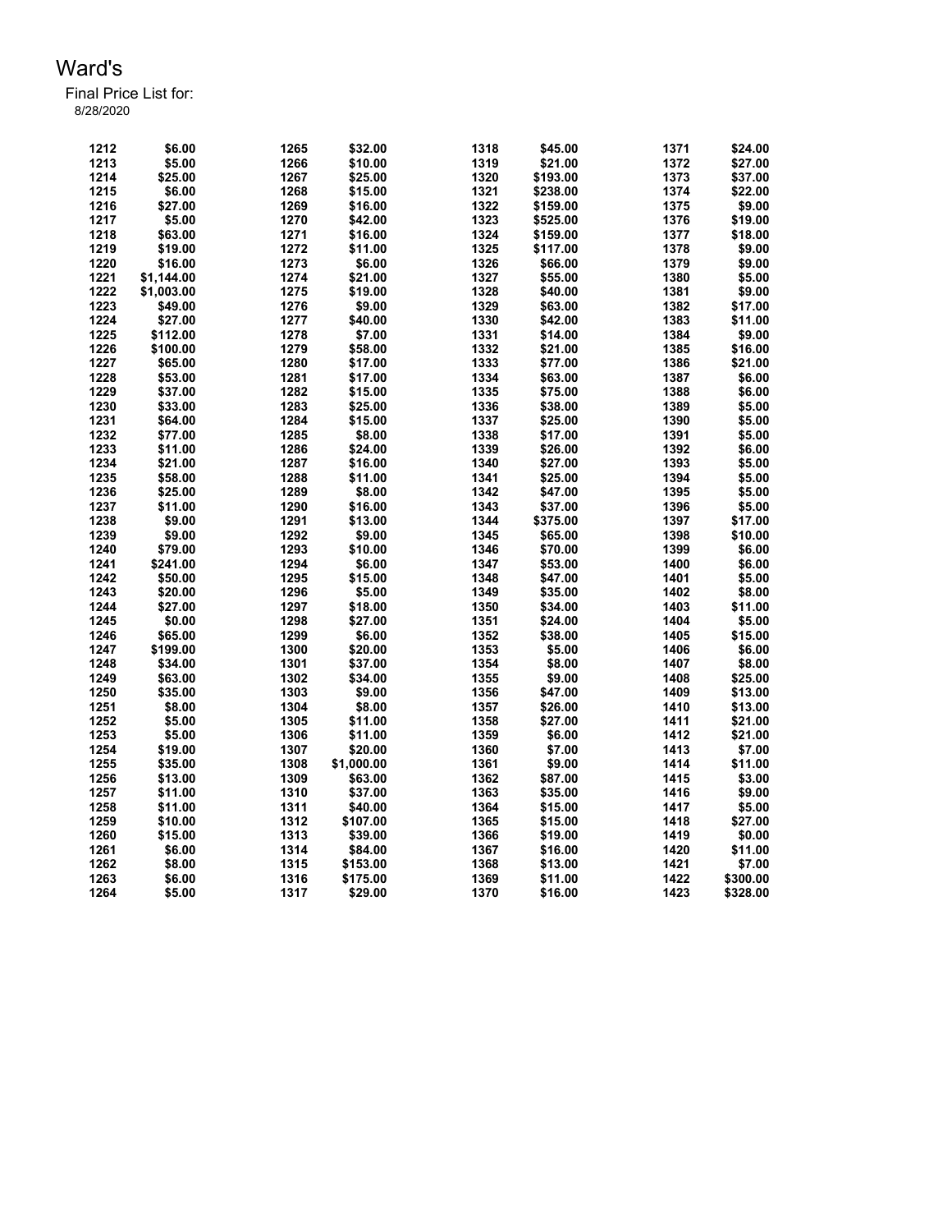# Ward's

Final Price List for:
8/28/2020

| | | | | | | | |
|---|---|---|---|---|---|---|---|
| 1212 | $6.00 | 1265 | $32.00 | 1318 | $45.00 | 1371 | $24.00 |
| 1213 | $5.00 | 1266 | $10.00 | 1319 | $21.00 | 1372 | $27.00 |
| 1214 | $25.00 | 1267 | $25.00 | 1320 | $193.00 | 1373 | $37.00 |
| 1215 | $6.00 | 1268 | $15.00 | 1321 | $238.00 | 1374 | $22.00 |
| 1216 | $27.00 | 1269 | $16.00 | 1322 | $159.00 | 1375 | $9.00 |
| 1217 | $5.00 | 1270 | $42.00 | 1323 | $525.00 | 1376 | $19.00 |
| 1218 | $63.00 | 1271 | $16.00 | 1324 | $159.00 | 1377 | $18.00 |
| 1219 | $19.00 | 1272 | $11.00 | 1325 | $117.00 | 1378 | $9.00 |
| 1220 | $16.00 | 1273 | $6.00 | 1326 | $66.00 | 1379 | $9.00 |
| 1221 | $1,144.00 | 1274 | $21.00 | 1327 | $55.00 | 1380 | $5.00 |
| 1222 | $1,003.00 | 1275 | $19.00 | 1328 | $40.00 | 1381 | $9.00 |
| 1223 | $49.00 | 1276 | $9.00 | 1329 | $63.00 | 1382 | $17.00 |
| 1224 | $27.00 | 1277 | $40.00 | 1330 | $42.00 | 1383 | $11.00 |
| 1225 | $112.00 | 1278 | $7.00 | 1331 | $14.00 | 1384 | $9.00 |
| 1226 | $100.00 | 1279 | $58.00 | 1332 | $21.00 | 1385 | $16.00 |
| 1227 | $65.00 | 1280 | $17.00 | 1333 | $77.00 | 1386 | $21.00 |
| 1228 | $53.00 | 1281 | $17.00 | 1334 | $63.00 | 1387 | $6.00 |
| 1229 | $37.00 | 1282 | $15.00 | 1335 | $75.00 | 1388 | $6.00 |
| 1230 | $33.00 | 1283 | $25.00 | 1336 | $38.00 | 1389 | $5.00 |
| 1231 | $64.00 | 1284 | $15.00 | 1337 | $25.00 | 1390 | $5.00 |
| 1232 | $77.00 | 1285 | $8.00 | 1338 | $17.00 | 1391 | $5.00 |
| 1233 | $11.00 | 1286 | $24.00 | 1339 | $26.00 | 1392 | $6.00 |
| 1234 | $21.00 | 1287 | $16.00 | 1340 | $27.00 | 1393 | $5.00 |
| 1235 | $58.00 | 1288 | $11.00 | 1341 | $25.00 | 1394 | $5.00 |
| 1236 | $25.00 | 1289 | $8.00 | 1342 | $47.00 | 1395 | $5.00 |
| 1237 | $11.00 | 1290 | $16.00 | 1343 | $37.00 | 1396 | $5.00 |
| 1238 | $9.00 | 1291 | $13.00 | 1344 | $375.00 | 1397 | $17.00 |
| 1239 | $9.00 | 1292 | $9.00 | 1345 | $65.00 | 1398 | $10.00 |
| 1240 | $79.00 | 1293 | $10.00 | 1346 | $70.00 | 1399 | $6.00 |
| 1241 | $241.00 | 1294 | $6.00 | 1347 | $53.00 | 1400 | $6.00 |
| 1242 | $50.00 | 1295 | $15.00 | 1348 | $47.00 | 1401 | $5.00 |
| 1243 | $20.00 | 1296 | $5.00 | 1349 | $35.00 | 1402 | $8.00 |
| 1244 | $27.00 | 1297 | $18.00 | 1350 | $34.00 | 1403 | $11.00 |
| 1245 | $0.00 | 1298 | $27.00 | 1351 | $24.00 | 1404 | $5.00 |
| 1246 | $65.00 | 1299 | $6.00 | 1352 | $38.00 | 1405 | $15.00 |
| 1247 | $199.00 | 1300 | $20.00 | 1353 | $5.00 | 1406 | $6.00 |
| 1248 | $34.00 | 1301 | $37.00 | 1354 | $8.00 | 1407 | $8.00 |
| 1249 | $63.00 | 1302 | $34.00 | 1355 | $9.00 | 1408 | $25.00 |
| 1250 | $35.00 | 1303 | $9.00 | 1356 | $47.00 | 1409 | $13.00 |
| 1251 | $8.00 | 1304 | $8.00 | 1357 | $26.00 | 1410 | $13.00 |
| 1252 | $5.00 | 1305 | $11.00 | 1358 | $27.00 | 1411 | $21.00 |
| 1253 | $5.00 | 1306 | $11.00 | 1359 | $6.00 | 1412 | $21.00 |
| 1254 | $19.00 | 1307 | $20.00 | 1360 | $7.00 | 1413 | $7.00 |
| 1255 | $35.00 | 1308 | $1,000.00 | 1361 | $9.00 | 1414 | $11.00 |
| 1256 | $13.00 | 1309 | $63.00 | 1362 | $87.00 | 1415 | $3.00 |
| 1257 | $11.00 | 1310 | $37.00 | 1363 | $35.00 | 1416 | $9.00 |
| 1258 | $11.00 | 1311 | $40.00 | 1364 | $15.00 | 1417 | $5.00 |
| 1259 | $10.00 | 1312 | $107.00 | 1365 | $15.00 | 1418 | $27.00 |
| 1260 | $15.00 | 1313 | $39.00 | 1366 | $19.00 | 1419 | $0.00 |
| 1261 | $6.00 | 1314 | $84.00 | 1367 | $16.00 | 1420 | $11.00 |
| 1262 | $8.00 | 1315 | $153.00 | 1368 | $13.00 | 1421 | $7.00 |
| 1263 | $6.00 | 1316 | $175.00 | 1369 | $11.00 | 1422 | $300.00 |
| 1264 | $5.00 | 1317 | $29.00 | 1370 | $16.00 | 1423 | $328.00 |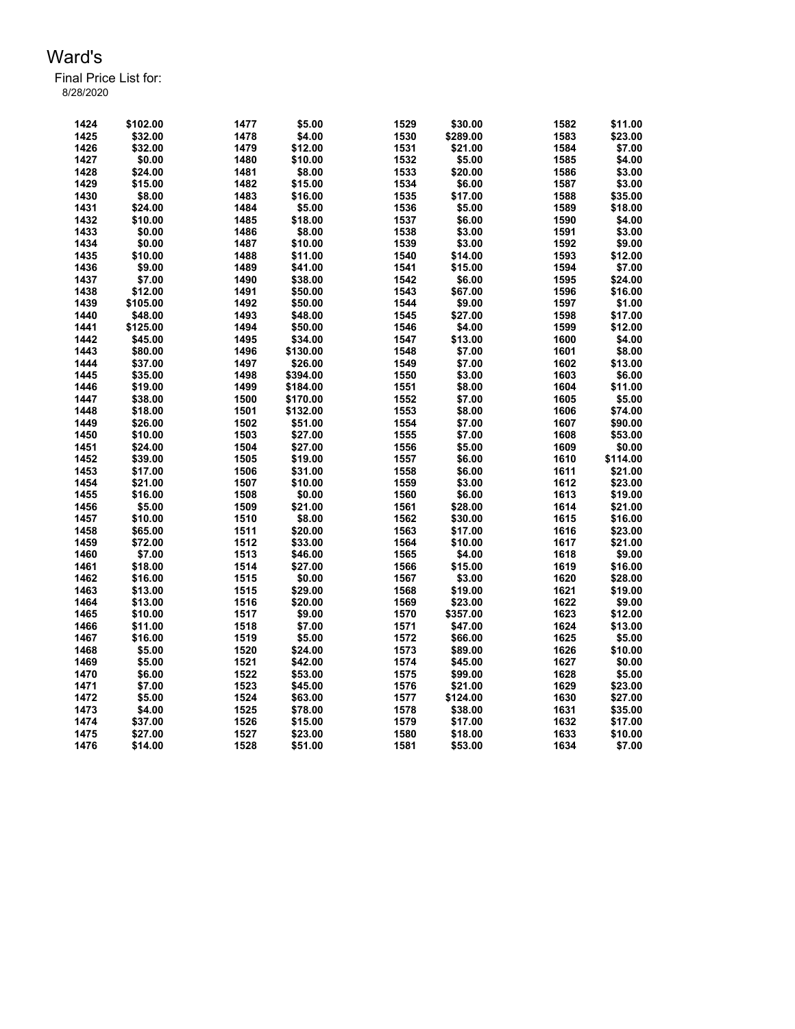# Ward's

Final Price List for:
8/28/2020

| | | | | | | | |
|---|---|---|---|---|---|---|---|
| 1424 | $102.00 | 1477 | $5.00 | 1529 | $30.00 | 1582 | $11.00 |
| 1425 | $32.00 | 1478 | $4.00 | 1530 | $289.00 | 1583 | $23.00 |
| 1426 | $32.00 | 1479 | $12.00 | 1531 | $21.00 | 1584 | $7.00 |
| 1427 | $0.00 | 1480 | $10.00 | 1532 | $5.00 | 1585 | $4.00 |
| 1428 | $24.00 | 1481 | $8.00 | 1533 | $20.00 | 1586 | $3.00 |
| 1429 | $15.00 | 1482 | $15.00 | 1534 | $6.00 | 1587 | $3.00 |
| 1430 | $8.00 | 1483 | $16.00 | 1535 | $17.00 | 1588 | $35.00 |
| 1431 | $24.00 | 1484 | $5.00 | 1536 | $5.00 | 1589 | $18.00 |
| 1432 | $10.00 | 1485 | $18.00 | 1537 | $6.00 | 1590 | $4.00 |
| 1433 | $0.00 | 1486 | $8.00 | 1538 | $3.00 | 1591 | $3.00 |
| 1434 | $0.00 | 1487 | $10.00 | 1539 | $3.00 | 1592 | $9.00 |
| 1435 | $10.00 | 1488 | $11.00 | 1540 | $14.00 | 1593 | $12.00 |
| 1436 | $9.00 | 1489 | $41.00 | 1541 | $15.00 | 1594 | $7.00 |
| 1437 | $7.00 | 1490 | $38.00 | 1542 | $6.00 | 1595 | $24.00 |
| 1438 | $12.00 | 1491 | $50.00 | 1543 | $67.00 | 1596 | $16.00 |
| 1439 | $105.00 | 1492 | $50.00 | 1544 | $9.00 | 1597 | $1.00 |
| 1440 | $48.00 | 1493 | $48.00 | 1545 | $27.00 | 1598 | $17.00 |
| 1441 | $125.00 | 1494 | $50.00 | 1546 | $4.00 | 1599 | $12.00 |
| 1442 | $45.00 | 1495 | $34.00 | 1547 | $13.00 | 1600 | $4.00 |
| 1443 | $80.00 | 1496 | $130.00 | 1548 | $7.00 | 1601 | $8.00 |
| 1444 | $37.00 | 1497 | $26.00 | 1549 | $7.00 | 1602 | $13.00 |
| 1445 | $35.00 | 1498 | $394.00 | 1550 | $3.00 | 1603 | $6.00 |
| 1446 | $19.00 | 1499 | $184.00 | 1551 | $8.00 | 1604 | $11.00 |
| 1447 | $38.00 | 1500 | $170.00 | 1552 | $7.00 | 1605 | $5.00 |
| 1448 | $18.00 | 1501 | $132.00 | 1553 | $8.00 | 1606 | $74.00 |
| 1449 | $26.00 | 1502 | $51.00 | 1554 | $7.00 | 1607 | $90.00 |
| 1450 | $10.00 | 1503 | $27.00 | 1555 | $7.00 | 1608 | $53.00 |
| 1451 | $24.00 | 1504 | $27.00 | 1556 | $5.00 | 1609 | $0.00 |
| 1452 | $39.00 | 1505 | $19.00 | 1557 | $6.00 | 1610 | $114.00 |
| 1453 | $17.00 | 1506 | $31.00 | 1558 | $6.00 | 1611 | $21.00 |
| 1454 | $21.00 | 1507 | $10.00 | 1559 | $3.00 | 1612 | $23.00 |
| 1455 | $16.00 | 1508 | $0.00 | 1560 | $6.00 | 1613 | $19.00 |
| 1456 | $5.00 | 1509 | $21.00 | 1561 | $28.00 | 1614 | $21.00 |
| 1457 | $10.00 | 1510 | $8.00 | 1562 | $30.00 | 1615 | $16.00 |
| 1458 | $65.00 | 1511 | $20.00 | 1563 | $17.00 | 1616 | $23.00 |
| 1459 | $72.00 | 1512 | $33.00 | 1564 | $10.00 | 1617 | $21.00 |
| 1460 | $7.00 | 1513 | $46.00 | 1565 | $4.00 | 1618 | $9.00 |
| 1461 | $18.00 | 1514 | $27.00 | 1566 | $15.00 | 1619 | $16.00 |
| 1462 | $16.00 | 1515 | $0.00 | 1567 | $3.00 | 1620 | $28.00 |
| 1463 | $13.00 | 1515 | $29.00 | 1568 | $19.00 | 1621 | $19.00 |
| 1464 | $13.00 | 1516 | $20.00 | 1569 | $23.00 | 1622 | $9.00 |
| 1465 | $10.00 | 1517 | $9.00 | 1570 | $357.00 | 1623 | $12.00 |
| 1466 | $11.00 | 1518 | $7.00 | 1571 | $47.00 | 1624 | $13.00 |
| 1467 | $16.00 | 1519 | $5.00 | 1572 | $66.00 | 1625 | $5.00 |
| 1468 | $5.00 | 1520 | $24.00 | 1573 | $89.00 | 1626 | $10.00 |
| 1469 | $5.00 | 1521 | $42.00 | 1574 | $45.00 | 1627 | $0.00 |
| 1470 | $6.00 | 1522 | $53.00 | 1575 | $99.00 | 1628 | $5.00 |
| 1471 | $7.00 | 1523 | $45.00 | 1576 | $21.00 | 1629 | $23.00 |
| 1472 | $5.00 | 1524 | $63.00 | 1577 | $124.00 | 1630 | $27.00 |
| 1473 | $4.00 | 1525 | $78.00 | 1578 | $38.00 | 1631 | $35.00 |
| 1474 | $37.00 | 1526 | $15.00 | 1579 | $17.00 | 1632 | $17.00 |
| 1475 | $27.00 | 1527 | $23.00 | 1580 | $18.00 | 1633 | $10.00 |
| 1476 | $14.00 | 1528 | $51.00 | 1581 | $53.00 | 1634 | $7.00 |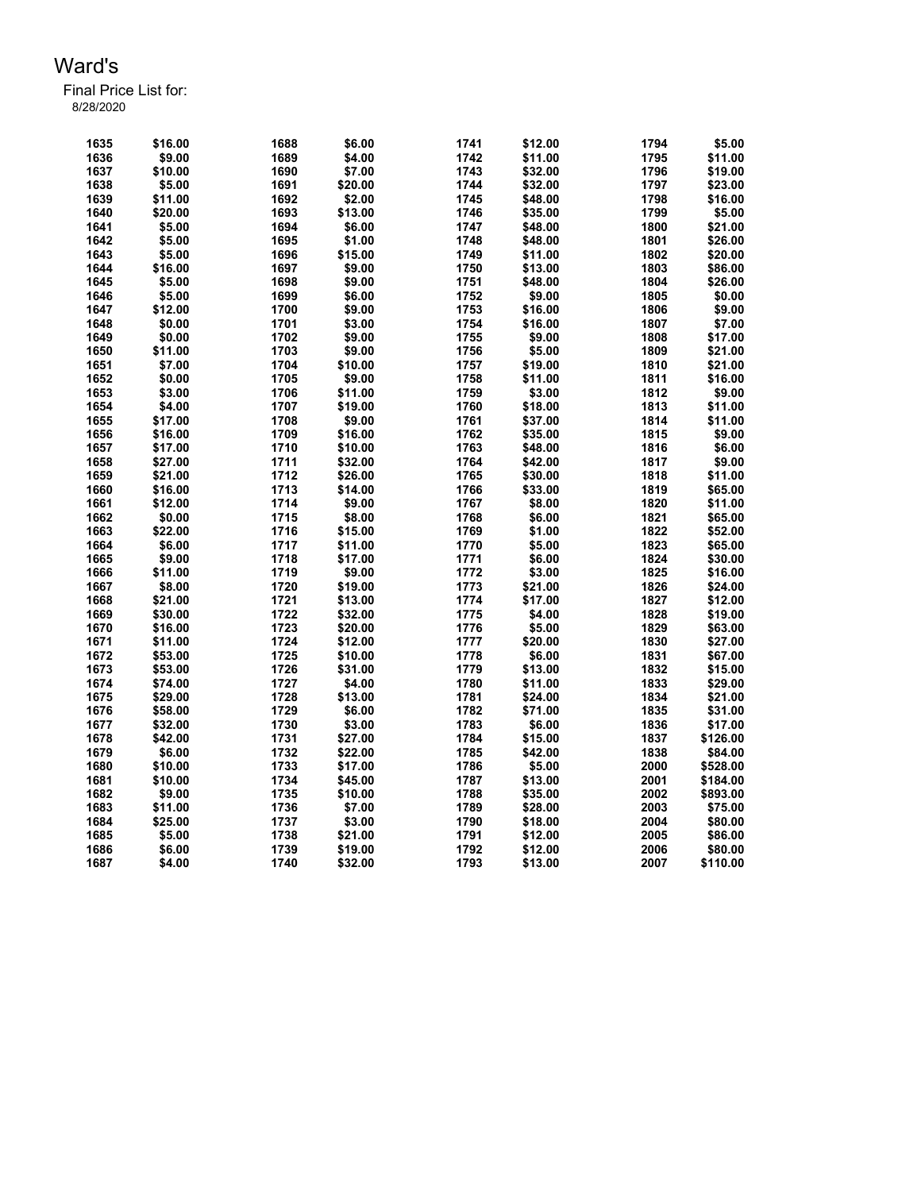# Ward's

Final Price List for:
8/28/2020

| | | | | | | | |
|---|---|---|---|---|---|---|---|
| 1635 | $16.00 | 1688 | $6.00 | 1741 | $12.00 | 1794 | $5.00 |
| 1636 | $9.00 | 1689 | $4.00 | 1742 | $11.00 | 1795 | $11.00 |
| 1637 | $10.00 | 1690 | $7.00 | 1743 | $32.00 | 1796 | $19.00 |
| 1638 | $5.00 | 1691 | $20.00 | 1744 | $32.00 | 1797 | $23.00 |
| 1639 | $11.00 | 1692 | $2.00 | 1745 | $48.00 | 1798 | $16.00 |
| 1640 | $20.00 | 1693 | $13.00 | 1746 | $35.00 | 1799 | $5.00 |
| 1641 | $5.00 | 1694 | $6.00 | 1747 | $48.00 | 1800 | $21.00 |
| 1642 | $5.00 | 1695 | $1.00 | 1748 | $48.00 | 1801 | $26.00 |
| 1643 | $5.00 | 1696 | $15.00 | 1749 | $11.00 | 1802 | $20.00 |
| 1644 | $16.00 | 1697 | $9.00 | 1750 | $13.00 | 1803 | $86.00 |
| 1645 | $5.00 | 1698 | $9.00 | 1751 | $48.00 | 1804 | $26.00 |
| 1646 | $5.00 | 1699 | $6.00 | 1752 | $9.00 | 1805 | $0.00 |
| 1647 | $12.00 | 1700 | $9.00 | 1753 | $16.00 | 1806 | $9.00 |
| 1648 | $0.00 | 1701 | $3.00 | 1754 | $16.00 | 1807 | $7.00 |
| 1649 | $0.00 | 1702 | $9.00 | 1755 | $9.00 | 1808 | $17.00 |
| 1650 | $11.00 | 1703 | $9.00 | 1756 | $5.00 | 1809 | $21.00 |
| 1651 | $7.00 | 1704 | $10.00 | 1757 | $19.00 | 1810 | $21.00 |
| 1652 | $0.00 | 1705 | $9.00 | 1758 | $11.00 | 1811 | $16.00 |
| 1653 | $3.00 | 1706 | $11.00 | 1759 | $3.00 | 1812 | $9.00 |
| 1654 | $4.00 | 1707 | $19.00 | 1760 | $18.00 | 1813 | $11.00 |
| 1655 | $17.00 | 1708 | $9.00 | 1761 | $37.00 | 1814 | $11.00 |
| 1656 | $16.00 | 1709 | $16.00 | 1762 | $35.00 | 1815 | $9.00 |
| 1657 | $17.00 | 1710 | $10.00 | 1763 | $48.00 | 1816 | $6.00 |
| 1658 | $27.00 | 1711 | $32.00 | 1764 | $42.00 | 1817 | $9.00 |
| 1659 | $21.00 | 1712 | $26.00 | 1765 | $30.00 | 1818 | $11.00 |
| 1660 | $16.00 | 1713 | $14.00 | 1766 | $33.00 | 1819 | $65.00 |
| 1661 | $12.00 | 1714 | $9.00 | 1767 | $8.00 | 1820 | $11.00 |
| 1662 | $0.00 | 1715 | $8.00 | 1768 | $6.00 | 1821 | $65.00 |
| 1663 | $22.00 | 1716 | $15.00 | 1769 | $1.00 | 1822 | $52.00 |
| 1664 | $6.00 | 1717 | $11.00 | 1770 | $5.00 | 1823 | $65.00 |
| 1665 | $9.00 | 1718 | $17.00 | 1771 | $6.00 | 1824 | $30.00 |
| 1666 | $11.00 | 1719 | $9.00 | 1772 | $3.00 | 1825 | $16.00 |
| 1667 | $8.00 | 1720 | $19.00 | 1773 | $21.00 | 1826 | $24.00 |
| 1668 | $21.00 | 1721 | $13.00 | 1774 | $17.00 | 1827 | $12.00 |
| 1669 | $30.00 | 1722 | $32.00 | 1775 | $4.00 | 1828 | $19.00 |
| 1670 | $16.00 | 1723 | $20.00 | 1776 | $5.00 | 1829 | $63.00 |
| 1671 | $11.00 | 1724 | $12.00 | 1777 | $20.00 | 1830 | $27.00 |
| 1672 | $53.00 | 1725 | $10.00 | 1778 | $6.00 | 1831 | $67.00 |
| 1673 | $53.00 | 1726 | $31.00 | 1779 | $13.00 | 1832 | $15.00 |
| 1674 | $74.00 | 1727 | $4.00 | 1780 | $11.00 | 1833 | $29.00 |
| 1675 | $29.00 | 1728 | $13.00 | 1781 | $24.00 | 1834 | $21.00 |
| 1676 | $58.00 | 1729 | $6.00 | 1782 | $71.00 | 1835 | $31.00 |
| 1677 | $32.00 | 1730 | $3.00 | 1783 | $6.00 | 1836 | $17.00 |
| 1678 | $42.00 | 1731 | $27.00 | 1784 | $15.00 | 1837 | $126.00 |
| 1679 | $6.00 | 1732 | $22.00 | 1785 | $42.00 | 1838 | $84.00 |
| 1680 | $10.00 | 1733 | $17.00 | 1786 | $5.00 | 2000 | $528.00 |
| 1681 | $10.00 | 1734 | $45.00 | 1787 | $13.00 | 2001 | $184.00 |
| 1682 | $9.00 | 1735 | $10.00 | 1788 | $35.00 | 2002 | $893.00 |
| 1683 | $11.00 | 1736 | $7.00 | 1789 | $28.00 | 2003 | $75.00 |
| 1684 | $25.00 | 1737 | $3.00 | 1790 | $18.00 | 2004 | $80.00 |
| 1685 | $5.00 | 1738 | $21.00 | 1791 | $12.00 | 2005 | $86.00 |
| 1686 | $6.00 | 1739 | $19.00 | 1792 | $12.00 | 2006 | $80.00 |
| 1687 | $4.00 | 1740 | $32.00 | 1793 | $13.00 | 2007 | $110.00 |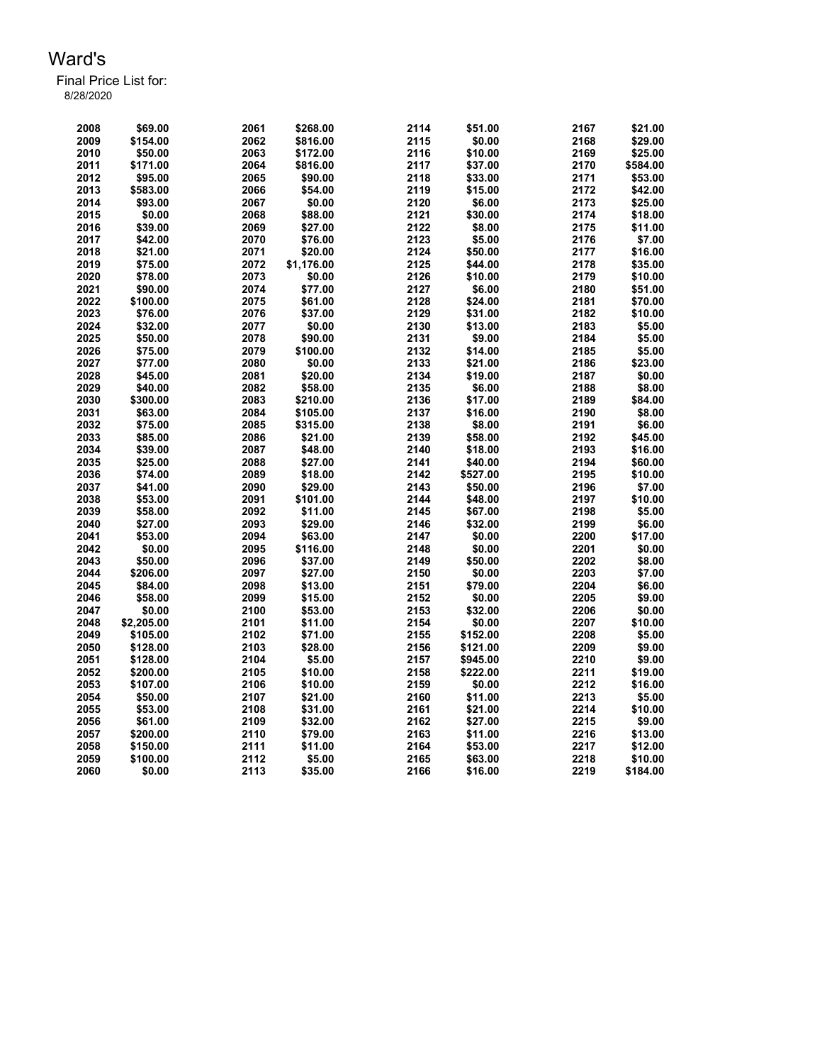# Ward's

Final Price List for:
8/28/2020

| Lot | Price | Lot | Price | Lot | Price | Lot | Price |
|---|---|---|---|---|---|---|---|
| 2008 | $69.00 | 2061 | $268.00 | 2114 | $51.00 | 2167 | $21.00 |
| 2009 | $154.00 | 2062 | $816.00 | 2115 | $0.00 | 2168 | $29.00 |
| 2010 | $50.00 | 2063 | $172.00 | 2116 | $10.00 | 2169 | $25.00 |
| 2011 | $171.00 | 2064 | $816.00 | 2117 | $37.00 | 2170 | $584.00 |
| 2012 | $95.00 | 2065 | $90.00 | 2118 | $33.00 | 2171 | $53.00 |
| 2013 | $583.00 | 2066 | $54.00 | 2119 | $15.00 | 2172 | $42.00 |
| 2014 | $93.00 | 2067 | $0.00 | 2120 | $6.00 | 2173 | $25.00 |
| 2015 | $0.00 | 2068 | $88.00 | 2121 | $30.00 | 2174 | $18.00 |
| 2016 | $39.00 | 2069 | $27.00 | 2122 | $8.00 | 2175 | $11.00 |
| 2017 | $42.00 | 2070 | $76.00 | 2123 | $5.00 | 2176 | $7.00 |
| 2018 | $21.00 | 2071 | $20.00 | 2124 | $50.00 | 2177 | $16.00 |
| 2019 | $75.00 | 2072 | $1,176.00 | 2125 | $44.00 | 2178 | $35.00 |
| 2020 | $78.00 | 2073 | $0.00 | 2126 | $10.00 | 2179 | $10.00 |
| 2021 | $90.00 | 2074 | $77.00 | 2127 | $6.00 | 2180 | $51.00 |
| 2022 | $100.00 | 2075 | $61.00 | 2128 | $24.00 | 2181 | $70.00 |
| 2023 | $76.00 | 2076 | $37.00 | 2129 | $31.00 | 2182 | $10.00 |
| 2024 | $32.00 | 2077 | $0.00 | 2130 | $13.00 | 2183 | $5.00 |
| 2025 | $50.00 | 2078 | $90.00 | 2131 | $9.00 | 2184 | $5.00 |
| 2026 | $75.00 | 2079 | $100.00 | 2132 | $14.00 | 2185 | $5.00 |
| 2027 | $77.00 | 2080 | $0.00 | 2133 | $21.00 | 2186 | $23.00 |
| 2028 | $45.00 | 2081 | $20.00 | 2134 | $19.00 | 2187 | $0.00 |
| 2029 | $40.00 | 2082 | $58.00 | 2135 | $6.00 | 2188 | $8.00 |
| 2030 | $300.00 | 2083 | $210.00 | 2136 | $17.00 | 2189 | $84.00 |
| 2031 | $63.00 | 2084 | $105.00 | 2137 | $16.00 | 2190 | $8.00 |
| 2032 | $75.00 | 2085 | $315.00 | 2138 | $8.00 | 2191 | $6.00 |
| 2033 | $85.00 | 2086 | $21.00 | 2139 | $58.00 | 2192 | $45.00 |
| 2034 | $39.00 | 2087 | $48.00 | 2140 | $18.00 | 2193 | $16.00 |
| 2035 | $25.00 | 2088 | $27.00 | 2141 | $40.00 | 2194 | $60.00 |
| 2036 | $74.00 | 2089 | $18.00 | 2142 | $527.00 | 2195 | $10.00 |
| 2037 | $41.00 | 2090 | $29.00 | 2143 | $50.00 | 2196 | $7.00 |
| 2038 | $53.00 | 2091 | $101.00 | 2144 | $48.00 | 2197 | $10.00 |
| 2039 | $58.00 | 2092 | $11.00 | 2145 | $67.00 | 2198 | $5.00 |
| 2040 | $27.00 | 2093 | $29.00 | 2146 | $32.00 | 2199 | $6.00 |
| 2041 | $53.00 | 2094 | $63.00 | 2147 | $0.00 | 2200 | $17.00 |
| 2042 | $0.00 | 2095 | $116.00 | 2148 | $0.00 | 2201 | $0.00 |
| 2043 | $50.00 | 2096 | $37.00 | 2149 | $50.00 | 2202 | $8.00 |
| 2044 | $206.00 | 2097 | $27.00 | 2150 | $0.00 | 2203 | $7.00 |
| 2045 | $84.00 | 2098 | $13.00 | 2151 | $79.00 | 2204 | $6.00 |
| 2046 | $58.00 | 2099 | $15.00 | 2152 | $0.00 | 2205 | $9.00 |
| 2047 | $0.00 | 2100 | $53.00 | 2153 | $32.00 | 2206 | $0.00 |
| 2048 | $2,205.00 | 2101 | $11.00 | 2154 | $0.00 | 2207 | $10.00 |
| 2049 | $105.00 | 2102 | $71.00 | 2155 | $152.00 | 2208 | $5.00 |
| 2050 | $128.00 | 2103 | $28.00 | 2156 | $121.00 | 2209 | $9.00 |
| 2051 | $128.00 | 2104 | $5.00 | 2157 | $945.00 | 2210 | $9.00 |
| 2052 | $200.00 | 2105 | $10.00 | 2158 | $222.00 | 2211 | $19.00 |
| 2053 | $107.00 | 2106 | $10.00 | 2159 | $0.00 | 2212 | $16.00 |
| 2054 | $50.00 | 2107 | $21.00 | 2160 | $11.00 | 2213 | $5.00 |
| 2055 | $53.00 | 2108 | $31.00 | 2161 | $21.00 | 2214 | $10.00 |
| 2056 | $61.00 | 2109 | $32.00 | 2162 | $27.00 | 2215 | $9.00 |
| 2057 | $200.00 | 2110 | $79.00 | 2163 | $11.00 | 2216 | $13.00 |
| 2058 | $150.00 | 2111 | $11.00 | 2164 | $53.00 | 2217 | $12.00 |
| 2059 | $100.00 | 2112 | $5.00 | 2165 | $63.00 | 2218 | $10.00 |
| 2060 | $0.00 | 2113 | $35.00 | 2166 | $16.00 | 2219 | $184.00 |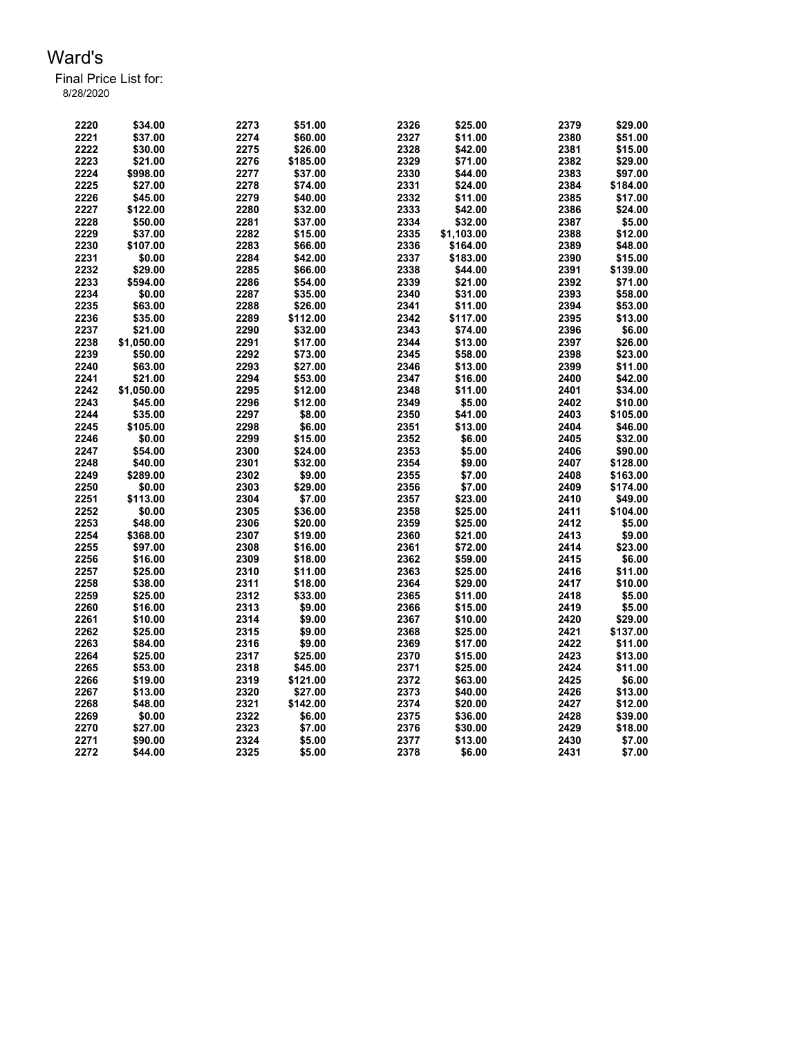# Ward's

Final Price List for:
8/28/2020

| | | | | | | | |
|---|---|---|---|---|---|---|---|
| 2220 | $34.00 | 2273 | $51.00 | 2326 | $25.00 | 2379 | $29.00 |
| 2221 | $37.00 | 2274 | $60.00 | 2327 | $11.00 | 2380 | $51.00 |
| 2222 | $30.00 | 2275 | $26.00 | 2328 | $42.00 | 2381 | $15.00 |
| 2223 | $21.00 | 2276 | $185.00 | 2329 | $71.00 | 2382 | $29.00 |
| 2224 | $998.00 | 2277 | $37.00 | 2330 | $44.00 | 2383 | $97.00 |
| 2225 | $27.00 | 2278 | $74.00 | 2331 | $24.00 | 2384 | $184.00 |
| 2226 | $45.00 | 2279 | $40.00 | 2332 | $11.00 | 2385 | $17.00 |
| 2227 | $122.00 | 2280 | $32.00 | 2333 | $42.00 | 2386 | $24.00 |
| 2228 | $50.00 | 2281 | $37.00 | 2334 | $32.00 | 2387 | $5.00 |
| 2229 | $37.00 | 2282 | $15.00 | 2335 | $1,103.00 | 2388 | $12.00 |
| 2230 | $107.00 | 2283 | $66.00 | 2336 | $164.00 | 2389 | $48.00 |
| 2231 | $0.00 | 2284 | $42.00 | 2337 | $183.00 | 2390 | $15.00 |
| 2232 | $29.00 | 2285 | $66.00 | 2338 | $44.00 | 2391 | $139.00 |
| 2233 | $594.00 | 2286 | $54.00 | 2339 | $21.00 | 2392 | $71.00 |
| 2234 | $0.00 | 2287 | $35.00 | 2340 | $31.00 | 2393 | $58.00 |
| 2235 | $63.00 | 2288 | $26.00 | 2341 | $11.00 | 2394 | $53.00 |
| 2236 | $35.00 | 2289 | $112.00 | 2342 | $117.00 | 2395 | $13.00 |
| 2237 | $21.00 | 2290 | $32.00 | 2343 | $74.00 | 2396 | $6.00 |
| 2238 | $1,050.00 | 2291 | $17.00 | 2344 | $13.00 | 2397 | $26.00 |
| 2239 | $50.00 | 2292 | $73.00 | 2345 | $58.00 | 2398 | $23.00 |
| 2240 | $63.00 | 2293 | $27.00 | 2346 | $13.00 | 2399 | $11.00 |
| 2241 | $21.00 | 2294 | $53.00 | 2347 | $16.00 | 2400 | $42.00 |
| 2242 | $1,050.00 | 2295 | $12.00 | 2348 | $11.00 | 2401 | $34.00 |
| 2243 | $45.00 | 2296 | $12.00 | 2349 | $5.00 | 2402 | $10.00 |
| 2244 | $35.00 | 2297 | $8.00 | 2350 | $41.00 | 2403 | $105.00 |
| 2245 | $105.00 | 2298 | $6.00 | 2351 | $13.00 | 2404 | $46.00 |
| 2246 | $0.00 | 2299 | $15.00 | 2352 | $6.00 | 2405 | $32.00 |
| 2247 | $54.00 | 2300 | $24.00 | 2353 | $5.00 | 2406 | $90.00 |
| 2248 | $40.00 | 2301 | $32.00 | 2354 | $9.00 | 2407 | $128.00 |
| 2249 | $289.00 | 2302 | $9.00 | 2355 | $7.00 | 2408 | $163.00 |
| 2250 | $0.00 | 2303 | $29.00 | 2356 | $7.00 | 2409 | $174.00 |
| 2251 | $113.00 | 2304 | $7.00 | 2357 | $23.00 | 2410 | $49.00 |
| 2252 | $0.00 | 2305 | $36.00 | 2358 | $25.00 | 2411 | $104.00 |
| 2253 | $48.00 | 2306 | $20.00 | 2359 | $25.00 | 2412 | $5.00 |
| 2254 | $368.00 | 2307 | $19.00 | 2360 | $21.00 | 2413 | $9.00 |
| 2255 | $97.00 | 2308 | $16.00 | 2361 | $72.00 | 2414 | $23.00 |
| 2256 | $16.00 | 2309 | $18.00 | 2362 | $59.00 | 2415 | $6.00 |
| 2257 | $25.00 | 2310 | $11.00 | 2363 | $25.00 | 2416 | $11.00 |
| 2258 | $38.00 | 2311 | $18.00 | 2364 | $29.00 | 2417 | $10.00 |
| 2259 | $25.00 | 2312 | $33.00 | 2365 | $11.00 | 2418 | $5.00 |
| 2260 | $16.00 | 2313 | $9.00 | 2366 | $15.00 | 2419 | $5.00 |
| 2261 | $10.00 | 2314 | $9.00 | 2367 | $10.00 | 2420 | $29.00 |
| 2262 | $25.00 | 2315 | $9.00 | 2368 | $25.00 | 2421 | $137.00 |
| 2263 | $84.00 | 2316 | $9.00 | 2369 | $17.00 | 2422 | $11.00 |
| 2264 | $25.00 | 2317 | $25.00 | 2370 | $15.00 | 2423 | $13.00 |
| 2265 | $53.00 | 2318 | $45.00 | 2371 | $25.00 | 2424 | $11.00 |
| 2266 | $19.00 | 2319 | $121.00 | 2372 | $63.00 | 2425 | $6.00 |
| 2267 | $13.00 | 2320 | $27.00 | 2373 | $40.00 | 2426 | $13.00 |
| 2268 | $48.00 | 2321 | $142.00 | 2374 | $20.00 | 2427 | $12.00 |
| 2269 | $0.00 | 2322 | $6.00 | 2375 | $36.00 | 2428 | $39.00 |
| 2270 | $27.00 | 2323 | $7.00 | 2376 | $30.00 | 2429 | $18.00 |
| 2271 | $90.00 | 2324 | $5.00 | 2377 | $13.00 | 2430 | $7.00 |
| 2272 | $44.00 | 2325 | $5.00 | 2378 | $6.00 | 2431 | $7.00 |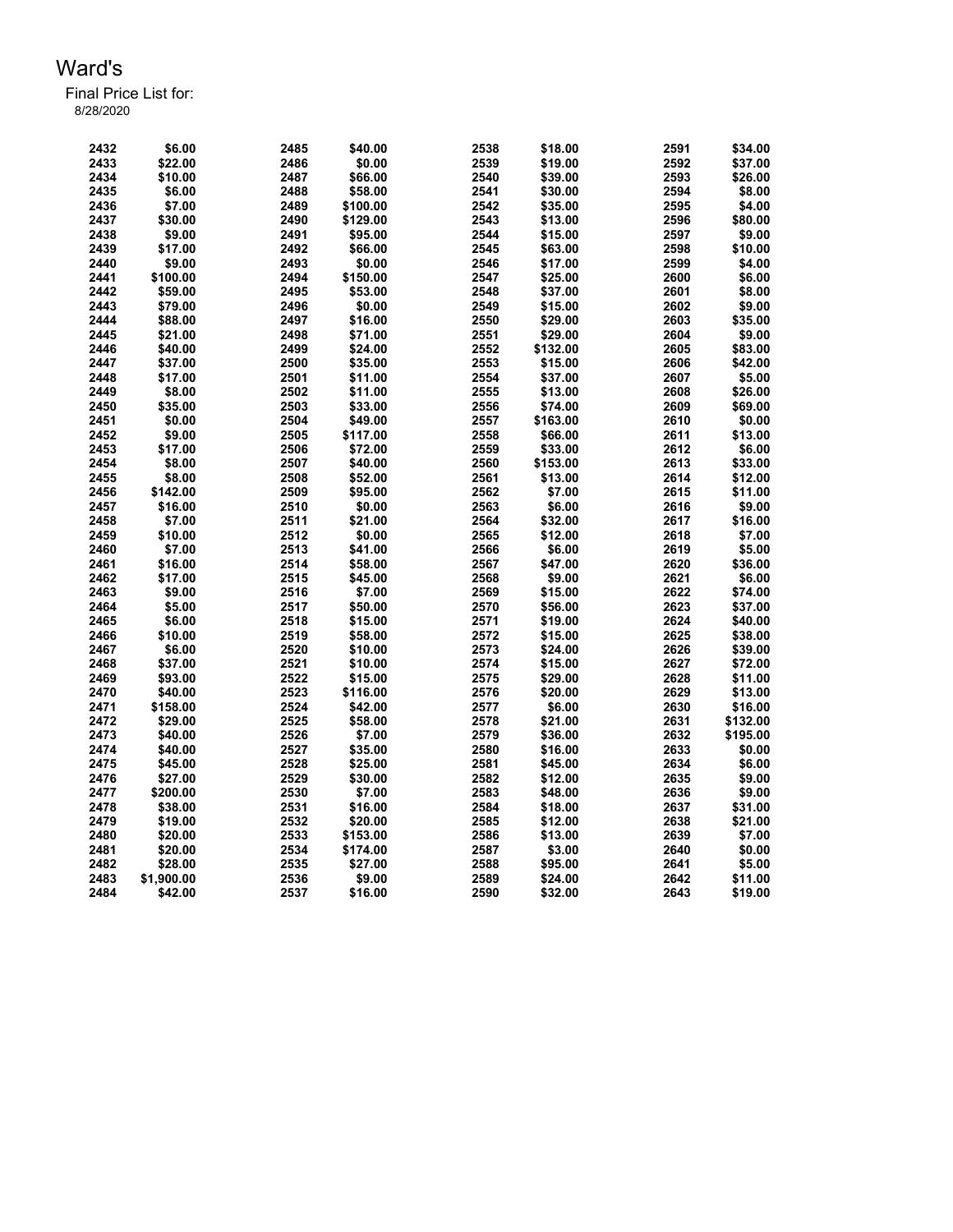# Ward's

Final Price List for:
8/28/2020

| | | | | | | | |
|---|---|---|---|---|---|---|---|
| 2432 | $6.00 | 2485 | $40.00 | 2538 | $18.00 | 2591 | $34.00 |
| 2433 | $22.00 | 2486 | $0.00 | 2539 | $19.00 | 2592 | $37.00 |
| 2434 | $10.00 | 2487 | $66.00 | 2540 | $39.00 | 2593 | $26.00 |
| 2435 | $6.00 | 2488 | $58.00 | 2541 | $30.00 | 2594 | $8.00 |
| 2436 | $7.00 | 2489 | $100.00 | 2542 | $35.00 | 2595 | $4.00 |
| 2437 | $30.00 | 2490 | $129.00 | 2543 | $13.00 | 2596 | $80.00 |
| 2438 | $9.00 | 2491 | $95.00 | 2544 | $15.00 | 2597 | $9.00 |
| 2439 | $17.00 | 2492 | $66.00 | 2545 | $63.00 | 2598 | $10.00 |
| 2440 | $9.00 | 2493 | $0.00 | 2546 | $17.00 | 2599 | $4.00 |
| 2441 | $100.00 | 2494 | $150.00 | 2547 | $25.00 | 2600 | $6.00 |
| 2442 | $59.00 | 2495 | $53.00 | 2548 | $37.00 | 2601 | $8.00 |
| 2443 | $79.00 | 2496 | $0.00 | 2549 | $15.00 | 2602 | $9.00 |
| 2444 | $88.00 | 2497 | $16.00 | 2550 | $29.00 | 2603 | $35.00 |
| 2445 | $21.00 | 2498 | $71.00 | 2551 | $29.00 | 2604 | $9.00 |
| 2446 | $40.00 | 2499 | $24.00 | 2552 | $132.00 | 2605 | $83.00 |
| 2447 | $37.00 | 2500 | $35.00 | 2553 | $15.00 | 2606 | $42.00 |
| 2448 | $17.00 | 2501 | $11.00 | 2554 | $37.00 | 2607 | $5.00 |
| 2449 | $8.00 | 2502 | $11.00 | 2555 | $13.00 | 2608 | $26.00 |
| 2450 | $35.00 | 2503 | $33.00 | 2556 | $74.00 | 2609 | $69.00 |
| 2451 | $0.00 | 2504 | $49.00 | 2557 | $163.00 | 2610 | $0.00 |
| 2452 | $9.00 | 2505 | $117.00 | 2558 | $66.00 | 2611 | $13.00 |
| 2453 | $17.00 | 2506 | $72.00 | 2559 | $33.00 | 2612 | $6.00 |
| 2454 | $8.00 | 2507 | $40.00 | 2560 | $153.00 | 2613 | $33.00 |
| 2455 | $8.00 | 2508 | $52.00 | 2561 | $13.00 | 2614 | $12.00 |
| 2456 | $142.00 | 2509 | $95.00 | 2562 | $7.00 | 2615 | $11.00 |
| 2457 | $16.00 | 2510 | $0.00 | 2563 | $6.00 | 2616 | $9.00 |
| 2458 | $7.00 | 2511 | $21.00 | 2564 | $32.00 | 2617 | $16.00 |
| 2459 | $10.00 | 2512 | $0.00 | 2565 | $12.00 | 2618 | $7.00 |
| 2460 | $7.00 | 2513 | $41.00 | 2566 | $6.00 | 2619 | $5.00 |
| 2461 | $16.00 | 2514 | $58.00 | 2567 | $47.00 | 2620 | $36.00 |
| 2462 | $17.00 | 2515 | $45.00 | 2568 | $9.00 | 2621 | $6.00 |
| 2463 | $9.00 | 2516 | $7.00 | 2569 | $15.00 | 2622 | $74.00 |
| 2464 | $5.00 | 2517 | $50.00 | 2570 | $56.00 | 2623 | $37.00 |
| 2465 | $6.00 | 2518 | $15.00 | 2571 | $19.00 | 2624 | $40.00 |
| 2466 | $10.00 | 2519 | $58.00 | 2572 | $15.00 | 2625 | $38.00 |
| 2467 | $6.00 | 2520 | $10.00 | 2573 | $24.00 | 2626 | $39.00 |
| 2468 | $37.00 | 2521 | $10.00 | 2574 | $15.00 | 2627 | $72.00 |
| 2469 | $93.00 | 2522 | $15.00 | 2575 | $29.00 | 2628 | $11.00 |
| 2470 | $40.00 | 2523 | $116.00 | 2576 | $20.00 | 2629 | $13.00 |
| 2471 | $158.00 | 2524 | $42.00 | 2577 | $6.00 | 2630 | $16.00 |
| 2472 | $29.00 | 2525 | $58.00 | 2578 | $21.00 | 2631 | $132.00 |
| 2473 | $40.00 | 2526 | $7.00 | 2579 | $36.00 | 2632 | $195.00 |
| 2474 | $40.00 | 2527 | $35.00 | 2580 | $16.00 | 2633 | $0.00 |
| 2475 | $45.00 | 2528 | $25.00 | 2581 | $45.00 | 2634 | $6.00 |
| 2476 | $27.00 | 2529 | $30.00 | 2582 | $12.00 | 2635 | $9.00 |
| 2477 | $200.00 | 2530 | $7.00 | 2583 | $48.00 | 2636 | $9.00 |
| 2478 | $38.00 | 2531 | $16.00 | 2584 | $18.00 | 2637 | $31.00 |
| 2479 | $19.00 | 2532 | $20.00 | 2585 | $12.00 | 2638 | $21.00 |
| 2480 | $20.00 | 2533 | $153.00 | 2586 | $13.00 | 2639 | $7.00 |
| 2481 | $20.00 | 2534 | $174.00 | 2587 | $3.00 | 2640 | $0.00 |
| 2482 | $28.00 | 2535 | $27.00 | 2588 | $95.00 | 2641 | $5.00 |
| 2483 | $1,900.00 | 2536 | $9.00 | 2589 | $24.00 | 2642 | $11.00 |
| 2484 | $42.00 | 2537 | $16.00 | 2590 | $32.00 | 2643 | $19.00 |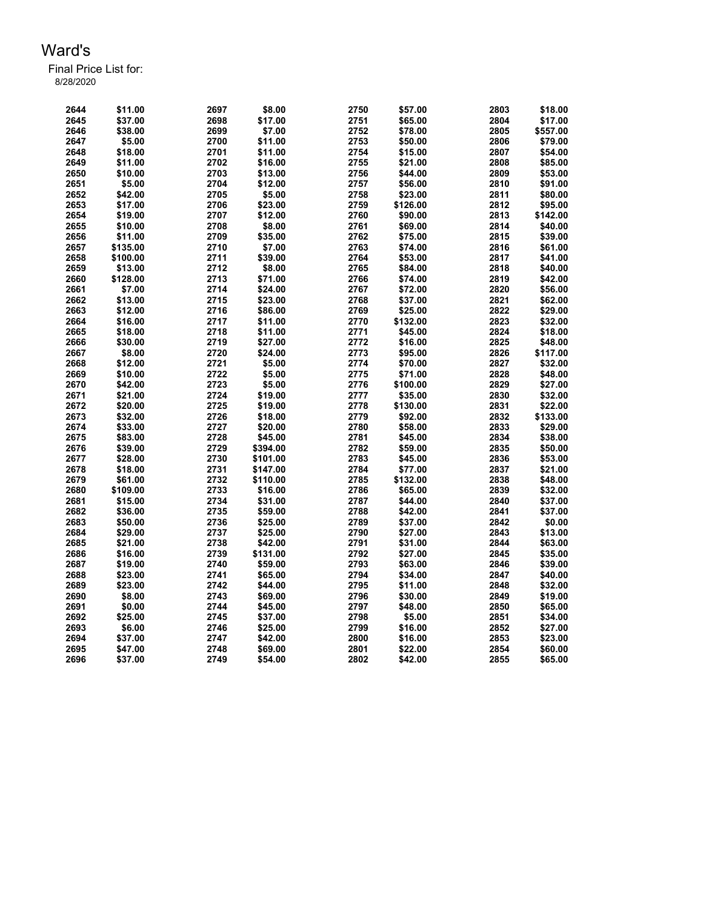# Ward's

Final Price List for:
8/28/2020

| | | | | | | | |
|---|---|---|---|---|---|---|---|
| 2644 | $11.00 | 2697 | $8.00 | 2750 | $57.00 | 2803 | $18.00 |
| 2645 | $37.00 | 2698 | $17.00 | 2751 | $65.00 | 2804 | $17.00 |
| 2646 | $38.00 | 2699 | $7.00 | 2752 | $78.00 | 2805 | $557.00 |
| 2647 | $5.00 | 2700 | $11.00 | 2753 | $50.00 | 2806 | $79.00 |
| 2648 | $18.00 | 2701 | $11.00 | 2754 | $15.00 | 2807 | $54.00 |
| 2649 | $11.00 | 2702 | $16.00 | 2755 | $21.00 | 2808 | $85.00 |
| 2650 | $10.00 | 2703 | $13.00 | 2756 | $44.00 | 2809 | $53.00 |
| 2651 | $5.00 | 2704 | $12.00 | 2757 | $56.00 | 2810 | $91.00 |
| 2652 | $42.00 | 2705 | $5.00 | 2758 | $23.00 | 2811 | $80.00 |
| 2653 | $17.00 | 2706 | $23.00 | 2759 | $126.00 | 2812 | $95.00 |
| 2654 | $19.00 | 2707 | $12.00 | 2760 | $90.00 | 2813 | $142.00 |
| 2655 | $10.00 | 2708 | $8.00 | 2761 | $69.00 | 2814 | $40.00 |
| 2656 | $11.00 | 2709 | $35.00 | 2762 | $75.00 | 2815 | $39.00 |
| 2657 | $135.00 | 2710 | $7.00 | 2763 | $74.00 | 2816 | $61.00 |
| 2658 | $100.00 | 2711 | $39.00 | 2764 | $53.00 | 2817 | $41.00 |
| 2659 | $13.00 | 2712 | $8.00 | 2765 | $84.00 | 2818 | $40.00 |
| 2660 | $128.00 | 2713 | $71.00 | 2766 | $74.00 | 2819 | $42.00 |
| 2661 | $7.00 | 2714 | $24.00 | 2767 | $72.00 | 2820 | $56.00 |
| 2662 | $13.00 | 2715 | $23.00 | 2768 | $37.00 | 2821 | $62.00 |
| 2663 | $12.00 | 2716 | $86.00 | 2769 | $25.00 | 2822 | $29.00 |
| 2664 | $16.00 | 2717 | $11.00 | 2770 | $132.00 | 2823 | $32.00 |
| 2665 | $18.00 | 2718 | $11.00 | 2771 | $45.00 | 2824 | $18.00 |
| 2666 | $30.00 | 2719 | $27.00 | 2772 | $16.00 | 2825 | $48.00 |
| 2667 | $8.00 | 2720 | $24.00 | 2773 | $95.00 | 2826 | $117.00 |
| 2668 | $12.00 | 2721 | $5.00 | 2774 | $70.00 | 2827 | $32.00 |
| 2669 | $10.00 | 2722 | $5.00 | 2775 | $71.00 | 2828 | $48.00 |
| 2670 | $42.00 | 2723 | $5.00 | 2776 | $100.00 | 2829 | $27.00 |
| 2671 | $21.00 | 2724 | $19.00 | 2777 | $35.00 | 2830 | $32.00 |
| 2672 | $20.00 | 2725 | $19.00 | 2778 | $130.00 | 2831 | $22.00 |
| 2673 | $32.00 | 2726 | $18.00 | 2779 | $92.00 | 2832 | $133.00 |
| 2674 | $33.00 | 2727 | $20.00 | 2780 | $58.00 | 2833 | $29.00 |
| 2675 | $83.00 | 2728 | $45.00 | 2781 | $45.00 | 2834 | $38.00 |
| 2676 | $39.00 | 2729 | $394.00 | 2782 | $59.00 | 2835 | $50.00 |
| 2677 | $28.00 | 2730 | $101.00 | 2783 | $45.00 | 2836 | $53.00 |
| 2678 | $18.00 | 2731 | $147.00 | 2784 | $77.00 | 2837 | $21.00 |
| 2679 | $61.00 | 2732 | $110.00 | 2785 | $132.00 | 2838 | $48.00 |
| 2680 | $109.00 | 2733 | $16.00 | 2786 | $65.00 | 2839 | $32.00 |
| 2681 | $15.00 | 2734 | $31.00 | 2787 | $44.00 | 2840 | $37.00 |
| 2682 | $36.00 | 2735 | $59.00 | 2788 | $42.00 | 2841 | $37.00 |
| 2683 | $50.00 | 2736 | $25.00 | 2789 | $37.00 | 2842 | $0.00 |
| 2684 | $29.00 | 2737 | $25.00 | 2790 | $27.00 | 2843 | $13.00 |
| 2685 | $21.00 | 2738 | $42.00 | 2791 | $31.00 | 2844 | $63.00 |
| 2686 | $16.00 | 2739 | $131.00 | 2792 | $27.00 | 2845 | $35.00 |
| 2687 | $19.00 | 2740 | $59.00 | 2793 | $63.00 | 2846 | $39.00 |
| 2688 | $23.00 | 2741 | $65.00 | 2794 | $34.00 | 2847 | $40.00 |
| 2689 | $23.00 | 2742 | $44.00 | 2795 | $11.00 | 2848 | $32.00 |
| 2690 | $8.00 | 2743 | $69.00 | 2796 | $30.00 | 2849 | $19.00 |
| 2691 | $0.00 | 2744 | $45.00 | 2797 | $48.00 | 2850 | $65.00 |
| 2692 | $25.00 | 2745 | $37.00 | 2798 | $5.00 | 2851 | $34.00 |
| 2693 | $6.00 | 2746 | $25.00 | 2799 | $16.00 | 2852 | $27.00 |
| 2694 | $37.00 | 2747 | $42.00 | 2800 | $16.00 | 2853 | $23.00 |
| 2695 | $47.00 | 2748 | $69.00 | 2801 | $22.00 | 2854 | $60.00 |
| 2696 | $37.00 | 2749 | $54.00 | 2802 | $42.00 | 2855 | $65.00 |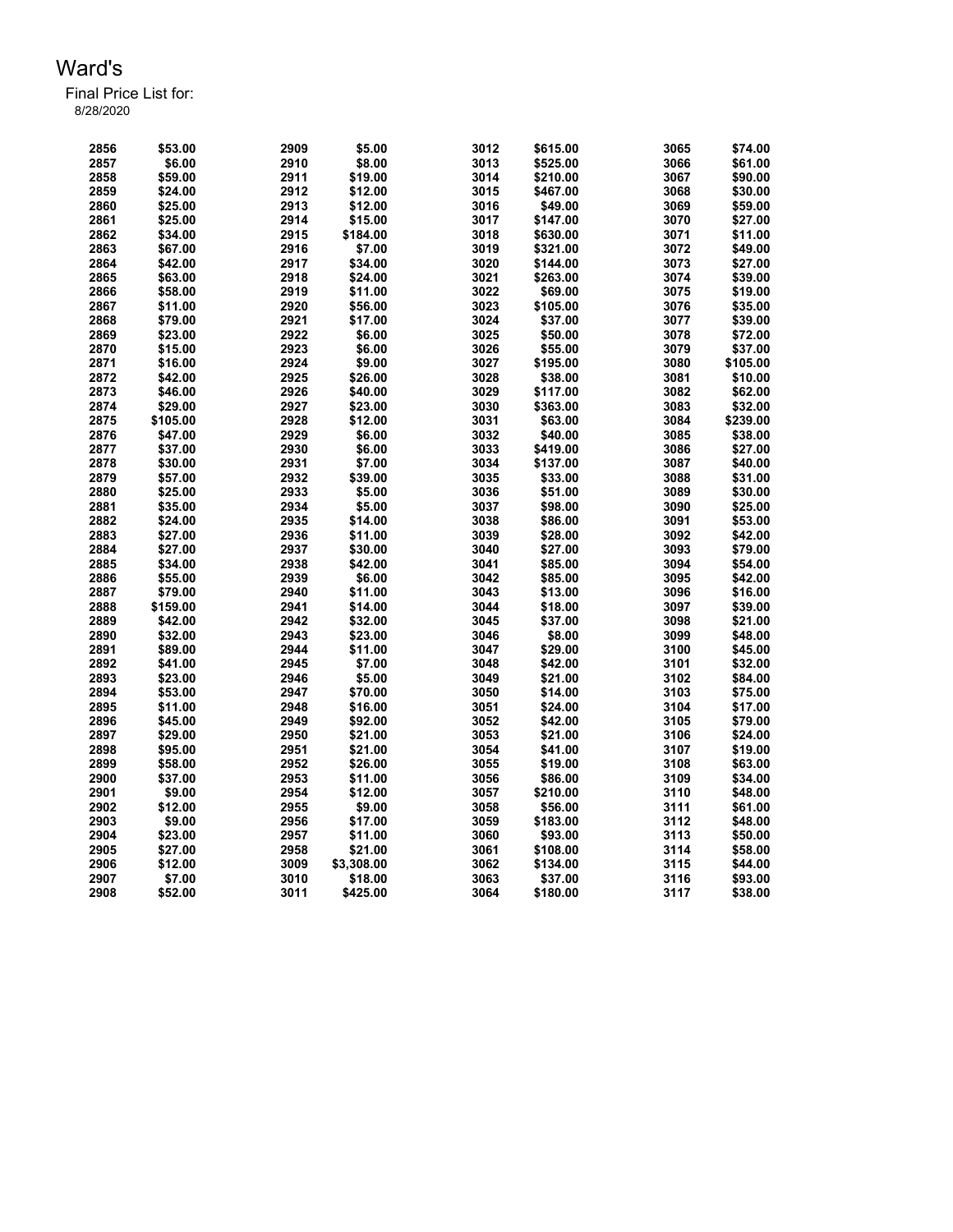# Ward's

Final Price List for:
8/28/2020

| | | | | | | | |
|---|---|---|---|---|---|---|---|
| 2856 | $53.00 | 2909 | $5.00 | 3012 | $615.00 | 3065 | $74.00 |
| 2857 | $6.00 | 2910 | $8.00 | 3013 | $525.00 | 3066 | $61.00 |
| 2858 | $59.00 | 2911 | $19.00 | 3014 | $210.00 | 3067 | $90.00 |
| 2859 | $24.00 | 2912 | $12.00 | 3015 | $467.00 | 3068 | $30.00 |
| 2860 | $25.00 | 2913 | $12.00 | 3016 | $49.00 | 3069 | $59.00 |
| 2861 | $25.00 | 2914 | $15.00 | 3017 | $147.00 | 3070 | $27.00 |
| 2862 | $34.00 | 2915 | $184.00 | 3018 | $630.00 | 3071 | $11.00 |
| 2863 | $67.00 | 2916 | $7.00 | 3019 | $321.00 | 3072 | $49.00 |
| 2864 | $42.00 | 2917 | $34.00 | 3020 | $144.00 | 3073 | $27.00 |
| 2865 | $63.00 | 2918 | $24.00 | 3021 | $263.00 | 3074 | $39.00 |
| 2866 | $58.00 | 2919 | $11.00 | 3022 | $69.00 | 3075 | $19.00 |
| 2867 | $11.00 | 2920 | $56.00 | 3023 | $105.00 | 3076 | $35.00 |
| 2868 | $79.00 | 2921 | $17.00 | 3024 | $37.00 | 3077 | $39.00 |
| 2869 | $23.00 | 2922 | $6.00 | 3025 | $50.00 | 3078 | $72.00 |
| 2870 | $15.00 | 2923 | $6.00 | 3026 | $55.00 | 3079 | $37.00 |
| 2871 | $16.00 | 2924 | $9.00 | 3027 | $195.00 | 3080 | $105.00 |
| 2872 | $42.00 | 2925 | $26.00 | 3028 | $38.00 | 3081 | $10.00 |
| 2873 | $46.00 | 2926 | $40.00 | 3029 | $117.00 | 3082 | $62.00 |
| 2874 | $29.00 | 2927 | $23.00 | 3030 | $363.00 | 3083 | $32.00 |
| 2875 | $105.00 | 2928 | $12.00 | 3031 | $63.00 | 3084 | $239.00 |
| 2876 | $47.00 | 2929 | $6.00 | 3032 | $40.00 | 3085 | $38.00 |
| 2877 | $37.00 | 2930 | $6.00 | 3033 | $419.00 | 3086 | $27.00 |
| 2878 | $30.00 | 2931 | $7.00 | 3034 | $137.00 | 3087 | $40.00 |
| 2879 | $57.00 | 2932 | $39.00 | 3035 | $33.00 | 3088 | $31.00 |
| 2880 | $25.00 | 2933 | $5.00 | 3036 | $51.00 | 3089 | $30.00 |
| 2881 | $35.00 | 2934 | $5.00 | 3037 | $98.00 | 3090 | $25.00 |
| 2882 | $24.00 | 2935 | $14.00 | 3038 | $86.00 | 3091 | $53.00 |
| 2883 | $27.00 | 2936 | $11.00 | 3039 | $28.00 | 3092 | $42.00 |
| 2884 | $27.00 | 2937 | $30.00 | 3040 | $27.00 | 3093 | $79.00 |
| 2885 | $34.00 | 2938 | $42.00 | 3041 | $85.00 | 3094 | $54.00 |
| 2886 | $55.00 | 2939 | $6.00 | 3042 | $85.00 | 3095 | $42.00 |
| 2887 | $79.00 | 2940 | $11.00 | 3043 | $13.00 | 3096 | $16.00 |
| 2888 | $159.00 | 2941 | $14.00 | 3044 | $18.00 | 3097 | $39.00 |
| 2889 | $42.00 | 2942 | $32.00 | 3045 | $37.00 | 3098 | $21.00 |
| 2890 | $32.00 | 2943 | $23.00 | 3046 | $8.00 | 3099 | $48.00 |
| 2891 | $89.00 | 2944 | $11.00 | 3047 | $29.00 | 3100 | $45.00 |
| 2892 | $41.00 | 2945 | $7.00 | 3048 | $42.00 | 3101 | $32.00 |
| 2893 | $23.00 | 2946 | $5.00 | 3049 | $21.00 | 3102 | $84.00 |
| 2894 | $53.00 | 2947 | $70.00 | 3050 | $14.00 | 3103 | $75.00 |
| 2895 | $11.00 | 2948 | $16.00 | 3051 | $24.00 | 3104 | $17.00 |
| 2896 | $45.00 | 2949 | $92.00 | 3052 | $42.00 | 3105 | $79.00 |
| 2897 | $29.00 | 2950 | $21.00 | 3053 | $21.00 | 3106 | $24.00 |
| 2898 | $95.00 | 2951 | $21.00 | 3054 | $41.00 | 3107 | $19.00 |
| 2899 | $58.00 | 2952 | $26.00 | 3055 | $19.00 | 3108 | $63.00 |
| 2900 | $37.00 | 2953 | $11.00 | 3056 | $86.00 | 3109 | $34.00 |
| 2901 | $9.00 | 2954 | $12.00 | 3057 | $210.00 | 3110 | $48.00 |
| 2902 | $12.00 | 2955 | $9.00 | 3058 | $56.00 | 3111 | $61.00 |
| 2903 | $9.00 | 2956 | $17.00 | 3059 | $183.00 | 3112 | $48.00 |
| 2904 | $23.00 | 2957 | $11.00 | 3060 | $93.00 | 3113 | $50.00 |
| 2905 | $27.00 | 2958 | $21.00 | 3061 | $108.00 | 3114 | $58.00 |
| 2906 | $12.00 | 3009 | $3,308.00 | 3062 | $134.00 | 3115 | $44.00 |
| 2907 | $7.00 | 3010 | $18.00 | 3063 | $37.00 | 3116 | $93.00 |
| 2908 | $52.00 | 3011 | $425.00 | 3064 | $180.00 | 3117 | $38.00 |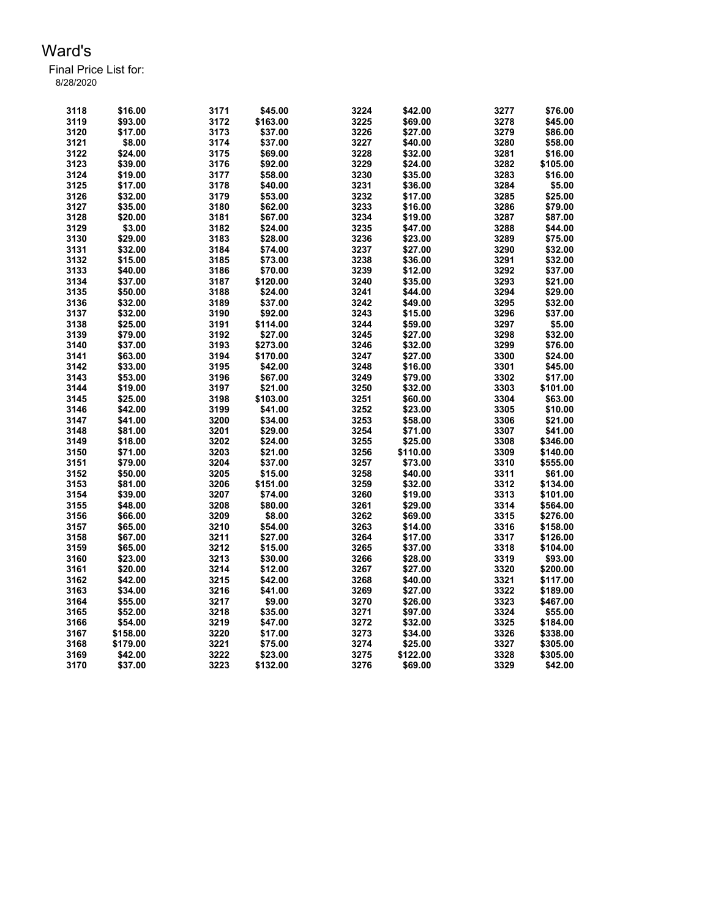# Ward's

Final Price List for:
8/28/2020

| | | | | | | | |
|---|---|---|---|---|---|---|---|
| 3118 | $16.00 | 3171 | $45.00 | 3224 | $42.00 | 3277 | $76.00 |
| 3119 | $93.00 | 3172 | $163.00 | 3225 | $69.00 | 3278 | $45.00 |
| 3120 | $17.00 | 3173 | $37.00 | 3226 | $27.00 | 3279 | $86.00 |
| 3121 | $8.00 | 3174 | $37.00 | 3227 | $40.00 | 3280 | $58.00 |
| 3122 | $24.00 | 3175 | $69.00 | 3228 | $32.00 | 3281 | $16.00 |
| 3123 | $39.00 | 3176 | $92.00 | 3229 | $24.00 | 3282 | $105.00 |
| 3124 | $19.00 | 3177 | $58.00 | 3230 | $35.00 | 3283 | $16.00 |
| 3125 | $17.00 | 3178 | $40.00 | 3231 | $36.00 | 3284 | $5.00 |
| 3126 | $32.00 | 3179 | $53.00 | 3232 | $17.00 | 3285 | $25.00 |
| 3127 | $35.00 | 3180 | $62.00 | 3233 | $16.00 | 3286 | $79.00 |
| 3128 | $20.00 | 3181 | $67.00 | 3234 | $19.00 | 3287 | $87.00 |
| 3129 | $3.00 | 3182 | $24.00 | 3235 | $47.00 | 3288 | $44.00 |
| 3130 | $29.00 | 3183 | $28.00 | 3236 | $23.00 | 3289 | $75.00 |
| 3131 | $32.00 | 3184 | $74.00 | 3237 | $27.00 | 3290 | $32.00 |
| 3132 | $15.00 | 3185 | $73.00 | 3238 | $36.00 | 3291 | $32.00 |
| 3133 | $40.00 | 3186 | $70.00 | 3239 | $12.00 | 3292 | $37.00 |
| 3134 | $37.00 | 3187 | $120.00 | 3240 | $35.00 | 3293 | $21.00 |
| 3135 | $50.00 | 3188 | $24.00 | 3241 | $44.00 | 3294 | $29.00 |
| 3136 | $32.00 | 3189 | $37.00 | 3242 | $49.00 | 3295 | $32.00 |
| 3137 | $32.00 | 3190 | $92.00 | 3243 | $15.00 | 3296 | $37.00 |
| 3138 | $25.00 | 3191 | $114.00 | 3244 | $59.00 | 3297 | $5.00 |
| 3139 | $79.00 | 3192 | $27.00 | 3245 | $27.00 | 3298 | $32.00 |
| 3140 | $37.00 | 3193 | $273.00 | 3246 | $32.00 | 3299 | $76.00 |
| 3141 | $63.00 | 3194 | $170.00 | 3247 | $27.00 | 3300 | $24.00 |
| 3142 | $33.00 | 3195 | $42.00 | 3248 | $16.00 | 3301 | $45.00 |
| 3143 | $53.00 | 3196 | $67.00 | 3249 | $79.00 | 3302 | $17.00 |
| 3144 | $19.00 | 3197 | $21.00 | 3250 | $32.00 | 3303 | $101.00 |
| 3145 | $25.00 | 3198 | $103.00 | 3251 | $60.00 | 3304 | $63.00 |
| 3146 | $42.00 | 3199 | $41.00 | 3252 | $23.00 | 3305 | $10.00 |
| 3147 | $41.00 | 3200 | $34.00 | 3253 | $58.00 | 3306 | $21.00 |
| 3148 | $81.00 | 3201 | $29.00 | 3254 | $71.00 | 3307 | $41.00 |
| 3149 | $18.00 | 3202 | $24.00 | 3255 | $25.00 | 3308 | $346.00 |
| 3150 | $71.00 | 3203 | $21.00 | 3256 | $110.00 | 3309 | $140.00 |
| 3151 | $79.00 | 3204 | $37.00 | 3257 | $73.00 | 3310 | $555.00 |
| 3152 | $50.00 | 3205 | $15.00 | 3258 | $40.00 | 3311 | $61.00 |
| 3153 | $81.00 | 3206 | $151.00 | 3259 | $32.00 | 3312 | $134.00 |
| 3154 | $39.00 | 3207 | $74.00 | 3260 | $19.00 | 3313 | $101.00 |
| 3155 | $48.00 | 3208 | $80.00 | 3261 | $29.00 | 3314 | $564.00 |
| 3156 | $66.00 | 3209 | $8.00 | 3262 | $69.00 | 3315 | $276.00 |
| 3157 | $65.00 | 3210 | $54.00 | 3263 | $14.00 | 3316 | $158.00 |
| 3158 | $67.00 | 3211 | $27.00 | 3264 | $17.00 | 3317 | $126.00 |
| 3159 | $65.00 | 3212 | $15.00 | 3265 | $37.00 | 3318 | $104.00 |
| 3160 | $23.00 | 3213 | $30.00 | 3266 | $28.00 | 3319 | $93.00 |
| 3161 | $20.00 | 3214 | $12.00 | 3267 | $27.00 | 3320 | $200.00 |
| 3162 | $42.00 | 3215 | $42.00 | 3268 | $40.00 | 3321 | $117.00 |
| 3163 | $34.00 | 3216 | $41.00 | 3269 | $27.00 | 3322 | $189.00 |
| 3164 | $55.00 | 3217 | $9.00 | 3270 | $26.00 | 3323 | $467.00 |
| 3165 | $52.00 | 3218 | $35.00 | 3271 | $97.00 | 3324 | $55.00 |
| 3166 | $54.00 | 3219 | $47.00 | 3272 | $32.00 | 3325 | $184.00 |
| 3167 | $158.00 | 3220 | $17.00 | 3273 | $34.00 | 3326 | $338.00 |
| 3168 | $179.00 | 3221 | $75.00 | 3274 | $25.00 | 3327 | $305.00 |
| 3169 | $42.00 | 3222 | $23.00 | 3275 | $122.00 | 3328 | $305.00 |
| 3170 | $37.00 | 3223 | $132.00 | 3276 | $69.00 | 3329 | $42.00 |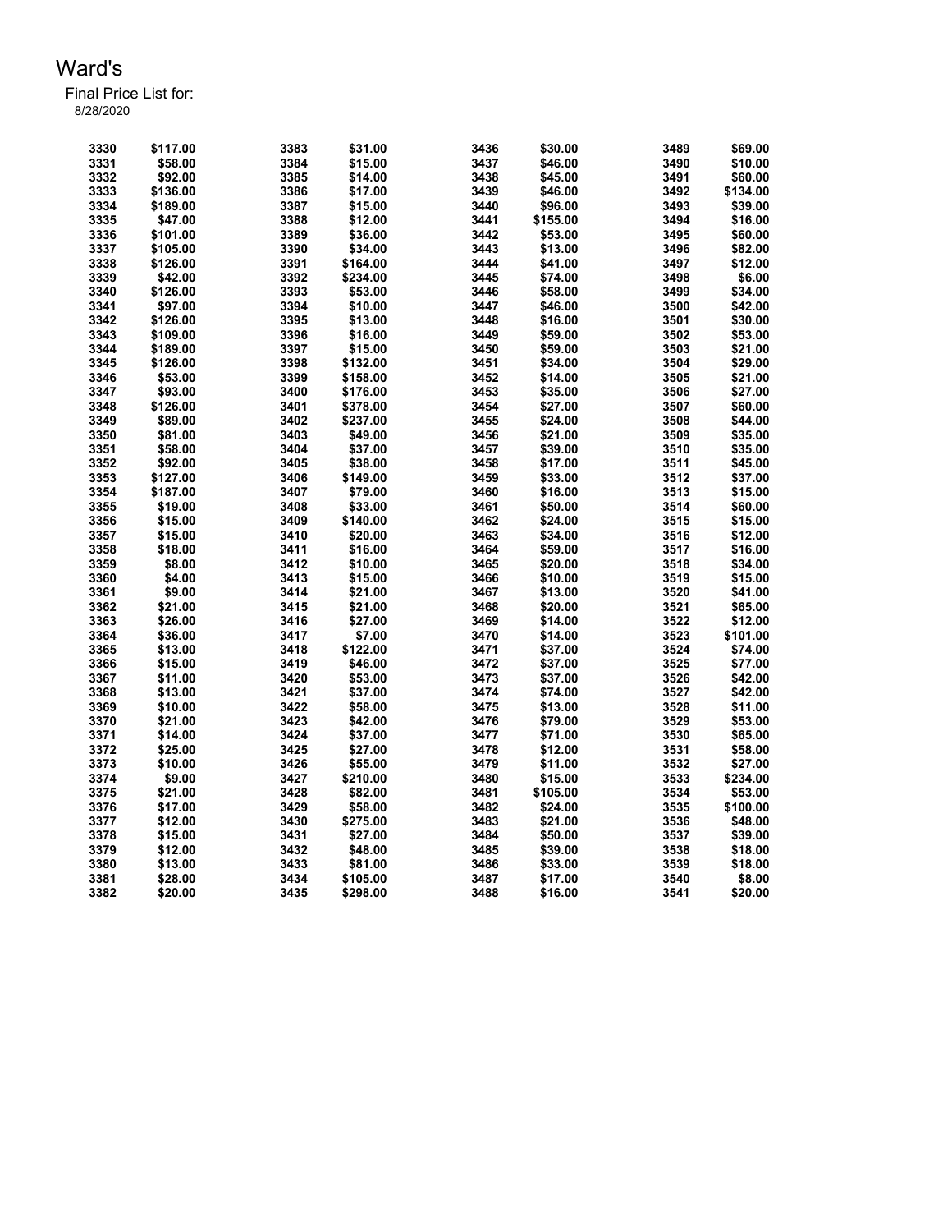# Ward's

Final Price List for:
8/28/2020

| | | | | | | | |
|---|---|---|---|---|---|---|---|
| 3330 | $117.00 | 3383 | $31.00 | 3436 | $30.00 | 3489 | $69.00 |
| 3331 | $58.00 | 3384 | $15.00 | 3437 | $46.00 | 3490 | $10.00 |
| 3332 | $92.00 | 3385 | $14.00 | 3438 | $45.00 | 3491 | $60.00 |
| 3333 | $136.00 | 3386 | $17.00 | 3439 | $46.00 | 3492 | $134.00 |
| 3334 | $189.00 | 3387 | $15.00 | 3440 | $96.00 | 3493 | $39.00 |
| 3335 | $47.00 | 3388 | $12.00 | 3441 | $155.00 | 3494 | $16.00 |
| 3336 | $101.00 | 3389 | $36.00 | 3442 | $53.00 | 3495 | $60.00 |
| 3337 | $105.00 | 3390 | $34.00 | 3443 | $13.00 | 3496 | $82.00 |
| 3338 | $126.00 | 3391 | $164.00 | 3444 | $41.00 | 3497 | $12.00 |
| 3339 | $42.00 | 3392 | $234.00 | 3445 | $74.00 | 3498 | $6.00 |
| 3340 | $126.00 | 3393 | $53.00 | 3446 | $58.00 | 3499 | $34.00 |
| 3341 | $97.00 | 3394 | $10.00 | 3447 | $46.00 | 3500 | $42.00 |
| 3342 | $126.00 | 3395 | $13.00 | 3448 | $16.00 | 3501 | $30.00 |
| 3343 | $109.00 | 3396 | $16.00 | 3449 | $59.00 | 3502 | $53.00 |
| 3344 | $189.00 | 3397 | $15.00 | 3450 | $59.00 | 3503 | $21.00 |
| 3345 | $126.00 | 3398 | $132.00 | 3451 | $34.00 | 3504 | $29.00 |
| 3346 | $53.00 | 3399 | $158.00 | 3452 | $14.00 | 3505 | $21.00 |
| 3347 | $93.00 | 3400 | $176.00 | 3453 | $35.00 | 3506 | $27.00 |
| 3348 | $126.00 | 3401 | $378.00 | 3454 | $27.00 | 3507 | $60.00 |
| 3349 | $89.00 | 3402 | $237.00 | 3455 | $24.00 | 3508 | $44.00 |
| 3350 | $81.00 | 3403 | $49.00 | 3456 | $21.00 | 3509 | $35.00 |
| 3351 | $58.00 | 3404 | $37.00 | 3457 | $39.00 | 3510 | $35.00 |
| 3352 | $92.00 | 3405 | $38.00 | 3458 | $17.00 | 3511 | $45.00 |
| 3353 | $127.00 | 3406 | $149.00 | 3459 | $33.00 | 3512 | $37.00 |
| 3354 | $187.00 | 3407 | $79.00 | 3460 | $16.00 | 3513 | $15.00 |
| 3355 | $19.00 | 3408 | $33.00 | 3461 | $50.00 | 3514 | $60.00 |
| 3356 | $15.00 | 3409 | $140.00 | 3462 | $24.00 | 3515 | $15.00 |
| 3357 | $15.00 | 3410 | $20.00 | 3463 | $34.00 | 3516 | $12.00 |
| 3358 | $18.00 | 3411 | $16.00 | 3464 | $59.00 | 3517 | $16.00 |
| 3359 | $8.00 | 3412 | $10.00 | 3465 | $20.00 | 3518 | $34.00 |
| 3360 | $4.00 | 3413 | $15.00 | 3466 | $10.00 | 3519 | $15.00 |
| 3361 | $9.00 | 3414 | $21.00 | 3467 | $13.00 | 3520 | $41.00 |
| 3362 | $21.00 | 3415 | $21.00 | 3468 | $20.00 | 3521 | $65.00 |
| 3363 | $26.00 | 3416 | $27.00 | 3469 | $14.00 | 3522 | $12.00 |
| 3364 | $36.00 | 3417 | $7.00 | 3470 | $14.00 | 3523 | $101.00 |
| 3365 | $13.00 | 3418 | $122.00 | 3471 | $37.00 | 3524 | $74.00 |
| 3366 | $15.00 | 3419 | $46.00 | 3472 | $37.00 | 3525 | $77.00 |
| 3367 | $11.00 | 3420 | $53.00 | 3473 | $37.00 | 3526 | $42.00 |
| 3368 | $13.00 | 3421 | $37.00 | 3474 | $74.00 | 3527 | $42.00 |
| 3369 | $10.00 | 3422 | $58.00 | 3475 | $13.00 | 3528 | $11.00 |
| 3370 | $21.00 | 3423 | $42.00 | 3476 | $79.00 | 3529 | $53.00 |
| 3371 | $14.00 | 3424 | $37.00 | 3477 | $71.00 | 3530 | $65.00 |
| 3372 | $25.00 | 3425 | $27.00 | 3478 | $12.00 | 3531 | $58.00 |
| 3373 | $10.00 | 3426 | $55.00 | 3479 | $11.00 | 3532 | $27.00 |
| 3374 | $9.00 | 3427 | $210.00 | 3480 | $15.00 | 3533 | $234.00 |
| 3375 | $21.00 | 3428 | $82.00 | 3481 | $105.00 | 3534 | $53.00 |
| 3376 | $17.00 | 3429 | $58.00 | 3482 | $24.00 | 3535 | $100.00 |
| 3377 | $12.00 | 3430 | $275.00 | 3483 | $21.00 | 3536 | $48.00 |
| 3378 | $15.00 | 3431 | $27.00 | 3484 | $50.00 | 3537 | $39.00 |
| 3379 | $12.00 | 3432 | $48.00 | 3485 | $39.00 | 3538 | $18.00 |
| 3380 | $13.00 | 3433 | $81.00 | 3486 | $33.00 | 3539 | $18.00 |
| 3381 | $28.00 | 3434 | $105.00 | 3487 | $17.00 | 3540 | $8.00 |
| 3382 | $20.00 | 3435 | $298.00 | 3488 | $16.00 | 3541 | $20.00 |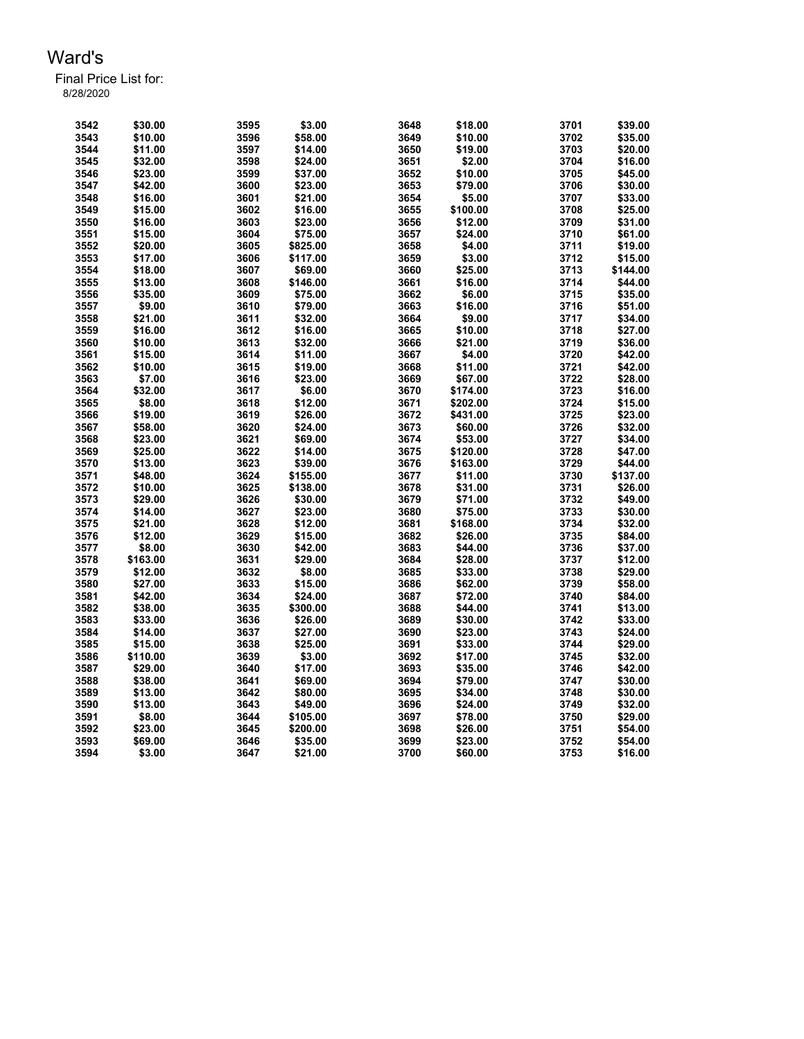# Ward's

Final Price List for:
8/28/2020

| | | | | | | | |
|---|---|---|---|---|---|---|---|
| 3542 | $30.00 | 3595 | $3.00 | 3648 | $18.00 | 3701 | $39.00 |
| 3543 | $10.00 | 3596 | $58.00 | 3649 | $10.00 | 3702 | $35.00 |
| 3544 | $11.00 | 3597 | $14.00 | 3650 | $19.00 | 3703 | $20.00 |
| 3545 | $32.00 | 3598 | $24.00 | 3651 | $2.00 | 3704 | $16.00 |
| 3546 | $23.00 | 3599 | $37.00 | 3652 | $10.00 | 3705 | $45.00 |
| 3547 | $42.00 | 3600 | $23.00 | 3653 | $79.00 | 3706 | $30.00 |
| 3548 | $16.00 | 3601 | $21.00 | 3654 | $5.00 | 3707 | $33.00 |
| 3549 | $15.00 | 3602 | $16.00 | 3655 | $100.00 | 3708 | $25.00 |
| 3550 | $16.00 | 3603 | $23.00 | 3656 | $12.00 | 3709 | $31.00 |
| 3551 | $15.00 | 3604 | $75.00 | 3657 | $24.00 | 3710 | $61.00 |
| 3552 | $20.00 | 3605 | $825.00 | 3658 | $4.00 | 3711 | $19.00 |
| 3553 | $17.00 | 3606 | $117.00 | 3659 | $3.00 | 3712 | $15.00 |
| 3554 | $18.00 | 3607 | $69.00 | 3660 | $25.00 | 3713 | $144.00 |
| 3555 | $13.00 | 3608 | $146.00 | 3661 | $16.00 | 3714 | $44.00 |
| 3556 | $35.00 | 3609 | $75.00 | 3662 | $6.00 | 3715 | $35.00 |
| 3557 | $9.00 | 3610 | $79.00 | 3663 | $16.00 | 3716 | $51.00 |
| 3558 | $21.00 | 3611 | $32.00 | 3664 | $9.00 | 3717 | $34.00 |
| 3559 | $16.00 | 3612 | $16.00 | 3665 | $10.00 | 3718 | $27.00 |
| 3560 | $10.00 | 3613 | $32.00 | 3666 | $21.00 | 3719 | $36.00 |
| 3561 | $15.00 | 3614 | $11.00 | 3667 | $4.00 | 3720 | $42.00 |
| 3562 | $10.00 | 3615 | $19.00 | 3668 | $11.00 | 3721 | $42.00 |
| 3563 | $7.00 | 3616 | $23.00 | 3669 | $67.00 | 3722 | $28.00 |
| 3564 | $32.00 | 3617 | $6.00 | 3670 | $174.00 | 3723 | $16.00 |
| 3565 | $8.00 | 3618 | $12.00 | 3671 | $202.00 | 3724 | $15.00 |
| 3566 | $19.00 | 3619 | $26.00 | 3672 | $431.00 | 3725 | $23.00 |
| 3567 | $58.00 | 3620 | $24.00 | 3673 | $60.00 | 3726 | $32.00 |
| 3568 | $23.00 | 3621 | $69.00 | 3674 | $53.00 | 3727 | $34.00 |
| 3569 | $25.00 | 3622 | $14.00 | 3675 | $120.00 | 3728 | $47.00 |
| 3570 | $13.00 | 3623 | $39.00 | 3676 | $163.00 | 3729 | $44.00 |
| 3571 | $48.00 | 3624 | $155.00 | 3677 | $11.00 | 3730 | $137.00 |
| 3572 | $10.00 | 3625 | $138.00 | 3678 | $31.00 | 3731 | $26.00 |
| 3573 | $29.00 | 3626 | $30.00 | 3679 | $71.00 | 3732 | $49.00 |
| 3574 | $14.00 | 3627 | $23.00 | 3680 | $75.00 | 3733 | $30.00 |
| 3575 | $21.00 | 3628 | $12.00 | 3681 | $168.00 | 3734 | $32.00 |
| 3576 | $12.00 | 3629 | $15.00 | 3682 | $26.00 | 3735 | $84.00 |
| 3577 | $8.00 | 3630 | $42.00 | 3683 | $44.00 | 3736 | $37.00 |
| 3578 | $163.00 | 3631 | $29.00 | 3684 | $28.00 | 3737 | $12.00 |
| 3579 | $12.00 | 3632 | $8.00 | 3685 | $33.00 | 3738 | $29.00 |
| 3580 | $27.00 | 3633 | $15.00 | 3686 | $62.00 | 3739 | $58.00 |
| 3581 | $42.00 | 3634 | $24.00 | 3687 | $72.00 | 3740 | $84.00 |
| 3582 | $38.00 | 3635 | $300.00 | 3688 | $44.00 | 3741 | $13.00 |
| 3583 | $33.00 | 3636 | $26.00 | 3689 | $30.00 | 3742 | $33.00 |
| 3584 | $14.00 | 3637 | $27.00 | 3690 | $23.00 | 3743 | $24.00 |
| 3585 | $15.00 | 3638 | $25.00 | 3691 | $33.00 | 3744 | $29.00 |
| 3586 | $110.00 | 3639 | $3.00 | 3692 | $17.00 | 3745 | $32.00 |
| 3587 | $29.00 | 3640 | $17.00 | 3693 | $35.00 | 3746 | $42.00 |
| 3588 | $38.00 | 3641 | $69.00 | 3694 | $79.00 | 3747 | $30.00 |
| 3589 | $13.00 | 3642 | $80.00 | 3695 | $34.00 | 3748 | $30.00 |
| 3590 | $13.00 | 3643 | $49.00 | 3696 | $24.00 | 3749 | $32.00 |
| 3591 | $8.00 | 3644 | $105.00 | 3697 | $78.00 | 3750 | $29.00 |
| 3592 | $23.00 | 3645 | $200.00 | 3698 | $26.00 | 3751 | $54.00 |
| 3593 | $69.00 | 3646 | $35.00 | 3699 | $23.00 | 3752 | $54.00 |
| 3594 | $3.00 | 3647 | $21.00 | 3700 | $60.00 | 3753 | $16.00 |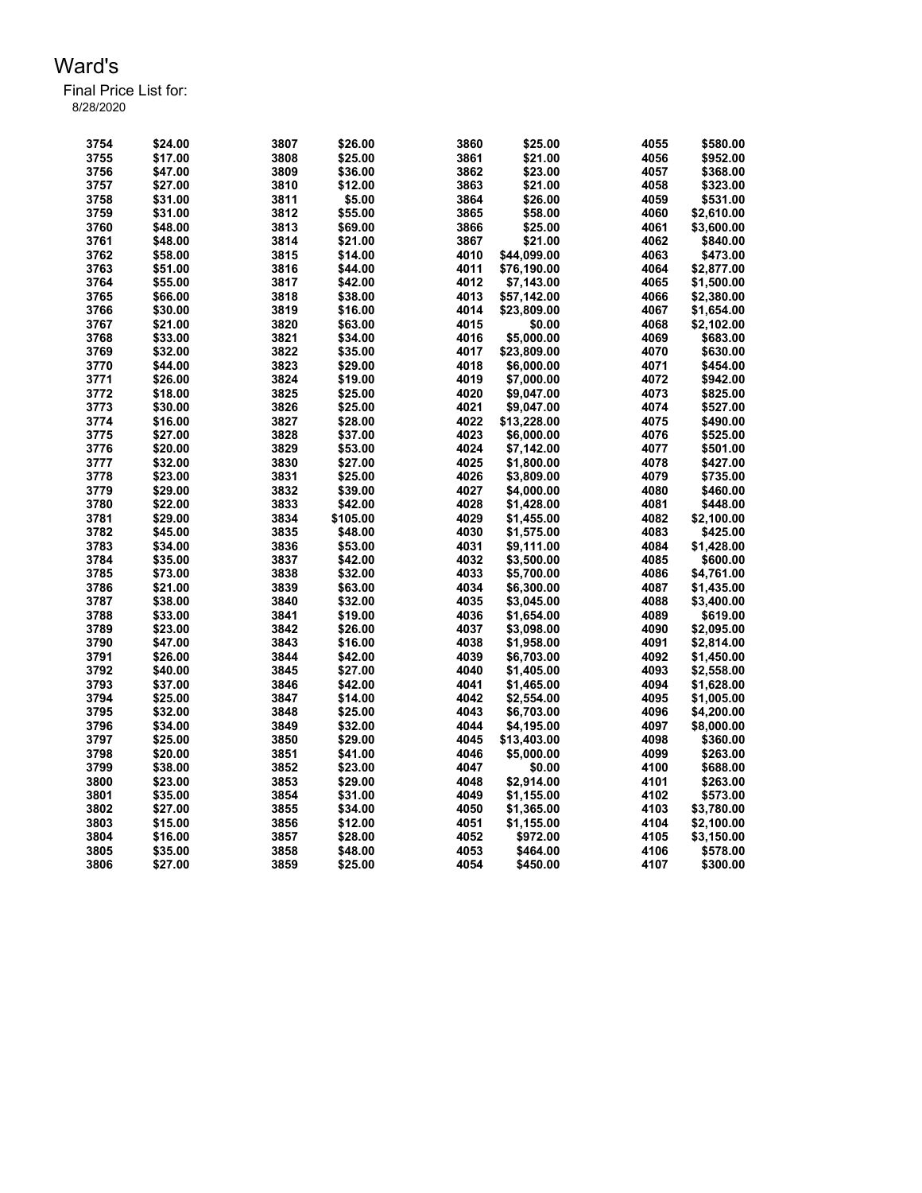# Ward's

Final Price List for:
8/28/2020

| | | | | | | | |
|---|---|---|---|---|---|---|---|
| 3754 | $24.00 | 3807 | $26.00 | 3860 | $25.00 | 4055 | $580.00 |
| 3755 | $17.00 | 3808 | $25.00 | 3861 | $21.00 | 4056 | $952.00 |
| 3756 | $47.00 | 3809 | $36.00 | 3862 | $23.00 | 4057 | $368.00 |
| 3757 | $27.00 | 3810 | $12.00 | 3863 | $21.00 | 4058 | $323.00 |
| 3758 | $31.00 | 3811 | $5.00 | 3864 | $26.00 | 4059 | $531.00 |
| 3759 | $31.00 | 3812 | $55.00 | 3865 | $58.00 | 4060 | $2,610.00 |
| 3760 | $48.00 | 3813 | $69.00 | 3866 | $25.00 | 4061 | $3,600.00 |
| 3761 | $48.00 | 3814 | $21.00 | 3867 | $21.00 | 4062 | $840.00 |
| 3762 | $58.00 | 3815 | $14.00 | 4010 | $44,099.00 | 4063 | $473.00 |
| 3763 | $51.00 | 3816 | $44.00 | 4011 | $76,190.00 | 4064 | $2,877.00 |
| 3764 | $55.00 | 3817 | $42.00 | 4012 | $7,143.00 | 4065 | $1,500.00 |
| 3765 | $66.00 | 3818 | $38.00 | 4013 | $57,142.00 | 4066 | $2,380.00 |
| 3766 | $30.00 | 3819 | $16.00 | 4014 | $23,809.00 | 4067 | $1,654.00 |
| 3767 | $21.00 | 3820 | $63.00 | 4015 | $0.00 | 4068 | $2,102.00 |
| 3768 | $33.00 | 3821 | $34.00 | 4016 | $5,000.00 | 4069 | $683.00 |
| 3769 | $32.00 | 3822 | $35.00 | 4017 | $23,809.00 | 4070 | $630.00 |
| 3770 | $44.00 | 3823 | $29.00 | 4018 | $6,000.00 | 4071 | $454.00 |
| 3771 | $26.00 | 3824 | $19.00 | 4019 | $7,000.00 | 4072 | $942.00 |
| 3772 | $18.00 | 3825 | $25.00 | 4020 | $9,047.00 | 4073 | $825.00 |
| 3773 | $30.00 | 3826 | $25.00 | 4021 | $9,047.00 | 4074 | $527.00 |
| 3774 | $16.00 | 3827 | $28.00 | 4022 | $13,228.00 | 4075 | $490.00 |
| 3775 | $27.00 | 3828 | $37.00 | 4023 | $6,000.00 | 4076 | $525.00 |
| 3776 | $20.00 | 3829 | $53.00 | 4024 | $7,142.00 | 4077 | $501.00 |
| 3777 | $32.00 | 3830 | $27.00 | 4025 | $1,800.00 | 4078 | $427.00 |
| 3778 | $23.00 | 3831 | $25.00 | 4026 | $3,809.00 | 4079 | $735.00 |
| 3779 | $29.00 | 3832 | $39.00 | 4027 | $4,000.00 | 4080 | $460.00 |
| 3780 | $22.00 | 3833 | $42.00 | 4028 | $1,428.00 | 4081 | $448.00 |
| 3781 | $29.00 | 3834 | $105.00 | 4029 | $1,455.00 | 4082 | $2,100.00 |
| 3782 | $45.00 | 3835 | $48.00 | 4030 | $1,575.00 | 4083 | $425.00 |
| 3783 | $34.00 | 3836 | $53.00 | 4031 | $9,111.00 | 4084 | $1,428.00 |
| 3784 | $35.00 | 3837 | $42.00 | 4032 | $3,500.00 | 4085 | $600.00 |
| 3785 | $73.00 | 3838 | $32.00 | 4033 | $5,700.00 | 4086 | $4,761.00 |
| 3786 | $21.00 | 3839 | $63.00 | 4034 | $6,300.00 | 4087 | $1,435.00 |
| 3787 | $38.00 | 3840 | $32.00 | 4035 | $3,045.00 | 4088 | $3,400.00 |
| 3788 | $33.00 | 3841 | $19.00 | 4036 | $1,654.00 | 4089 | $619.00 |
| 3789 | $23.00 | 3842 | $26.00 | 4037 | $3,098.00 | 4090 | $2,095.00 |
| 3790 | $47.00 | 3843 | $16.00 | 4038 | $1,958.00 | 4091 | $2,814.00 |
| 3791 | $26.00 | 3844 | $42.00 | 4039 | $6,703.00 | 4092 | $1,450.00 |
| 3792 | $40.00 | 3845 | $27.00 | 4040 | $1,405.00 | 4093 | $2,558.00 |
| 3793 | $37.00 | 3846 | $42.00 | 4041 | $1,465.00 | 4094 | $1,628.00 |
| 3794 | $25.00 | 3847 | $14.00 | 4042 | $2,554.00 | 4095 | $1,005.00 |
| 3795 | $32.00 | 3848 | $25.00 | 4043 | $6,703.00 | 4096 | $4,200.00 |
| 3796 | $34.00 | 3849 | $32.00 | 4044 | $4,195.00 | 4097 | $8,000.00 |
| 3797 | $25.00 | 3850 | $29.00 | 4045 | $13,403.00 | 4098 | $360.00 |
| 3798 | $20.00 | 3851 | $41.00 | 4046 | $5,000.00 | 4099 | $263.00 |
| 3799 | $38.00 | 3852 | $23.00 | 4047 | $0.00 | 4100 | $688.00 |
| 3800 | $23.00 | 3853 | $29.00 | 4048 | $2,914.00 | 4101 | $263.00 |
| 3801 | $35.00 | 3854 | $31.00 | 4049 | $1,155.00 | 4102 | $573.00 |
| 3802 | $27.00 | 3855 | $34.00 | 4050 | $1,365.00 | 4103 | $3,780.00 |
| 3803 | $15.00 | 3856 | $12.00 | 4051 | $1,155.00 | 4104 | $2,100.00 |
| 3804 | $16.00 | 3857 | $28.00 | 4052 | $972.00 | 4105 | $3,150.00 |
| 3805 | $35.00 | 3858 | $48.00 | 4053 | $464.00 | 4106 | $578.00 |
| 3806 | $27.00 | 3859 | $25.00 | 4054 | $450.00 | 4107 | $300.00 |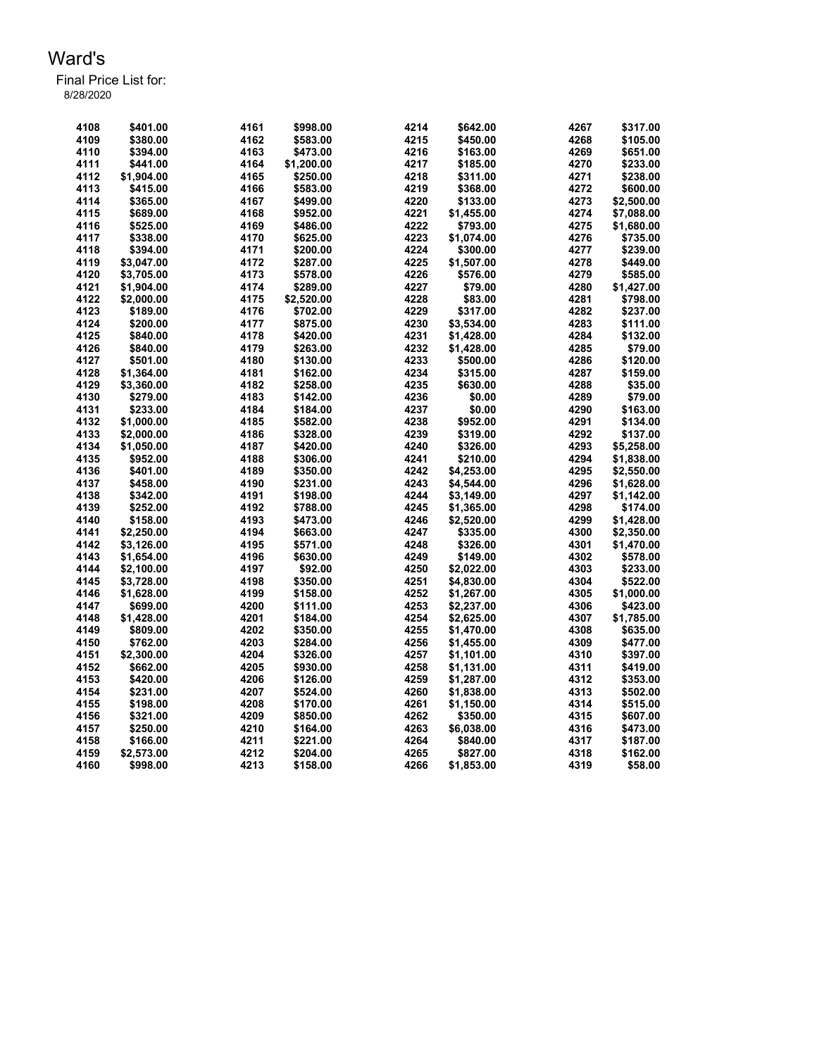# Ward's

Final Price List for:
8/28/2020

| Lot | Price | Lot | Price | Lot | Price | Lot | Price |
|---|---|---|---|---|---|---|---|
| 4108 | $401.00 | 4161 | $998.00 | 4214 | $642.00 | 4267 | $317.00 |
| 4109 | $380.00 | 4162 | $583.00 | 4215 | $450.00 | 4268 | $105.00 |
| 4110 | $394.00 | 4163 | $473.00 | 4216 | $163.00 | 4269 | $651.00 |
| 4111 | $441.00 | 4164 | $1,200.00 | 4217 | $185.00 | 4270 | $233.00 |
| 4112 | $1,904.00 | 4165 | $250.00 | 4218 | $311.00 | 4271 | $238.00 |
| 4113 | $415.00 | 4166 | $583.00 | 4219 | $368.00 | 4272 | $600.00 |
| 4114 | $365.00 | 4167 | $499.00 | 4220 | $133.00 | 4273 | $2,500.00 |
| 4115 | $689.00 | 4168 | $952.00 | 4221 | $1,455.00 | 4274 | $7,088.00 |
| 4116 | $525.00 | 4169 | $486.00 | 4222 | $793.00 | 4275 | $1,680.00 |
| 4117 | $338.00 | 4170 | $625.00 | 4223 | $1,074.00 | 4276 | $735.00 |
| 4118 | $394.00 | 4171 | $200.00 | 4224 | $300.00 | 4277 | $239.00 |
| 4119 | $3,047.00 | 4172 | $287.00 | 4225 | $1,507.00 | 4278 | $449.00 |
| 4120 | $3,705.00 | 4173 | $578.00 | 4226 | $576.00 | 4279 | $585.00 |
| 4121 | $1,904.00 | 4174 | $289.00 | 4227 | $79.00 | 4280 | $1,427.00 |
| 4122 | $2,000.00 | 4175 | $2,520.00 | 4228 | $83.00 | 4281 | $798.00 |
| 4123 | $189.00 | 4176 | $702.00 | 4229 | $317.00 | 4282 | $237.00 |
| 4124 | $200.00 | 4177 | $875.00 | 4230 | $3,534.00 | 4283 | $111.00 |
| 4125 | $840.00 | 4178 | $420.00 | 4231 | $1,428.00 | 4284 | $132.00 |
| 4126 | $840.00 | 4179 | $263.00 | 4232 | $1,428.00 | 4285 | $79.00 |
| 4127 | $501.00 | 4180 | $130.00 | 4233 | $500.00 | 4286 | $120.00 |
| 4128 | $1,364.00 | 4181 | $162.00 | 4234 | $315.00 | 4287 | $159.00 |
| 4129 | $3,360.00 | 4182 | $258.00 | 4235 | $630.00 | 4288 | $35.00 |
| 4130 | $279.00 | 4183 | $142.00 | 4236 | $0.00 | 4289 | $79.00 |
| 4131 | $233.00 | 4184 | $184.00 | 4237 | $0.00 | 4290 | $163.00 |
| 4132 | $1,000.00 | 4185 | $582.00 | 4238 | $952.00 | 4291 | $134.00 |
| 4133 | $2,000.00 | 4186 | $328.00 | 4239 | $319.00 | 4292 | $137.00 |
| 4134 | $1,050.00 | 4187 | $420.00 | 4240 | $326.00 | 4293 | $5,258.00 |
| 4135 | $952.00 | 4188 | $306.00 | 4241 | $210.00 | 4294 | $1,838.00 |
| 4136 | $401.00 | 4189 | $350.00 | 4242 | $4,253.00 | 4295 | $2,550.00 |
| 4137 | $458.00 | 4190 | $231.00 | 4243 | $4,544.00 | 4296 | $1,628.00 |
| 4138 | $342.00 | 4191 | $198.00 | 4244 | $3,149.00 | 4297 | $1,142.00 |
| 4139 | $252.00 | 4192 | $788.00 | 4245 | $1,365.00 | 4298 | $174.00 |
| 4140 | $158.00 | 4193 | $473.00 | 4246 | $2,520.00 | 4299 | $1,428.00 |
| 4141 | $2,250.00 | 4194 | $663.00 | 4247 | $335.00 | 4300 | $2,350.00 |
| 4142 | $3,126.00 | 4195 | $571.00 | 4248 | $326.00 | 4301 | $1,470.00 |
| 4143 | $1,654.00 | 4196 | $630.00 | 4249 | $149.00 | 4302 | $578.00 |
| 4144 | $2,100.00 | 4197 | $92.00 | 4250 | $2,022.00 | 4303 | $233.00 |
| 4145 | $3,728.00 | 4198 | $350.00 | 4251 | $4,830.00 | 4304 | $522.00 |
| 4146 | $1,628.00 | 4199 | $158.00 | 4252 | $1,267.00 | 4305 | $1,000.00 |
| 4147 | $699.00 | 4200 | $111.00 | 4253 | $2,237.00 | 4306 | $423.00 |
| 4148 | $1,428.00 | 4201 | $184.00 | 4254 | $2,625.00 | 4307 | $1,785.00 |
| 4149 | $809.00 | 4202 | $350.00 | 4255 | $1,470.00 | 4308 | $635.00 |
| 4150 | $762.00 | 4203 | $284.00 | 4256 | $1,455.00 | 4309 | $477.00 |
| 4151 | $2,300.00 | 4204 | $326.00 | 4257 | $1,101.00 | 4310 | $397.00 |
| 4152 | $662.00 | 4205 | $930.00 | 4258 | $1,131.00 | 4311 | $419.00 |
| 4153 | $420.00 | 4206 | $126.00 | 4259 | $1,287.00 | 4312 | $353.00 |
| 4154 | $231.00 | 4207 | $524.00 | 4260 | $1,838.00 | 4313 | $502.00 |
| 4155 | $198.00 | 4208 | $170.00 | 4261 | $1,150.00 | 4314 | $515.00 |
| 4156 | $321.00 | 4209 | $850.00 | 4262 | $350.00 | 4315 | $607.00 |
| 4157 | $250.00 | 4210 | $164.00 | 4263 | $6,038.00 | 4316 | $473.00 |
| 4158 | $166.00 | 4211 | $221.00 | 4264 | $840.00 | 4317 | $187.00 |
| 4159 | $2,573.00 | 4212 | $204.00 | 4265 | $827.00 | 4318 | $162.00 |
| 4160 | $998.00 | 4213 | $158.00 | 4266 | $1,853.00 | 4319 | $58.00 |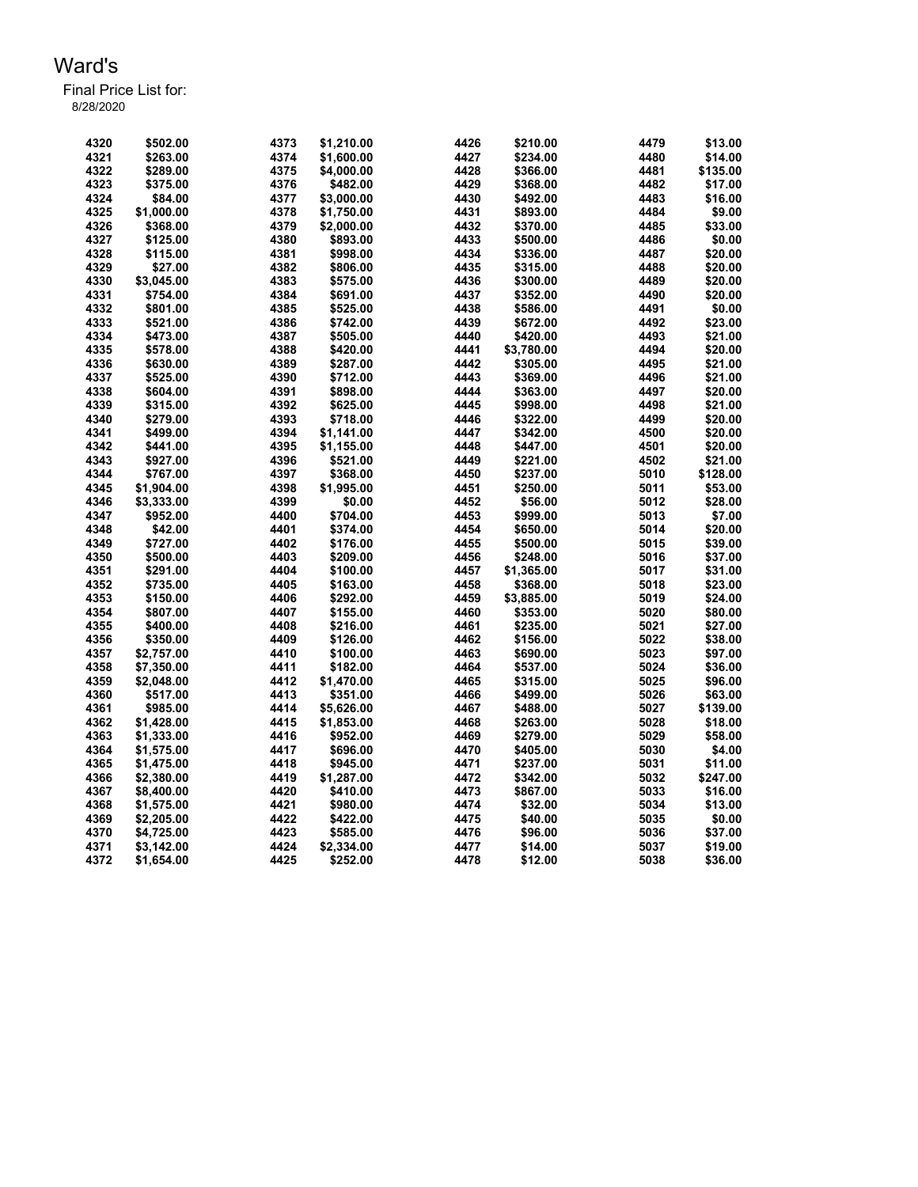# Ward's

Final Price List for:
8/28/2020

| | | | | | | | |
|---|---|---|---|---|---|---|---|
| 4320 | $502.00 | 4373 | $1,210.00 | 4426 | $210.00 | 4479 | $13.00 |
| 4321 | $263.00 | 4374 | $1,600.00 | 4427 | $234.00 | 4480 | $14.00 |
| 4322 | $289.00 | 4375 | $4,000.00 | 4428 | $366.00 | 4481 | $135.00 |
| 4323 | $375.00 | 4376 | $482.00 | 4429 | $368.00 | 4482 | $17.00 |
| 4324 | $84.00 | 4377 | $3,000.00 | 4430 | $492.00 | 4483 | $16.00 |
| 4325 | $1,000.00 | 4378 | $1,750.00 | 4431 | $893.00 | 4484 | $9.00 |
| 4326 | $368.00 | 4379 | $2,000.00 | 4432 | $370.00 | 4485 | $33.00 |
| 4327 | $125.00 | 4380 | $893.00 | 4433 | $500.00 | 4486 | $0.00 |
| 4328 | $115.00 | 4381 | $998.00 | 4434 | $336.00 | 4487 | $20.00 |
| 4329 | $27.00 | 4382 | $806.00 | 4435 | $315.00 | 4488 | $20.00 |
| 4330 | $3,045.00 | 4383 | $575.00 | 4436 | $300.00 | 4489 | $20.00 |
| 4331 | $754.00 | 4384 | $691.00 | 4437 | $352.00 | 4490 | $20.00 |
| 4332 | $801.00 | 4385 | $525.00 | 4438 | $586.00 | 4491 | $0.00 |
| 4333 | $521.00 | 4386 | $742.00 | 4439 | $672.00 | 4492 | $23.00 |
| 4334 | $473.00 | 4387 | $505.00 | 4440 | $420.00 | 4493 | $21.00 |
| 4335 | $578.00 | 4388 | $420.00 | 4441 | $3,780.00 | 4494 | $20.00 |
| 4336 | $630.00 | 4389 | $287.00 | 4442 | $305.00 | 4495 | $21.00 |
| 4337 | $525.00 | 4390 | $712.00 | 4443 | $369.00 | 4496 | $21.00 |
| 4338 | $604.00 | 4391 | $898.00 | 4444 | $363.00 | 4497 | $20.00 |
| 4339 | $315.00 | 4392 | $625.00 | 4445 | $998.00 | 4498 | $21.00 |
| 4340 | $279.00 | 4393 | $718.00 | 4446 | $322.00 | 4499 | $20.00 |
| 4341 | $499.00 | 4394 | $1,141.00 | 4447 | $342.00 | 4500 | $20.00 |
| 4342 | $441.00 | 4395 | $1,155.00 | 4448 | $447.00 | 4501 | $20.00 |
| 4343 | $927.00 | 4396 | $521.00 | 4449 | $221.00 | 4502 | $21.00 |
| 4344 | $767.00 | 4397 | $368.00 | 4450 | $237.00 | 5010 | $128.00 |
| 4345 | $1,904.00 | 4398 | $1,995.00 | 4451 | $250.00 | 5011 | $53.00 |
| 4346 | $3,333.00 | 4399 | $0.00 | 4452 | $56.00 | 5012 | $28.00 |
| 4347 | $952.00 | 4400 | $704.00 | 4453 | $999.00 | 5013 | $7.00 |
| 4348 | $42.00 | 4401 | $374.00 | 4454 | $650.00 | 5014 | $20.00 |
| 4349 | $727.00 | 4402 | $176.00 | 4455 | $500.00 | 5015 | $39.00 |
| 4350 | $500.00 | 4403 | $209.00 | 4456 | $248.00 | 5016 | $37.00 |
| 4351 | $291.00 | 4404 | $100.00 | 4457 | $1,365.00 | 5017 | $31.00 |
| 4352 | $735.00 | 4405 | $163.00 | 4458 | $368.00 | 5018 | $23.00 |
| 4353 | $150.00 | 4406 | $292.00 | 4459 | $3,885.00 | 5019 | $24.00 |
| 4354 | $807.00 | 4407 | $155.00 | 4460 | $353.00 | 5020 | $80.00 |
| 4355 | $400.00 | 4408 | $216.00 | 4461 | $235.00 | 5021 | $27.00 |
| 4356 | $350.00 | 4409 | $126.00 | 4462 | $156.00 | 5022 | $38.00 |
| 4357 | $2,757.00 | 4410 | $100.00 | 4463 | $690.00 | 5023 | $97.00 |
| 4358 | $7,350.00 | 4411 | $182.00 | 4464 | $537.00 | 5024 | $36.00 |
| 4359 | $2,048.00 | 4412 | $1,470.00 | 4465 | $315.00 | 5025 | $96.00 |
| 4360 | $517.00 | 4413 | $351.00 | 4466 | $499.00 | 5026 | $63.00 |
| 4361 | $985.00 | 4414 | $5,626.00 | 4467 | $488.00 | 5027 | $139.00 |
| 4362 | $1,428.00 | 4415 | $1,853.00 | 4468 | $263.00 | 5028 | $18.00 |
| 4363 | $1,333.00 | 4416 | $952.00 | 4469 | $279.00 | 5029 | $58.00 |
| 4364 | $1,575.00 | 4417 | $696.00 | 4470 | $405.00 | 5030 | $4.00 |
| 4365 | $1,475.00 | 4418 | $945.00 | 4471 | $237.00 | 5031 | $11.00 |
| 4366 | $2,380.00 | 4419 | $1,287.00 | 4472 | $342.00 | 5032 | $247.00 |
| 4367 | $8,400.00 | 4420 | $410.00 | 4473 | $867.00 | 5033 | $16.00 |
| 4368 | $1,575.00 | 4421 | $980.00 | 4474 | $32.00 | 5034 | $13.00 |
| 4369 | $2,205.00 | 4422 | $422.00 | 4475 | $40.00 | 5035 | $0.00 |
| 4370 | $4,725.00 | 4423 | $585.00 | 4476 | $96.00 | 5036 | $37.00 |
| 4371 | $3,142.00 | 4424 | $2,334.00 | 4477 | $14.00 | 5037 | $19.00 |
| 4372 | $1,654.00 | 4425 | $252.00 | 4478 | $12.00 | 5038 | $36.00 |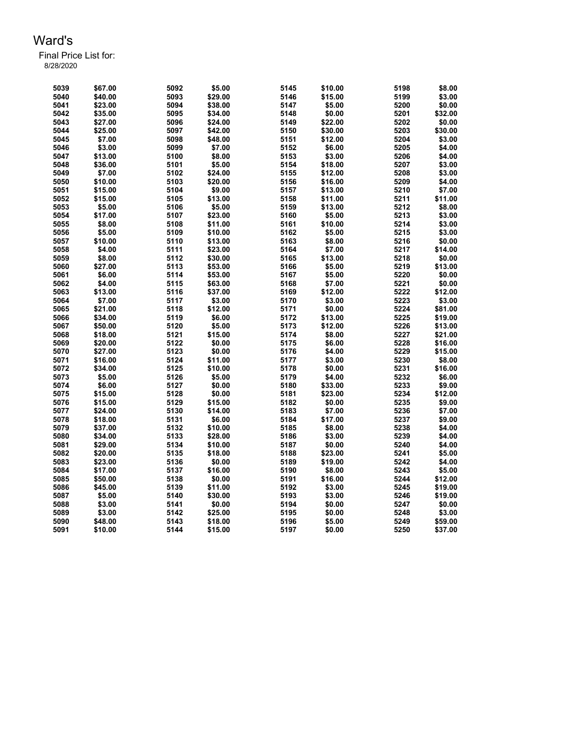# Ward's

Final Price List for:
8/28/2020

| | | | | | | | |
|---|---|---|---|---|---|---|---|
| 5039 | $67.00 | 5092 | $5.00 | 5145 | $10.00 | 5198 | $8.00 |
| 5040 | $40.00 | 5093 | $29.00 | 5146 | $15.00 | 5199 | $3.00 |
| 5041 | $23.00 | 5094 | $38.00 | 5147 | $5.00 | 5200 | $0.00 |
| 5042 | $35.00 | 5095 | $34.00 | 5148 | $0.00 | 5201 | $32.00 |
| 5043 | $27.00 | 5096 | $24.00 | 5149 | $22.00 | 5202 | $0.00 |
| 5044 | $25.00 | 5097 | $42.00 | 5150 | $30.00 | 5203 | $30.00 |
| 5045 | $7.00 | 5098 | $48.00 | 5151 | $12.00 | 5204 | $3.00 |
| 5046 | $3.00 | 5099 | $7.00 | 5152 | $6.00 | 5205 | $4.00 |
| 5047 | $13.00 | 5100 | $8.00 | 5153 | $3.00 | 5206 | $4.00 |
| 5048 | $36.00 | 5101 | $5.00 | 5154 | $18.00 | 5207 | $3.00 |
| 5049 | $7.00 | 5102 | $24.00 | 5155 | $12.00 | 5208 | $3.00 |
| 5050 | $10.00 | 5103 | $20.00 | 5156 | $16.00 | 5209 | $4.00 |
| 5051 | $15.00 | 5104 | $9.00 | 5157 | $13.00 | 5210 | $7.00 |
| 5052 | $15.00 | 5105 | $13.00 | 5158 | $11.00 | 5211 | $11.00 |
| 5053 | $5.00 | 5106 | $5.00 | 5159 | $13.00 | 5212 | $8.00 |
| 5054 | $17.00 | 5107 | $23.00 | 5160 | $5.00 | 5213 | $3.00 |
| 5055 | $8.00 | 5108 | $11.00 | 5161 | $10.00 | 5214 | $3.00 |
| 5056 | $5.00 | 5109 | $10.00 | 5162 | $5.00 | 5215 | $3.00 |
| 5057 | $10.00 | 5110 | $13.00 | 5163 | $8.00 | 5216 | $0.00 |
| 5058 | $4.00 | 5111 | $23.00 | 5164 | $7.00 | 5217 | $14.00 |
| 5059 | $8.00 | 5112 | $30.00 | 5165 | $13.00 | 5218 | $0.00 |
| 5060 | $27.00 | 5113 | $53.00 | 5166 | $5.00 | 5219 | $13.00 |
| 5061 | $6.00 | 5114 | $53.00 | 5167 | $5.00 | 5220 | $0.00 |
| 5062 | $4.00 | 5115 | $63.00 | 5168 | $7.00 | 5221 | $0.00 |
| 5063 | $13.00 | 5116 | $37.00 | 5169 | $12.00 | 5222 | $12.00 |
| 5064 | $7.00 | 5117 | $3.00 | 5170 | $3.00 | 5223 | $3.00 |
| 5065 | $21.00 | 5118 | $12.00 | 5171 | $0.00 | 5224 | $81.00 |
| 5066 | $34.00 | 5119 | $6.00 | 5172 | $13.00 | 5225 | $19.00 |
| 5067 | $50.00 | 5120 | $5.00 | 5173 | $12.00 | 5226 | $13.00 |
| 5068 | $18.00 | 5121 | $15.00 | 5174 | $8.00 | 5227 | $21.00 |
| 5069 | $20.00 | 5122 | $0.00 | 5175 | $6.00 | 5228 | $16.00 |
| 5070 | $27.00 | 5123 | $0.00 | 5176 | $4.00 | 5229 | $15.00 |
| 5071 | $16.00 | 5124 | $11.00 | 5177 | $3.00 | 5230 | $8.00 |
| 5072 | $34.00 | 5125 | $10.00 | 5178 | $0.00 | 5231 | $16.00 |
| 5073 | $5.00 | 5126 | $5.00 | 5179 | $4.00 | 5232 | $6.00 |
| 5074 | $6.00 | 5127 | $0.00 | 5180 | $33.00 | 5233 | $9.00 |
| 5075 | $15.00 | 5128 | $0.00 | 5181 | $23.00 | 5234 | $12.00 |
| 5076 | $15.00 | 5129 | $15.00 | 5182 | $0.00 | 5235 | $9.00 |
| 5077 | $24.00 | 5130 | $14.00 | 5183 | $7.00 | 5236 | $7.00 |
| 5078 | $18.00 | 5131 | $6.00 | 5184 | $17.00 | 5237 | $9.00 |
| 5079 | $37.00 | 5132 | $10.00 | 5185 | $8.00 | 5238 | $4.00 |
| 5080 | $34.00 | 5133 | $28.00 | 5186 | $3.00 | 5239 | $4.00 |
| 5081 | $29.00 | 5134 | $10.00 | 5187 | $0.00 | 5240 | $4.00 |
| 5082 | $20.00 | 5135 | $18.00 | 5188 | $23.00 | 5241 | $5.00 |
| 5083 | $23.00 | 5136 | $0.00 | 5189 | $19.00 | 5242 | $4.00 |
| 5084 | $17.00 | 5137 | $16.00 | 5190 | $8.00 | 5243 | $5.00 |
| 5085 | $50.00 | 5138 | $0.00 | 5191 | $16.00 | 5244 | $12.00 |
| 5086 | $45.00 | 5139 | $11.00 | 5192 | $3.00 | 5245 | $19.00 |
| 5087 | $5.00 | 5140 | $30.00 | 5193 | $3.00 | 5246 | $19.00 |
| 5088 | $3.00 | 5141 | $0.00 | 5194 | $0.00 | 5247 | $0.00 |
| 5089 | $3.00 | 5142 | $25.00 | 5195 | $0.00 | 5248 | $3.00 |
| 5090 | $48.00 | 5143 | $18.00 | 5196 | $5.00 | 5249 | $59.00 |
| 5091 | $10.00 | 5144 | $15.00 | 5197 | $0.00 | 5250 | $37.00 |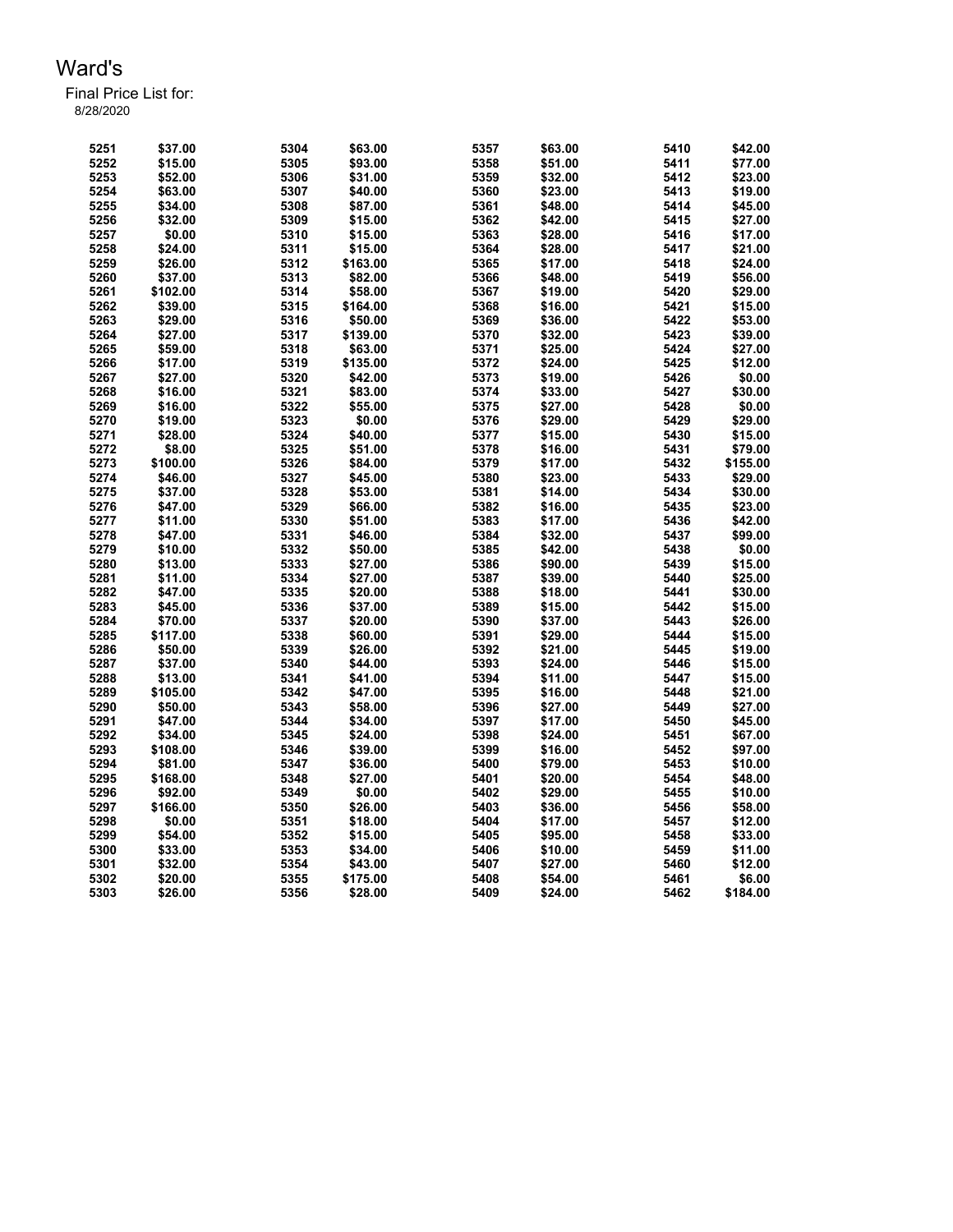# Ward's

Final Price List for:
8/28/2020

| | | | | | | | |
|---|---|---|---|---|---|---|---|
| 5251 | $37.00 | 5304 | $63.00 | 5357 | $63.00 | 5410 | $42.00 |
| 5252 | $15.00 | 5305 | $93.00 | 5358 | $51.00 | 5411 | $77.00 |
| 5253 | $52.00 | 5306 | $31.00 | 5359 | $32.00 | 5412 | $23.00 |
| 5254 | $63.00 | 5307 | $40.00 | 5360 | $23.00 | 5413 | $19.00 |
| 5255 | $34.00 | 5308 | $87.00 | 5361 | $48.00 | 5414 | $45.00 |
| 5256 | $32.00 | 5309 | $15.00 | 5362 | $42.00 | 5415 | $27.00 |
| 5257 | $0.00 | 5310 | $15.00 | 5363 | $28.00 | 5416 | $17.00 |
| 5258 | $24.00 | 5311 | $15.00 | 5364 | $28.00 | 5417 | $21.00 |
| 5259 | $26.00 | 5312 | $163.00 | 5365 | $17.00 | 5418 | $24.00 |
| 5260 | $37.00 | 5313 | $82.00 | 5366 | $48.00 | 5419 | $56.00 |
| 5261 | $102.00 | 5314 | $58.00 | 5367 | $19.00 | 5420 | $29.00 |
| 5262 | $39.00 | 5315 | $164.00 | 5368 | $16.00 | 5421 | $15.00 |
| 5263 | $29.00 | 5316 | $50.00 | 5369 | $36.00 | 5422 | $53.00 |
| 5264 | $27.00 | 5317 | $139.00 | 5370 | $32.00 | 5423 | $39.00 |
| 5265 | $59.00 | 5318 | $63.00 | 5371 | $25.00 | 5424 | $27.00 |
| 5266 | $17.00 | 5319 | $135.00 | 5372 | $24.00 | 5425 | $12.00 |
| 5267 | $27.00 | 5320 | $42.00 | 5373 | $19.00 | 5426 | $0.00 |
| 5268 | $16.00 | 5321 | $83.00 | 5374 | $33.00 | 5427 | $30.00 |
| 5269 | $16.00 | 5322 | $55.00 | 5375 | $27.00 | 5428 | $0.00 |
| 5270 | $19.00 | 5323 | $0.00 | 5376 | $29.00 | 5429 | $29.00 |
| 5271 | $28.00 | 5324 | $40.00 | 5377 | $15.00 | 5430 | $15.00 |
| 5272 | $8.00 | 5325 | $51.00 | 5378 | $16.00 | 5431 | $79.00 |
| 5273 | $100.00 | 5326 | $84.00 | 5379 | $17.00 | 5432 | $155.00 |
| 5274 | $46.00 | 5327 | $45.00 | 5380 | $23.00 | 5433 | $29.00 |
| 5275 | $37.00 | 5328 | $53.00 | 5381 | $14.00 | 5434 | $30.00 |
| 5276 | $47.00 | 5329 | $66.00 | 5382 | $16.00 | 5435 | $23.00 |
| 5277 | $11.00 | 5330 | $51.00 | 5383 | $17.00 | 5436 | $42.00 |
| 5278 | $47.00 | 5331 | $46.00 | 5384 | $32.00 | 5437 | $99.00 |
| 5279 | $10.00 | 5332 | $50.00 | 5385 | $42.00 | 5438 | $0.00 |
| 5280 | $13.00 | 5333 | $27.00 | 5386 | $90.00 | 5439 | $15.00 |
| 5281 | $11.00 | 5334 | $27.00 | 5387 | $39.00 | 5440 | $25.00 |
| 5282 | $47.00 | 5335 | $20.00 | 5388 | $18.00 | 5441 | $30.00 |
| 5283 | $45.00 | 5336 | $37.00 | 5389 | $15.00 | 5442 | $15.00 |
| 5284 | $70.00 | 5337 | $20.00 | 5390 | $37.00 | 5443 | $26.00 |
| 5285 | $117.00 | 5338 | $60.00 | 5391 | $29.00 | 5444 | $15.00 |
| 5286 | $50.00 | 5339 | $26.00 | 5392 | $21.00 | 5445 | $19.00 |
| 5287 | $37.00 | 5340 | $44.00 | 5393 | $24.00 | 5446 | $15.00 |
| 5288 | $13.00 | 5341 | $41.00 | 5394 | $11.00 | 5447 | $15.00 |
| 5289 | $105.00 | 5342 | $47.00 | 5395 | $16.00 | 5448 | $21.00 |
| 5290 | $50.00 | 5343 | $58.00 | 5396 | $27.00 | 5449 | $27.00 |
| 5291 | $47.00 | 5344 | $34.00 | 5397 | $17.00 | 5450 | $45.00 |
| 5292 | $34.00 | 5345 | $24.00 | 5398 | $24.00 | 5451 | $67.00 |
| 5293 | $108.00 | 5346 | $39.00 | 5399 | $16.00 | 5452 | $97.00 |
| 5294 | $81.00 | 5347 | $36.00 | 5400 | $79.00 | 5453 | $10.00 |
| 5295 | $168.00 | 5348 | $27.00 | 5401 | $20.00 | 5454 | $48.00 |
| 5296 | $92.00 | 5349 | $0.00 | 5402 | $29.00 | 5455 | $10.00 |
| 5297 | $166.00 | 5350 | $26.00 | 5403 | $36.00 | 5456 | $58.00 |
| 5298 | $0.00 | 5351 | $18.00 | 5404 | $17.00 | 5457 | $12.00 |
| 5299 | $54.00 | 5352 | $15.00 | 5405 | $95.00 | 5458 | $33.00 |
| 5300 | $33.00 | 5353 | $34.00 | 5406 | $10.00 | 5459 | $11.00 |
| 5301 | $32.00 | 5354 | $43.00 | 5407 | $27.00 | 5460 | $12.00 |
| 5302 | $20.00 | 5355 | $175.00 | 5408 | $54.00 | 5461 | $6.00 |
| 5303 | $26.00 | 5356 | $28.00 | 5409 | $24.00 | 5462 | $184.00 |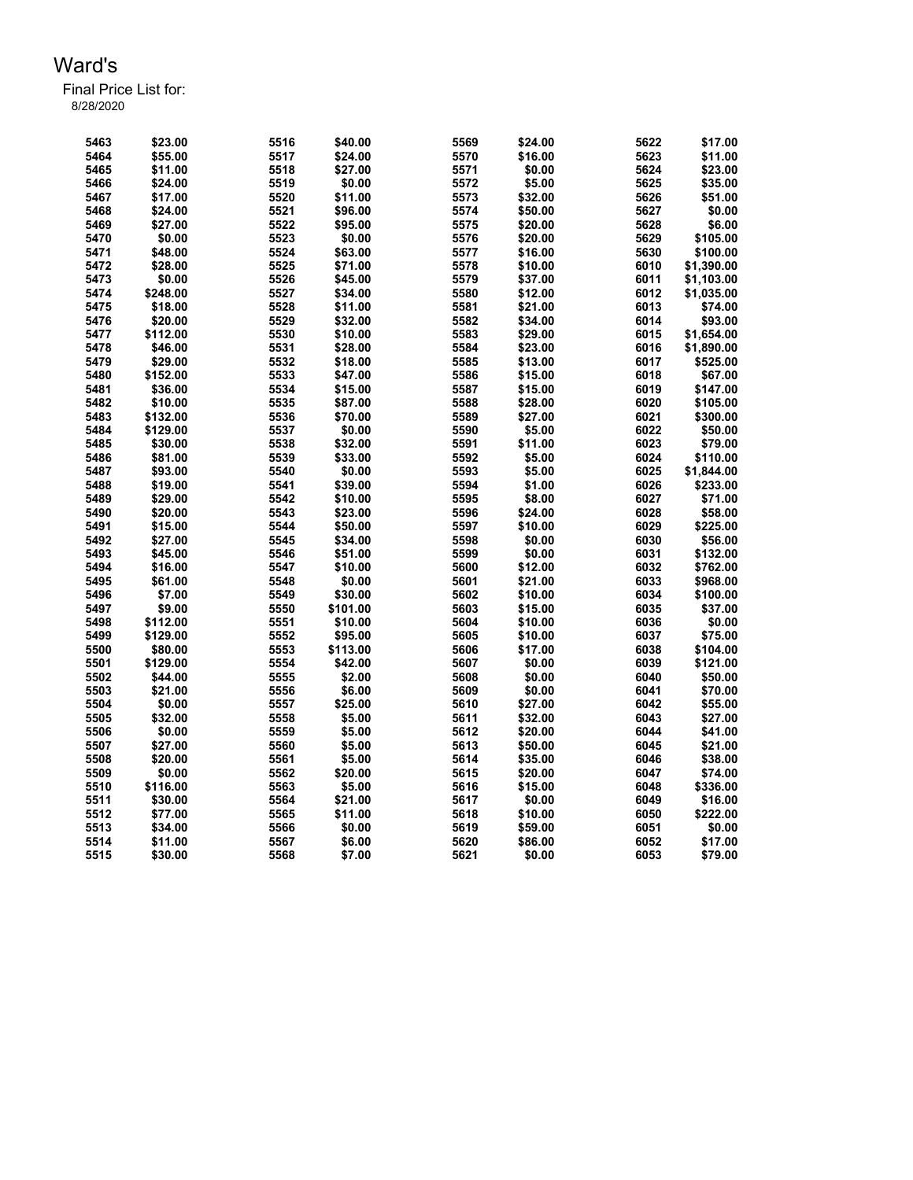# Ward's

Final Price List for:
8/28/2020

| | | | | | | | |
|---|---|---|---|---|---|---|---|
| 5463 | $23.00 | 5516 | $40.00 | 5569 | $24.00 | 5622 | $17.00 |
| 5464 | $55.00 | 5517 | $24.00 | 5570 | $16.00 | 5623 | $11.00 |
| 5465 | $11.00 | 5518 | $27.00 | 5571 | $0.00 | 5624 | $23.00 |
| 5466 | $24.00 | 5519 | $0.00 | 5572 | $5.00 | 5625 | $35.00 |
| 5467 | $17.00 | 5520 | $11.00 | 5573 | $32.00 | 5626 | $51.00 |
| 5468 | $24.00 | 5521 | $96.00 | 5574 | $50.00 | 5627 | $0.00 |
| 5469 | $27.00 | 5522 | $95.00 | 5575 | $20.00 | 5628 | $6.00 |
| 5470 | $0.00 | 5523 | $0.00 | 5576 | $20.00 | 5629 | $105.00 |
| 5471 | $48.00 | 5524 | $63.00 | 5577 | $16.00 | 5630 | $100.00 |
| 5472 | $28.00 | 5525 | $71.00 | 5578 | $10.00 | 6010 | $1,390.00 |
| 5473 | $0.00 | 5526 | $45.00 | 5579 | $37.00 | 6011 | $1,103.00 |
| 5474 | $248.00 | 5527 | $34.00 | 5580 | $12.00 | 6012 | $1,035.00 |
| 5475 | $18.00 | 5528 | $11.00 | 5581 | $21.00 | 6013 | $74.00 |
| 5476 | $20.00 | 5529 | $32.00 | 5582 | $34.00 | 6014 | $93.00 |
| 5477 | $112.00 | 5530 | $10.00 | 5583 | $29.00 | 6015 | $1,654.00 |
| 5478 | $46.00 | 5531 | $28.00 | 5584 | $23.00 | 6016 | $1,890.00 |
| 5479 | $29.00 | 5532 | $18.00 | 5585 | $13.00 | 6017 | $525.00 |
| 5480 | $152.00 | 5533 | $47.00 | 5586 | $15.00 | 6018 | $67.00 |
| 5481 | $36.00 | 5534 | $15.00 | 5587 | $15.00 | 6019 | $147.00 |
| 5482 | $10.00 | 5535 | $87.00 | 5588 | $28.00 | 6020 | $105.00 |
| 5483 | $132.00 | 5536 | $70.00 | 5589 | $27.00 | 6021 | $300.00 |
| 5484 | $129.00 | 5537 | $0.00 | 5590 | $5.00 | 6022 | $50.00 |
| 5485 | $30.00 | 5538 | $32.00 | 5591 | $11.00 | 6023 | $79.00 |
| 5486 | $81.00 | 5539 | $33.00 | 5592 | $5.00 | 6024 | $110.00 |
| 5487 | $93.00 | 5540 | $0.00 | 5593 | $5.00 | 6025 | $1,844.00 |
| 5488 | $19.00 | 5541 | $39.00 | 5594 | $1.00 | 6026 | $233.00 |
| 5489 | $29.00 | 5542 | $10.00 | 5595 | $8.00 | 6027 | $71.00 |
| 5490 | $20.00 | 5543 | $23.00 | 5596 | $24.00 | 6028 | $58.00 |
| 5491 | $15.00 | 5544 | $50.00 | 5597 | $10.00 | 6029 | $225.00 |
| 5492 | $27.00 | 5545 | $34.00 | 5598 | $0.00 | 6030 | $56.00 |
| 5493 | $45.00 | 5546 | $51.00 | 5599 | $0.00 | 6031 | $132.00 |
| 5494 | $16.00 | 5547 | $10.00 | 5600 | $12.00 | 6032 | $762.00 |
| 5495 | $61.00 | 5548 | $0.00 | 5601 | $21.00 | 6033 | $968.00 |
| 5496 | $7.00 | 5549 | $30.00 | 5602 | $10.00 | 6034 | $100.00 |
| 5497 | $9.00 | 5550 | $101.00 | 5603 | $15.00 | 6035 | $37.00 |
| 5498 | $112.00 | 5551 | $10.00 | 5604 | $10.00 | 6036 | $0.00 |
| 5499 | $129.00 | 5552 | $95.00 | 5605 | $10.00 | 6037 | $75.00 |
| 5500 | $80.00 | 5553 | $113.00 | 5606 | $17.00 | 6038 | $104.00 |
| 5501 | $129.00 | 5554 | $42.00 | 5607 | $0.00 | 6039 | $121.00 |
| 5502 | $44.00 | 5555 | $2.00 | 5608 | $0.00 | 6040 | $50.00 |
| 5503 | $21.00 | 5556 | $6.00 | 5609 | $0.00 | 6041 | $70.00 |
| 5504 | $0.00 | 5557 | $25.00 | 5610 | $27.00 | 6042 | $55.00 |
| 5505 | $32.00 | 5558 | $5.00 | 5611 | $32.00 | 6043 | $27.00 |
| 5506 | $0.00 | 5559 | $5.00 | 5612 | $20.00 | 6044 | $41.00 |
| 5507 | $27.00 | 5560 | $5.00 | 5613 | $50.00 | 6045 | $21.00 |
| 5508 | $20.00 | 5561 | $5.00 | 5614 | $35.00 | 6046 | $38.00 |
| 5509 | $0.00 | 5562 | $20.00 | 5615 | $20.00 | 6047 | $74.00 |
| 5510 | $116.00 | 5563 | $5.00 | 5616 | $15.00 | 6048 | $336.00 |
| 5511 | $30.00 | 5564 | $21.00 | 5617 | $0.00 | 6049 | $16.00 |
| 5512 | $77.00 | 5565 | $11.00 | 5618 | $10.00 | 6050 | $222.00 |
| 5513 | $34.00 | 5566 | $0.00 | 5619 | $59.00 | 6051 | $0.00 |
| 5514 | $11.00 | 5567 | $6.00 | 5620 | $86.00 | 6052 | $17.00 |
| 5515 | $30.00 | 5568 | $7.00 | 5621 | $0.00 | 6053 | $79.00 |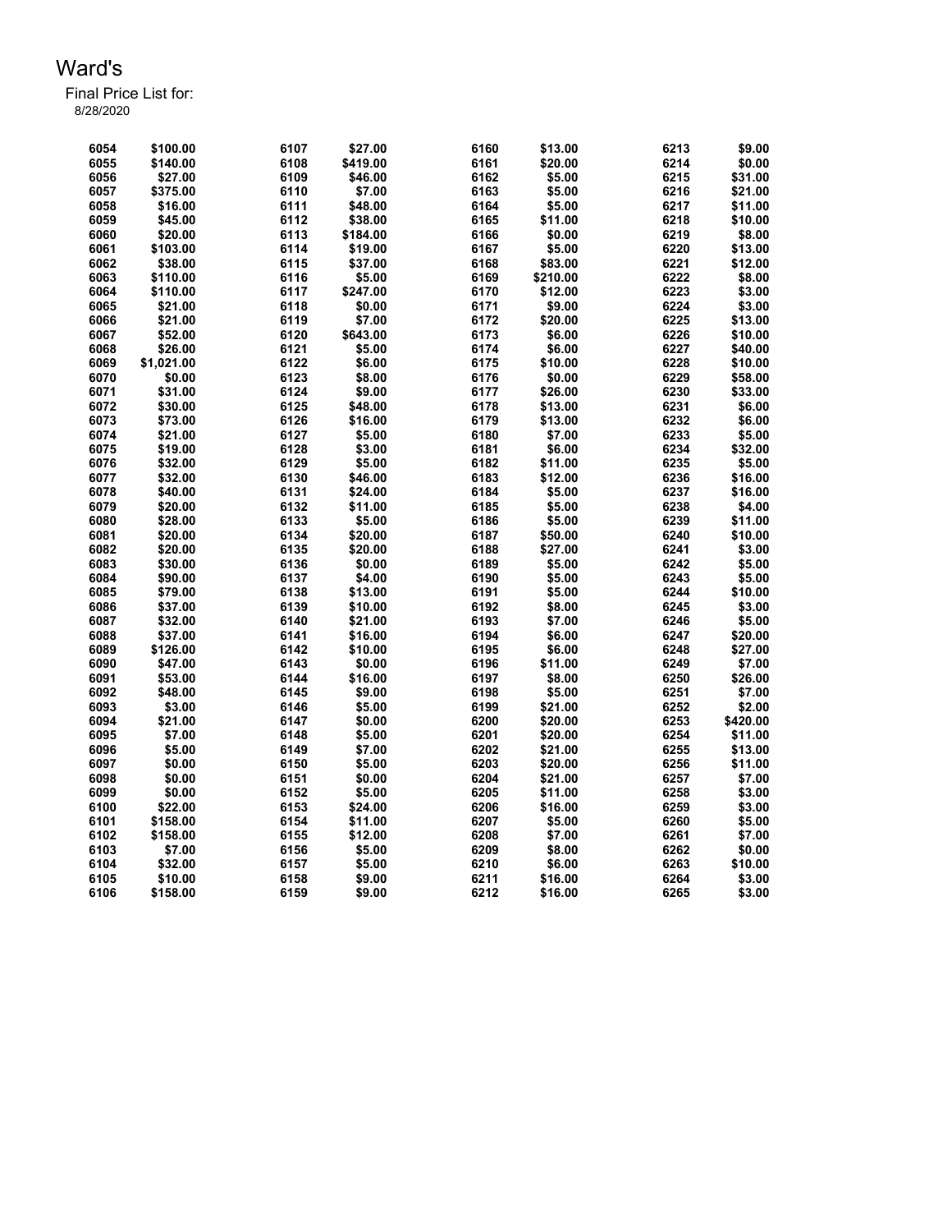# Ward's

Final Price List for:
8/28/2020

| Lot | Price | Lot | Price | Lot | Price | Lot | Price |
|---|---|---|---|---|---|---|---|
| 6054 | $100.00 | 6107 | $27.00 | 6160 | $13.00 | 6213 | $9.00 |
| 6055 | $140.00 | 6108 | $419.00 | 6161 | $20.00 | 6214 | $0.00 |
| 6056 | $27.00 | 6109 | $46.00 | 6162 | $5.00 | 6215 | $31.00 |
| 6057 | $375.00 | 6110 | $7.00 | 6163 | $5.00 | 6216 | $21.00 |
| 6058 | $16.00 | 6111 | $48.00 | 6164 | $5.00 | 6217 | $11.00 |
| 6059 | $45.00 | 6112 | $38.00 | 6165 | $11.00 | 6218 | $10.00 |
| 6060 | $20.00 | 6113 | $184.00 | 6166 | $0.00 | 6219 | $8.00 |
| 6061 | $103.00 | 6114 | $19.00 | 6167 | $5.00 | 6220 | $13.00 |
| 6062 | $38.00 | 6115 | $37.00 | 6168 | $83.00 | 6221 | $12.00 |
| 6063 | $110.00 | 6116 | $5.00 | 6169 | $210.00 | 6222 | $8.00 |
| 6064 | $110.00 | 6117 | $247.00 | 6170 | $12.00 | 6223 | $3.00 |
| 6065 | $21.00 | 6118 | $0.00 | 6171 | $9.00 | 6224 | $3.00 |
| 6066 | $21.00 | 6119 | $7.00 | 6172 | $20.00 | 6225 | $13.00 |
| 6067 | $52.00 | 6120 | $643.00 | 6173 | $6.00 | 6226 | $10.00 |
| 6068 | $26.00 | 6121 | $5.00 | 6174 | $6.00 | 6227 | $40.00 |
| 6069 | $1,021.00 | 6122 | $6.00 | 6175 | $10.00 | 6228 | $10.00 |
| 6070 | $0.00 | 6123 | $8.00 | 6176 | $0.00 | 6229 | $58.00 |
| 6071 | $31.00 | 6124 | $9.00 | 6177 | $26.00 | 6230 | $33.00 |
| 6072 | $30.00 | 6125 | $48.00 | 6178 | $13.00 | 6231 | $6.00 |
| 6073 | $73.00 | 6126 | $16.00 | 6179 | $13.00 | 6232 | $6.00 |
| 6074 | $21.00 | 6127 | $5.00 | 6180 | $7.00 | 6233 | $5.00 |
| 6075 | $19.00 | 6128 | $3.00 | 6181 | $6.00 | 6234 | $32.00 |
| 6076 | $32.00 | 6129 | $5.00 | 6182 | $11.00 | 6235 | $5.00 |
| 6077 | $32.00 | 6130 | $46.00 | 6183 | $12.00 | 6236 | $16.00 |
| 6078 | $40.00 | 6131 | $24.00 | 6184 | $5.00 | 6237 | $16.00 |
| 6079 | $20.00 | 6132 | $11.00 | 6185 | $5.00 | 6238 | $4.00 |
| 6080 | $28.00 | 6133 | $5.00 | 6186 | $5.00 | 6239 | $11.00 |
| 6081 | $20.00 | 6134 | $20.00 | 6187 | $50.00 | 6240 | $10.00 |
| 6082 | $20.00 | 6135 | $20.00 | 6188 | $27.00 | 6241 | $3.00 |
| 6083 | $30.00 | 6136 | $0.00 | 6189 | $5.00 | 6242 | $5.00 |
| 6084 | $90.00 | 6137 | $4.00 | 6190 | $5.00 | 6243 | $5.00 |
| 6085 | $79.00 | 6138 | $13.00 | 6191 | $5.00 | 6244 | $10.00 |
| 6086 | $37.00 | 6139 | $10.00 | 6192 | $8.00 | 6245 | $3.00 |
| 6087 | $32.00 | 6140 | $21.00 | 6193 | $7.00 | 6246 | $5.00 |
| 6088 | $37.00 | 6141 | $16.00 | 6194 | $6.00 | 6247 | $20.00 |
| 6089 | $126.00 | 6142 | $10.00 | 6195 | $6.00 | 6248 | $27.00 |
| 6090 | $47.00 | 6143 | $0.00 | 6196 | $11.00 | 6249 | $7.00 |
| 6091 | $53.00 | 6144 | $16.00 | 6197 | $8.00 | 6250 | $26.00 |
| 6092 | $48.00 | 6145 | $9.00 | 6198 | $5.00 | 6251 | $7.00 |
| 6093 | $3.00 | 6146 | $5.00 | 6199 | $21.00 | 6252 | $2.00 |
| 6094 | $21.00 | 6147 | $0.00 | 6200 | $20.00 | 6253 | $420.00 |
| 6095 | $7.00 | 6148 | $5.00 | 6201 | $20.00 | 6254 | $11.00 |
| 6096 | $5.00 | 6149 | $7.00 | 6202 | $21.00 | 6255 | $13.00 |
| 6097 | $0.00 | 6150 | $5.00 | 6203 | $20.00 | 6256 | $11.00 |
| 6098 | $0.00 | 6151 | $0.00 | 6204 | $21.00 | 6257 | $7.00 |
| 6099 | $0.00 | 6152 | $5.00 | 6205 | $11.00 | 6258 | $3.00 |
| 6100 | $22.00 | 6153 | $24.00 | 6206 | $16.00 | 6259 | $3.00 |
| 6101 | $158.00 | 6154 | $11.00 | 6207 | $5.00 | 6260 | $5.00 |
| 6102 | $158.00 | 6155 | $12.00 | 6208 | $7.00 | 6261 | $7.00 |
| 6103 | $7.00 | 6156 | $5.00 | 6209 | $8.00 | 6262 | $0.00 |
| 6104 | $32.00 | 6157 | $5.00 | 6210 | $6.00 | 6263 | $10.00 |
| 6105 | $10.00 | 6158 | $9.00 | 6211 | $16.00 | 6264 | $3.00 |
| 6106 | $158.00 | 6159 | $9.00 | 6212 | $16.00 | 6265 | $3.00 |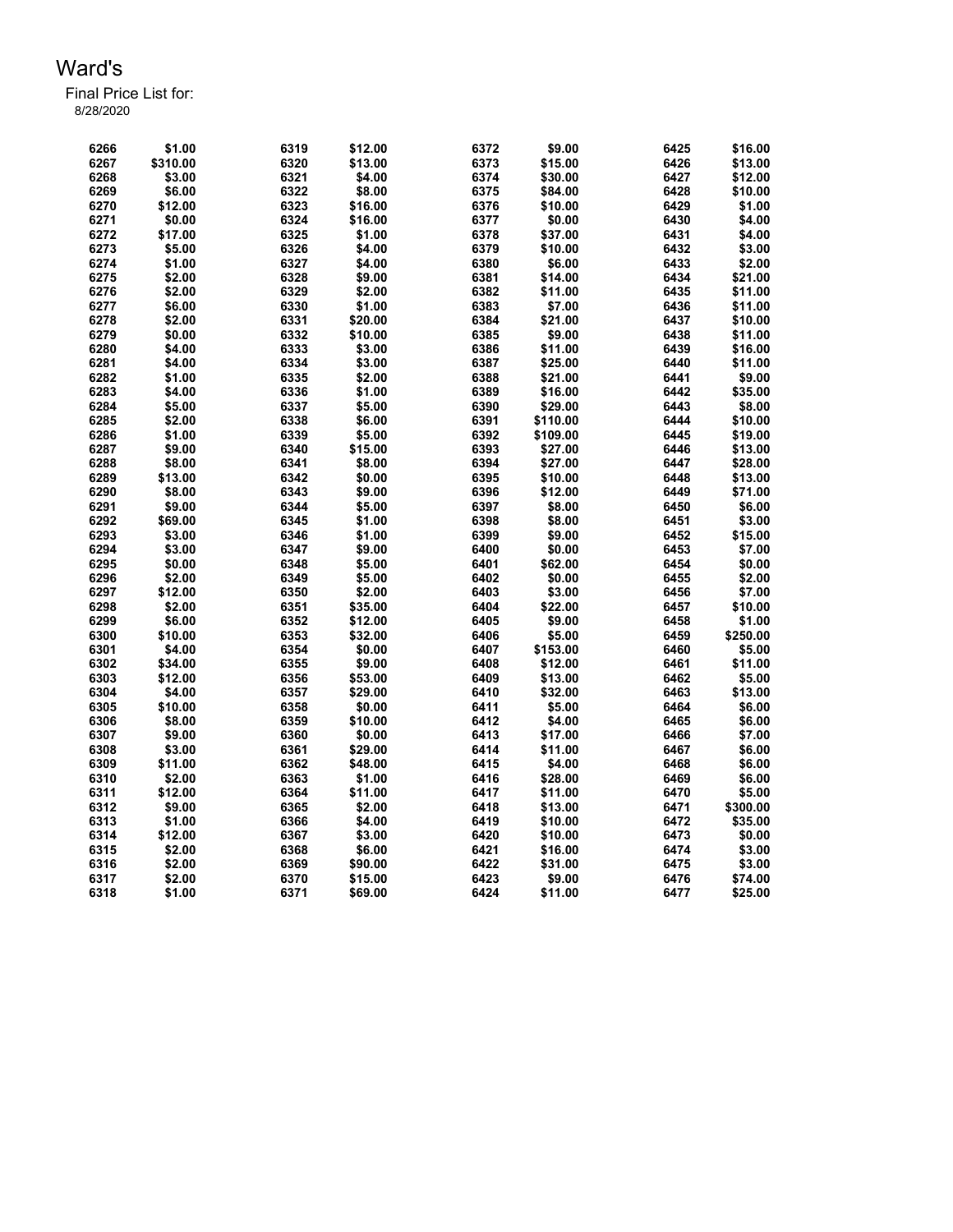# Ward's

Final Price List for:
8/28/2020

| | | | | | | | |
|---|---|---|---|---|---|---|---|
| 6266 | $1.00 | 6319 | $12.00 | 6372 | $9.00 | 6425 | $16.00 |
| 6267 | $310.00 | 6320 | $13.00 | 6373 | $15.00 | 6426 | $13.00 |
| 6268 | $3.00 | 6321 | $4.00 | 6374 | $30.00 | 6427 | $12.00 |
| 6269 | $6.00 | 6322 | $8.00 | 6375 | $84.00 | 6428 | $10.00 |
| 6270 | $12.00 | 6323 | $16.00 | 6376 | $10.00 | 6429 | $1.00 |
| 6271 | $0.00 | 6324 | $16.00 | 6377 | $0.00 | 6430 | $4.00 |
| 6272 | $17.00 | 6325 | $1.00 | 6378 | $37.00 | 6431 | $4.00 |
| 6273 | $5.00 | 6326 | $4.00 | 6379 | $10.00 | 6432 | $3.00 |
| 6274 | $1.00 | 6327 | $4.00 | 6380 | $6.00 | 6433 | $2.00 |
| 6275 | $2.00 | 6328 | $9.00 | 6381 | $14.00 | 6434 | $21.00 |
| 6276 | $2.00 | 6329 | $2.00 | 6382 | $11.00 | 6435 | $11.00 |
| 6277 | $6.00 | 6330 | $1.00 | 6383 | $7.00 | 6436 | $11.00 |
| 6278 | $2.00 | 6331 | $20.00 | 6384 | $21.00 | 6437 | $10.00 |
| 6279 | $0.00 | 6332 | $10.00 | 6385 | $9.00 | 6438 | $11.00 |
| 6280 | $4.00 | 6333 | $3.00 | 6386 | $11.00 | 6439 | $16.00 |
| 6281 | $4.00 | 6334 | $3.00 | 6387 | $25.00 | 6440 | $11.00 |
| 6282 | $1.00 | 6335 | $2.00 | 6388 | $21.00 | 6441 | $9.00 |
| 6283 | $4.00 | 6336 | $1.00 | 6389 | $16.00 | 6442 | $35.00 |
| 6284 | $5.00 | 6337 | $5.00 | 6390 | $29.00 | 6443 | $8.00 |
| 6285 | $2.00 | 6338 | $6.00 | 6391 | $110.00 | 6444 | $10.00 |
| 6286 | $1.00 | 6339 | $5.00 | 6392 | $109.00 | 6445 | $19.00 |
| 6287 | $9.00 | 6340 | $15.00 | 6393 | $27.00 | 6446 | $13.00 |
| 6288 | $8.00 | 6341 | $8.00 | 6394 | $27.00 | 6447 | $28.00 |
| 6289 | $13.00 | 6342 | $0.00 | 6395 | $10.00 | 6448 | $13.00 |
| 6290 | $8.00 | 6343 | $9.00 | 6396 | $12.00 | 6449 | $71.00 |
| 6291 | $9.00 | 6344 | $5.00 | 6397 | $8.00 | 6450 | $6.00 |
| 6292 | $69.00 | 6345 | $1.00 | 6398 | $8.00 | 6451 | $3.00 |
| 6293 | $3.00 | 6346 | $1.00 | 6399 | $9.00 | 6452 | $15.00 |
| 6294 | $3.00 | 6347 | $9.00 | 6400 | $0.00 | 6453 | $7.00 |
| 6295 | $0.00 | 6348 | $5.00 | 6401 | $62.00 | 6454 | $0.00 |
| 6296 | $2.00 | 6349 | $5.00 | 6402 | $0.00 | 6455 | $2.00 |
| 6297 | $12.00 | 6350 | $2.00 | 6403 | $3.00 | 6456 | $7.00 |
| 6298 | $2.00 | 6351 | $35.00 | 6404 | $22.00 | 6457 | $10.00 |
| 6299 | $6.00 | 6352 | $12.00 | 6405 | $9.00 | 6458 | $1.00 |
| 6300 | $10.00 | 6353 | $32.00 | 6406 | $5.00 | 6459 | $250.00 |
| 6301 | $4.00 | 6354 | $0.00 | 6407 | $153.00 | 6460 | $5.00 |
| 6302 | $34.00 | 6355 | $9.00 | 6408 | $12.00 | 6461 | $11.00 |
| 6303 | $12.00 | 6356 | $53.00 | 6409 | $13.00 | 6462 | $5.00 |
| 6304 | $4.00 | 6357 | $29.00 | 6410 | $32.00 | 6463 | $13.00 |
| 6305 | $10.00 | 6358 | $0.00 | 6411 | $5.00 | 6464 | $6.00 |
| 6306 | $8.00 | 6359 | $10.00 | 6412 | $4.00 | 6465 | $6.00 |
| 6307 | $9.00 | 6360 | $0.00 | 6413 | $17.00 | 6466 | $7.00 |
| 6308 | $3.00 | 6361 | $29.00 | 6414 | $11.00 | 6467 | $6.00 |
| 6309 | $11.00 | 6362 | $48.00 | 6415 | $4.00 | 6468 | $6.00 |
| 6310 | $2.00 | 6363 | $1.00 | 6416 | $28.00 | 6469 | $6.00 |
| 6311 | $12.00 | 6364 | $11.00 | 6417 | $11.00 | 6470 | $5.00 |
| 6312 | $9.00 | 6365 | $2.00 | 6418 | $13.00 | 6471 | $300.00 |
| 6313 | $1.00 | 6366 | $4.00 | 6419 | $10.00 | 6472 | $35.00 |
| 6314 | $12.00 | 6367 | $3.00 | 6420 | $10.00 | 6473 | $0.00 |
| 6315 | $2.00 | 6368 | $6.00 | 6421 | $16.00 | 6474 | $3.00 |
| 6316 | $2.00 | 6369 | $90.00 | 6422 | $31.00 | 6475 | $3.00 |
| 6317 | $2.00 | 6370 | $15.00 | 6423 | $9.00 | 6476 | $74.00 |
| 6318 | $1.00 | 6371 | $69.00 | 6424 | $11.00 | 6477 | $25.00 |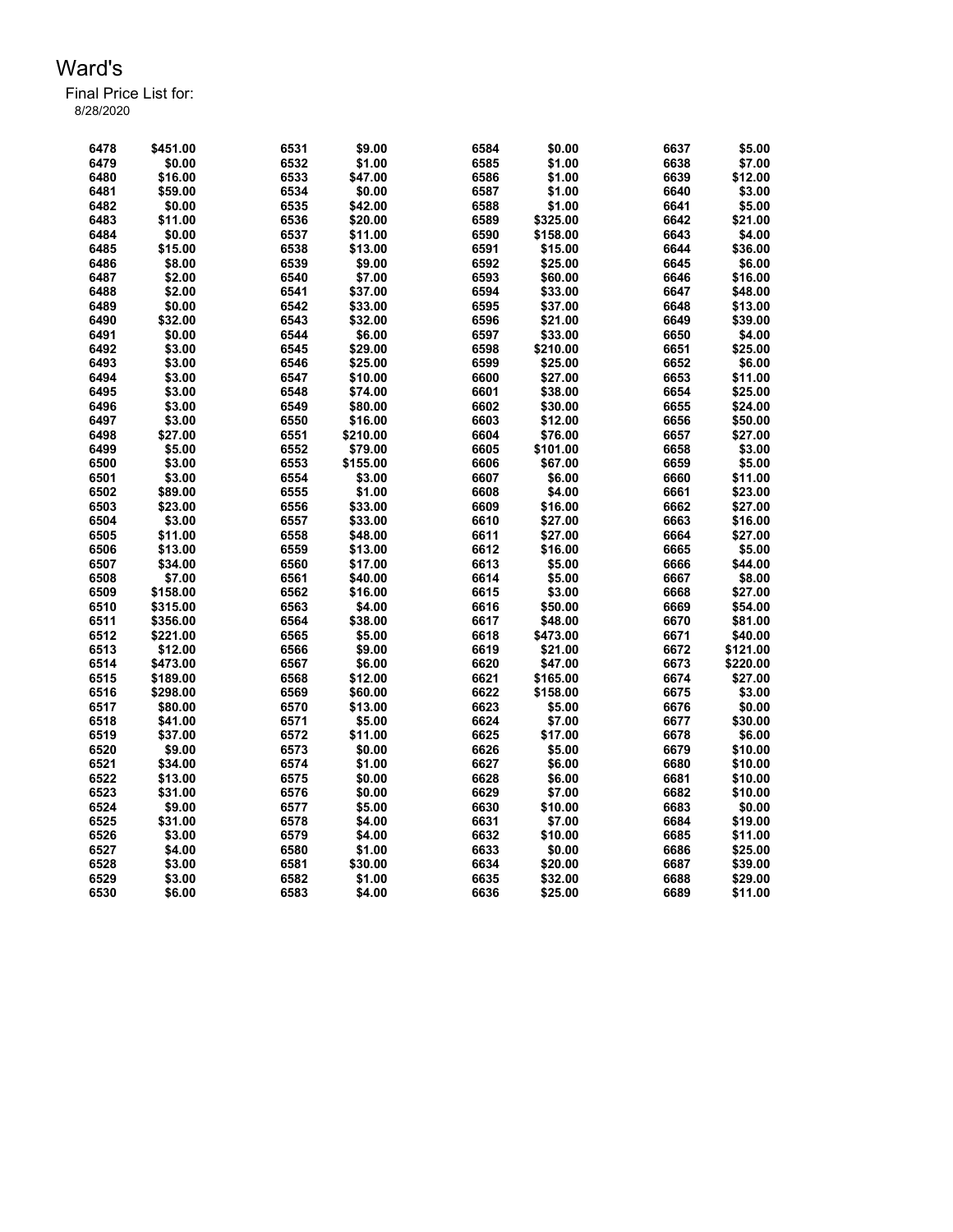# Ward's

Final Price List for:
8/28/2020

| | | | | | | | |
|---|---|---|---|---|---|---|---|
| 6478 | $451.00 | 6531 | $9.00 | 6584 | $0.00 | 6637 | $5.00 |
| 6479 | $0.00 | 6532 | $1.00 | 6585 | $1.00 | 6638 | $7.00 |
| 6480 | $16.00 | 6533 | $47.00 | 6586 | $1.00 | 6639 | $12.00 |
| 6481 | $59.00 | 6534 | $0.00 | 6587 | $1.00 | 6640 | $3.00 |
| 6482 | $0.00 | 6535 | $42.00 | 6588 | $1.00 | 6641 | $5.00 |
| 6483 | $11.00 | 6536 | $20.00 | 6589 | $325.00 | 6642 | $21.00 |
| 6484 | $0.00 | 6537 | $11.00 | 6590 | $158.00 | 6643 | $4.00 |
| 6485 | $15.00 | 6538 | $13.00 | 6591 | $15.00 | 6644 | $36.00 |
| 6486 | $8.00 | 6539 | $9.00 | 6592 | $25.00 | 6645 | $6.00 |
| 6487 | $2.00 | 6540 | $7.00 | 6593 | $60.00 | 6646 | $16.00 |
| 6488 | $2.00 | 6541 | $37.00 | 6594 | $33.00 | 6647 | $48.00 |
| 6489 | $0.00 | 6542 | $33.00 | 6595 | $37.00 | 6648 | $13.00 |
| 6490 | $32.00 | 6543 | $32.00 | 6596 | $21.00 | 6649 | $39.00 |
| 6491 | $0.00 | 6544 | $6.00 | 6597 | $33.00 | 6650 | $4.00 |
| 6492 | $3.00 | 6545 | $29.00 | 6598 | $210.00 | 6651 | $25.00 |
| 6493 | $3.00 | 6546 | $25.00 | 6599 | $25.00 | 6652 | $6.00 |
| 6494 | $3.00 | 6547 | $10.00 | 6600 | $27.00 | 6653 | $11.00 |
| 6495 | $3.00 | 6548 | $74.00 | 6601 | $38.00 | 6654 | $25.00 |
| 6496 | $3.00 | 6549 | $80.00 | 6602 | $30.00 | 6655 | $24.00 |
| 6497 | $3.00 | 6550 | $16.00 | 6603 | $12.00 | 6656 | $50.00 |
| 6498 | $27.00 | 6551 | $210.00 | 6604 | $76.00 | 6657 | $27.00 |
| 6499 | $5.00 | 6552 | $79.00 | 6605 | $101.00 | 6658 | $3.00 |
| 6500 | $3.00 | 6553 | $155.00 | 6606 | $67.00 | 6659 | $5.00 |
| 6501 | $3.00 | 6554 | $3.00 | 6607 | $6.00 | 6660 | $11.00 |
| 6502 | $89.00 | 6555 | $1.00 | 6608 | $4.00 | 6661 | $23.00 |
| 6503 | $23.00 | 6556 | $33.00 | 6609 | $16.00 | 6662 | $27.00 |
| 6504 | $3.00 | 6557 | $33.00 | 6610 | $27.00 | 6663 | $16.00 |
| 6505 | $11.00 | 6558 | $48.00 | 6611 | $27.00 | 6664 | $27.00 |
| 6506 | $13.00 | 6559 | $13.00 | 6612 | $16.00 | 6665 | $5.00 |
| 6507 | $34.00 | 6560 | $17.00 | 6613 | $5.00 | 6666 | $44.00 |
| 6508 | $7.00 | 6561 | $40.00 | 6614 | $5.00 | 6667 | $8.00 |
| 6509 | $158.00 | 6562 | $16.00 | 6615 | $3.00 | 6668 | $27.00 |
| 6510 | $315.00 | 6563 | $4.00 | 6616 | $50.00 | 6669 | $54.00 |
| 6511 | $356.00 | 6564 | $38.00 | 6617 | $48.00 | 6670 | $81.00 |
| 6512 | $221.00 | 6565 | $5.00 | 6618 | $473.00 | 6671 | $40.00 |
| 6513 | $12.00 | 6566 | $9.00 | 6619 | $21.00 | 6672 | $121.00 |
| 6514 | $473.00 | 6567 | $6.00 | 6620 | $47.00 | 6673 | $220.00 |
| 6515 | $189.00 | 6568 | $12.00 | 6621 | $165.00 | 6674 | $27.00 |
| 6516 | $298.00 | 6569 | $60.00 | 6622 | $158.00 | 6675 | $3.00 |
| 6517 | $80.00 | 6570 | $13.00 | 6623 | $5.00 | 6676 | $0.00 |
| 6518 | $41.00 | 6571 | $5.00 | 6624 | $7.00 | 6677 | $30.00 |
| 6519 | $37.00 | 6572 | $11.00 | 6625 | $17.00 | 6678 | $6.00 |
| 6520 | $9.00 | 6573 | $0.00 | 6626 | $5.00 | 6679 | $10.00 |
| 6521 | $34.00 | 6574 | $1.00 | 6627 | $6.00 | 6680 | $10.00 |
| 6522 | $13.00 | 6575 | $0.00 | 6628 | $6.00 | 6681 | $10.00 |
| 6523 | $31.00 | 6576 | $0.00 | 6629 | $7.00 | 6682 | $10.00 |
| 6524 | $9.00 | 6577 | $5.00 | 6630 | $10.00 | 6683 | $0.00 |
| 6525 | $31.00 | 6578 | $4.00 | 6631 | $7.00 | 6684 | $19.00 |
| 6526 | $3.00 | 6579 | $4.00 | 6632 | $10.00 | 6685 | $11.00 |
| 6527 | $4.00 | 6580 | $1.00 | 6633 | $0.00 | 6686 | $25.00 |
| 6528 | $3.00 | 6581 | $30.00 | 6634 | $20.00 | 6687 | $39.00 |
| 6529 | $3.00 | 6582 | $1.00 | 6635 | $32.00 | 6688 | $29.00 |
| 6530 | $6.00 | 6583 | $4.00 | 6636 | $25.00 | 6689 | $11.00 |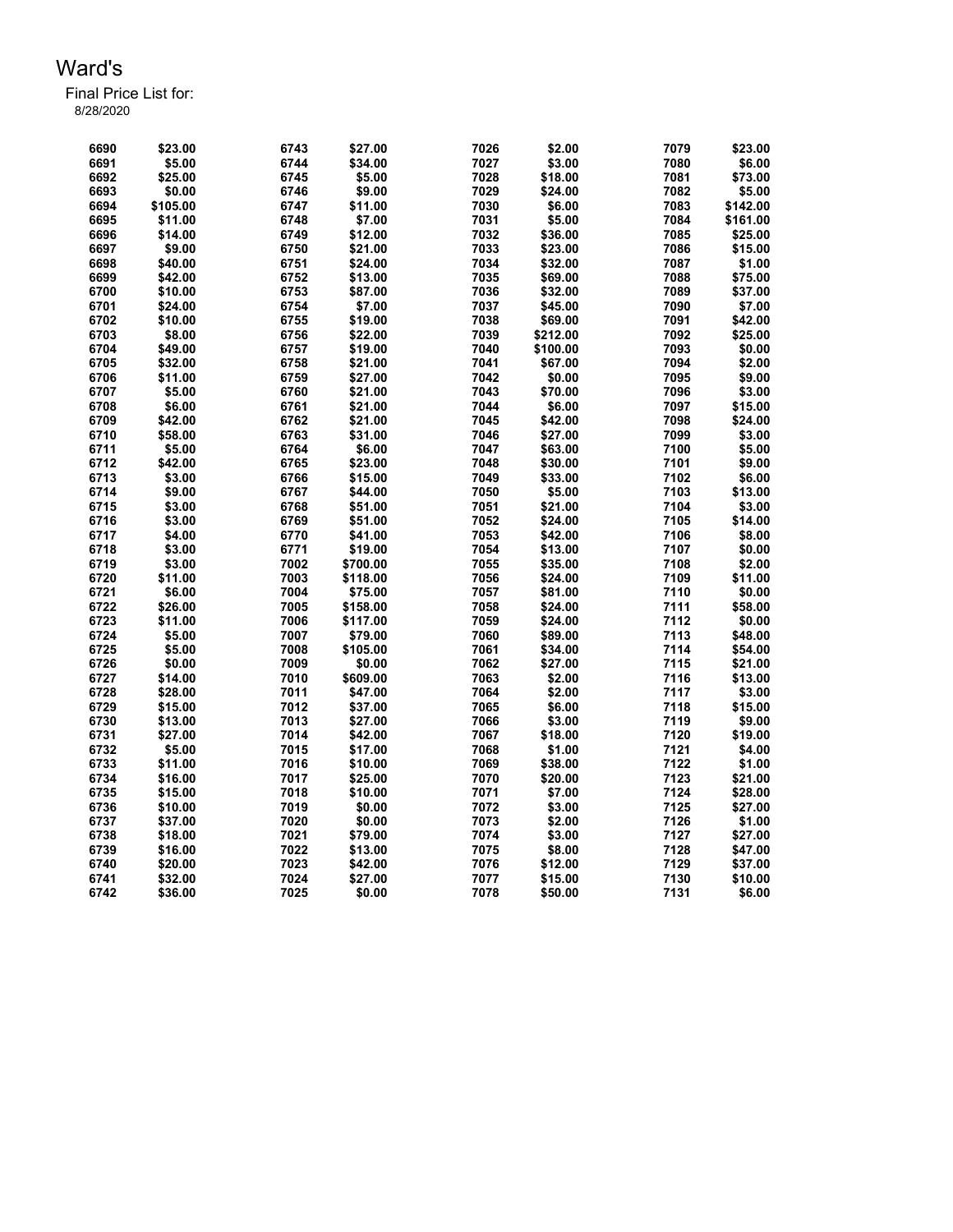# Ward's

Final Price List for:
8/28/2020

| | | | | | | | |
|---|---|---|---|---|---|---|---|
| 6690 | $23.00 | 6743 | $27.00 | 7026 | $2.00 | 7079 | $23.00 |
| 6691 | $5.00 | 6744 | $34.00 | 7027 | $3.00 | 7080 | $6.00 |
| 6692 | $25.00 | 6745 | $5.00 | 7028 | $18.00 | 7081 | $73.00 |
| 6693 | $0.00 | 6746 | $9.00 | 7029 | $24.00 | 7082 | $5.00 |
| 6694 | $105.00 | 6747 | $11.00 | 7030 | $6.00 | 7083 | $142.00 |
| 6695 | $11.00 | 6748 | $7.00 | 7031 | $5.00 | 7084 | $161.00 |
| 6696 | $14.00 | 6749 | $12.00 | 7032 | $36.00 | 7085 | $25.00 |
| 6697 | $9.00 | 6750 | $21.00 | 7033 | $23.00 | 7086 | $15.00 |
| 6698 | $40.00 | 6751 | $24.00 | 7034 | $32.00 | 7087 | $1.00 |
| 6699 | $42.00 | 6752 | $13.00 | 7035 | $69.00 | 7088 | $75.00 |
| 6700 | $10.00 | 6753 | $87.00 | 7036 | $32.00 | 7089 | $37.00 |
| 6701 | $24.00 | 6754 | $7.00 | 7037 | $45.00 | 7090 | $7.00 |
| 6702 | $10.00 | 6755 | $19.00 | 7038 | $69.00 | 7091 | $42.00 |
| 6703 | $8.00 | 6756 | $22.00 | 7039 | $212.00 | 7092 | $25.00 |
| 6704 | $49.00 | 6757 | $19.00 | 7040 | $100.00 | 7093 | $0.00 |
| 6705 | $32.00 | 6758 | $21.00 | 7041 | $67.00 | 7094 | $2.00 |
| 6706 | $11.00 | 6759 | $27.00 | 7042 | $0.00 | 7095 | $9.00 |
| 6707 | $5.00 | 6760 | $21.00 | 7043 | $70.00 | 7096 | $3.00 |
| 6708 | $6.00 | 6761 | $21.00 | 7044 | $6.00 | 7097 | $15.00 |
| 6709 | $42.00 | 6762 | $21.00 | 7045 | $42.00 | 7098 | $24.00 |
| 6710 | $58.00 | 6763 | $31.00 | 7046 | $27.00 | 7099 | $3.00 |
| 6711 | $5.00 | 6764 | $6.00 | 7047 | $63.00 | 7100 | $5.00 |
| 6712 | $42.00 | 6765 | $23.00 | 7048 | $30.00 | 7101 | $9.00 |
| 6713 | $3.00 | 6766 | $15.00 | 7049 | $33.00 | 7102 | $6.00 |
| 6714 | $9.00 | 6767 | $44.00 | 7050 | $5.00 | 7103 | $13.00 |
| 6715 | $3.00 | 6768 | $51.00 | 7051 | $21.00 | 7104 | $3.00 |
| 6716 | $3.00 | 6769 | $51.00 | 7052 | $24.00 | 7105 | $14.00 |
| 6717 | $4.00 | 6770 | $41.00 | 7053 | $42.00 | 7106 | $8.00 |
| 6718 | $3.00 | 6771 | $19.00 | 7054 | $13.00 | 7107 | $0.00 |
| 6719 | $3.00 | 7002 | $700.00 | 7055 | $35.00 | 7108 | $2.00 |
| 6720 | $11.00 | 7003 | $118.00 | 7056 | $24.00 | 7109 | $11.00 |
| 6721 | $6.00 | 7004 | $75.00 | 7057 | $81.00 | 7110 | $0.00 |
| 6722 | $26.00 | 7005 | $158.00 | 7058 | $24.00 | 7111 | $58.00 |
| 6723 | $11.00 | 7006 | $117.00 | 7059 | $24.00 | 7112 | $0.00 |
| 6724 | $5.00 | 7007 | $79.00 | 7060 | $89.00 | 7113 | $48.00 |
| 6725 | $5.00 | 7008 | $105.00 | 7061 | $34.00 | 7114 | $54.00 |
| 6726 | $0.00 | 7009 | $0.00 | 7062 | $27.00 | 7115 | $21.00 |
| 6727 | $14.00 | 7010 | $609.00 | 7063 | $2.00 | 7116 | $13.00 |
| 6728 | $28.00 | 7011 | $47.00 | 7064 | $2.00 | 7117 | $3.00 |
| 6729 | $15.00 | 7012 | $37.00 | 7065 | $6.00 | 7118 | $15.00 |
| 6730 | $13.00 | 7013 | $27.00 | 7066 | $3.00 | 7119 | $9.00 |
| 6731 | $27.00 | 7014 | $42.00 | 7067 | $18.00 | 7120 | $19.00 |
| 6732 | $5.00 | 7015 | $17.00 | 7068 | $1.00 | 7121 | $4.00 |
| 6733 | $11.00 | 7016 | $10.00 | 7069 | $38.00 | 7122 | $1.00 |
| 6734 | $16.00 | 7017 | $25.00 | 7070 | $20.00 | 7123 | $21.00 |
| 6735 | $15.00 | 7018 | $10.00 | 7071 | $7.00 | 7124 | $28.00 |
| 6736 | $10.00 | 7019 | $0.00 | 7072 | $3.00 | 7125 | $27.00 |
| 6737 | $37.00 | 7020 | $0.00 | 7073 | $2.00 | 7126 | $1.00 |
| 6738 | $18.00 | 7021 | $79.00 | 7074 | $3.00 | 7127 | $27.00 |
| 6739 | $16.00 | 7022 | $13.00 | 7075 | $8.00 | 7128 | $47.00 |
| 6740 | $20.00 | 7023 | $42.00 | 7076 | $12.00 | 7129 | $37.00 |
| 6741 | $32.00 | 7024 | $27.00 | 7077 | $15.00 | 7130 | $10.00 |
| 6742 | $36.00 | 7025 | $0.00 | 7078 | $50.00 | 7131 | $6.00 |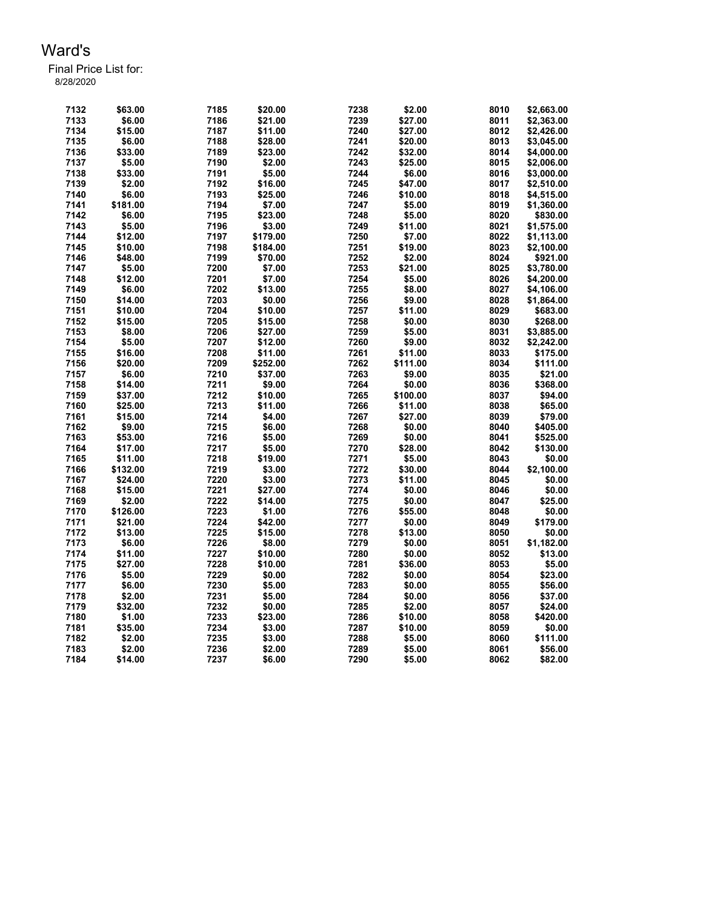# Ward's

Final Price List for:
8/28/2020

| | | | | | | | |
|---|---|---|---|---|---|---|---|
| 7132 | $63.00 | 7185 | $20.00 | 7238 | $2.00 | 8010 | $2,663.00 |
| 7133 | $6.00 | 7186 | $21.00 | 7239 | $27.00 | 8011 | $2,363.00 |
| 7134 | $15.00 | 7187 | $11.00 | 7240 | $27.00 | 8012 | $2,426.00 |
| 7135 | $6.00 | 7188 | $28.00 | 7241 | $20.00 | 8013 | $3,045.00 |
| 7136 | $33.00 | 7189 | $23.00 | 7242 | $32.00 | 8014 | $4,000.00 |
| 7137 | $5.00 | 7190 | $2.00 | 7243 | $25.00 | 8015 | $2,006.00 |
| 7138 | $33.00 | 7191 | $5.00 | 7244 | $6.00 | 8016 | $3,000.00 |
| 7139 | $2.00 | 7192 | $16.00 | 7245 | $47.00 | 8017 | $2,510.00 |
| 7140 | $6.00 | 7193 | $25.00 | 7246 | $10.00 | 8018 | $4,515.00 |
| 7141 | $181.00 | 7194 | $7.00 | 7247 | $5.00 | 8019 | $1,360.00 |
| 7142 | $6.00 | 7195 | $23.00 | 7248 | $5.00 | 8020 | $830.00 |
| 7143 | $5.00 | 7196 | $3.00 | 7249 | $11.00 | 8021 | $1,575.00 |
| 7144 | $12.00 | 7197 | $179.00 | 7250 | $7.00 | 8022 | $1,113.00 |
| 7145 | $10.00 | 7198 | $184.00 | 7251 | $19.00 | 8023 | $2,100.00 |
| 7146 | $48.00 | 7199 | $70.00 | 7252 | $2.00 | 8024 | $921.00 |
| 7147 | $5.00 | 7200 | $7.00 | 7253 | $21.00 | 8025 | $3,780.00 |
| 7148 | $12.00 | 7201 | $7.00 | 7254 | $5.00 | 8026 | $4,200.00 |
| 7149 | $6.00 | 7202 | $13.00 | 7255 | $8.00 | 8027 | $4,106.00 |
| 7150 | $14.00 | 7203 | $0.00 | 7256 | $9.00 | 8028 | $1,864.00 |
| 7151 | $10.00 | 7204 | $10.00 | 7257 | $11.00 | 8029 | $683.00 |
| 7152 | $15.00 | 7205 | $15.00 | 7258 | $0.00 | 8030 | $268.00 |
| 7153 | $8.00 | 7206 | $27.00 | 7259 | $5.00 | 8031 | $3,885.00 |
| 7154 | $5.00 | 7207 | $12.00 | 7260 | $9.00 | 8032 | $2,242.00 |
| 7155 | $16.00 | 7208 | $11.00 | 7261 | $11.00 | 8033 | $175.00 |
| 7156 | $20.00 | 7209 | $252.00 | 7262 | $111.00 | 8034 | $111.00 |
| 7157 | $6.00 | 7210 | $37.00 | 7263 | $9.00 | 8035 | $21.00 |
| 7158 | $14.00 | 7211 | $9.00 | 7264 | $0.00 | 8036 | $368.00 |
| 7159 | $37.00 | 7212 | $10.00 | 7265 | $100.00 | 8037 | $94.00 |
| 7160 | $25.00 | 7213 | $11.00 | 7266 | $11.00 | 8038 | $65.00 |
| 7161 | $15.00 | 7214 | $4.00 | 7267 | $27.00 | 8039 | $79.00 |
| 7162 | $9.00 | 7215 | $6.00 | 7268 | $0.00 | 8040 | $405.00 |
| 7163 | $53.00 | 7216 | $5.00 | 7269 | $0.00 | 8041 | $525.00 |
| 7164 | $17.00 | 7217 | $5.00 | 7270 | $28.00 | 8042 | $130.00 |
| 7165 | $11.00 | 7218 | $19.00 | 7271 | $5.00 | 8043 | $0.00 |
| 7166 | $132.00 | 7219 | $3.00 | 7272 | $30.00 | 8044 | $2,100.00 |
| 7167 | $24.00 | 7220 | $3.00 | 7273 | $11.00 | 8045 | $0.00 |
| 7168 | $15.00 | 7221 | $27.00 | 7274 | $0.00 | 8046 | $0.00 |
| 7169 | $2.00 | 7222 | $14.00 | 7275 | $0.00 | 8047 | $25.00 |
| 7170 | $126.00 | 7223 | $1.00 | 7276 | $55.00 | 8048 | $0.00 |
| 7171 | $21.00 | 7224 | $42.00 | 7277 | $0.00 | 8049 | $179.00 |
| 7172 | $13.00 | 7225 | $15.00 | 7278 | $13.00 | 8050 | $0.00 |
| 7173 | $6.00 | 7226 | $8.00 | 7279 | $0.00 | 8051 | $1,182.00 |
| 7174 | $11.00 | 7227 | $10.00 | 7280 | $0.00 | 8052 | $13.00 |
| 7175 | $27.00 | 7228 | $10.00 | 7281 | $36.00 | 8053 | $5.00 |
| 7176 | $5.00 | 7229 | $0.00 | 7282 | $0.00 | 8054 | $23.00 |
| 7177 | $6.00 | 7230 | $5.00 | 7283 | $0.00 | 8055 | $56.00 |
| 7178 | $2.00 | 7231 | $5.00 | 7284 | $0.00 | 8056 | $37.00 |
| 7179 | $32.00 | 7232 | $0.00 | 7285 | $2.00 | 8057 | $24.00 |
| 7180 | $1.00 | 7233 | $23.00 | 7286 | $10.00 | 8058 | $420.00 |
| 7181 | $35.00 | 7234 | $3.00 | 7287 | $10.00 | 8059 | $0.00 |
| 7182 | $2.00 | 7235 | $3.00 | 7288 | $5.00 | 8060 | $111.00 |
| 7183 | $2.00 | 7236 | $2.00 | 7289 | $5.00 | 8061 | $56.00 |
| 7184 | $14.00 | 7237 | $6.00 | 7290 | $5.00 | 8062 | $82.00 |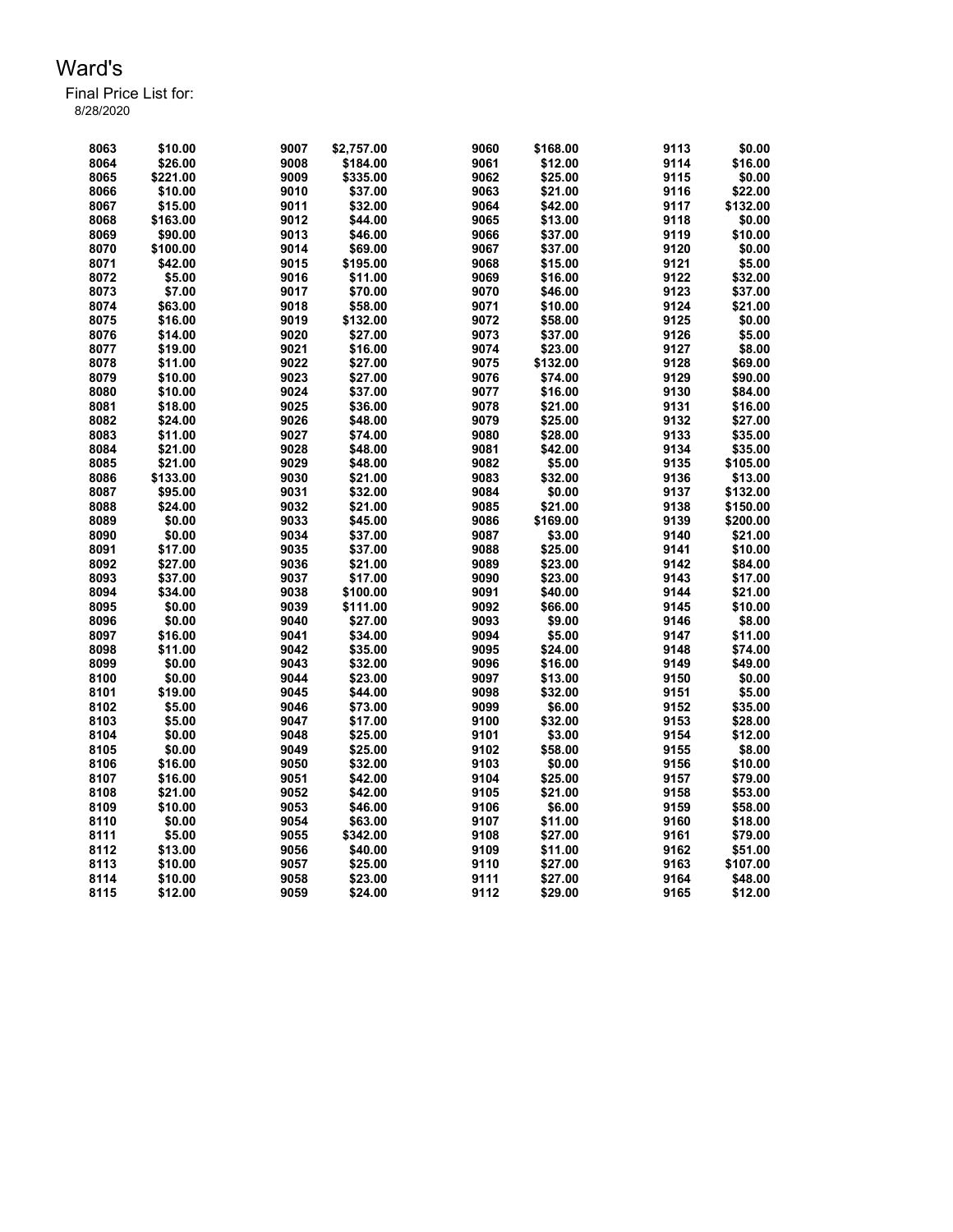Ward's

Final Price List for:
8/28/2020

| | | | | | | | |
|---|---|---|---|---|---|---|---|
| 8063 | $10.00 | 9007 | $2,757.00 | 9060 | $168.00 | 9113 | $0.00 |
| 8064 | $26.00 | 9008 | $184.00 | 9061 | $12.00 | 9114 | $16.00 |
| 8065 | $221.00 | 9009 | $335.00 | 9062 | $25.00 | 9115 | $0.00 |
| 8066 | $10.00 | 9010 | $37.00 | 9063 | $21.00 | 9116 | $22.00 |
| 8067 | $15.00 | 9011 | $32.00 | 9064 | $42.00 | 9117 | $132.00 |
| 8068 | $163.00 | 9012 | $44.00 | 9065 | $13.00 | 9118 | $0.00 |
| 8069 | $90.00 | 9013 | $46.00 | 9066 | $37.00 | 9119 | $10.00 |
| 8070 | $100.00 | 9014 | $69.00 | 9067 | $37.00 | 9120 | $0.00 |
| 8071 | $42.00 | 9015 | $195.00 | 9068 | $15.00 | 9121 | $5.00 |
| 8072 | $5.00 | 9016 | $11.00 | 9069 | $16.00 | 9122 | $32.00 |
| 8073 | $7.00 | 9017 | $70.00 | 9070 | $46.00 | 9123 | $37.00 |
| 8074 | $63.00 | 9018 | $58.00 | 9071 | $10.00 | 9124 | $21.00 |
| 8075 | $16.00 | 9019 | $132.00 | 9072 | $58.00 | 9125 | $0.00 |
| 8076 | $14.00 | 9020 | $27.00 | 9073 | $37.00 | 9126 | $5.00 |
| 8077 | $19.00 | 9021 | $16.00 | 9074 | $23.00 | 9127 | $8.00 |
| 8078 | $11.00 | 9022 | $27.00 | 9075 | $132.00 | 9128 | $69.00 |
| 8079 | $10.00 | 9023 | $27.00 | 9076 | $74.00 | 9129 | $90.00 |
| 8080 | $10.00 | 9024 | $37.00 | 9077 | $16.00 | 9130 | $84.00 |
| 8081 | $18.00 | 9025 | $36.00 | 9078 | $21.00 | 9131 | $16.00 |
| 8082 | $24.00 | 9026 | $48.00 | 9079 | $25.00 | 9132 | $27.00 |
| 8083 | $11.00 | 9027 | $74.00 | 9080 | $28.00 | 9133 | $35.00 |
| 8084 | $21.00 | 9028 | $48.00 | 9081 | $42.00 | 9134 | $35.00 |
| 8085 | $21.00 | 9029 | $48.00 | 9082 | $5.00 | 9135 | $105.00 |
| 8086 | $133.00 | 9030 | $21.00 | 9083 | $32.00 | 9136 | $13.00 |
| 8087 | $95.00 | 9031 | $32.00 | 9084 | $0.00 | 9137 | $132.00 |
| 8088 | $24.00 | 9032 | $21.00 | 9085 | $21.00 | 9138 | $150.00 |
| 8089 | $0.00 | 9033 | $45.00 | 9086 | $169.00 | 9139 | $200.00 |
| 8090 | $0.00 | 9034 | $37.00 | 9087 | $3.00 | 9140 | $21.00 |
| 8091 | $17.00 | 9035 | $37.00 | 9088 | $25.00 | 9141 | $10.00 |
| 8092 | $27.00 | 9036 | $21.00 | 9089 | $23.00 | 9142 | $84.00 |
| 8093 | $37.00 | 9037 | $17.00 | 9090 | $23.00 | 9143 | $17.00 |
| 8094 | $34.00 | 9038 | $100.00 | 9091 | $40.00 | 9144 | $21.00 |
| 8095 | $0.00 | 9039 | $111.00 | 9092 | $66.00 | 9145 | $10.00 |
| 8096 | $0.00 | 9040 | $27.00 | 9093 | $9.00 | 9146 | $8.00 |
| 8097 | $16.00 | 9041 | $34.00 | 9094 | $5.00 | 9147 | $11.00 |
| 8098 | $11.00 | 9042 | $35.00 | 9095 | $24.00 | 9148 | $74.00 |
| 8099 | $0.00 | 9043 | $32.00 | 9096 | $16.00 | 9149 | $49.00 |
| 8100 | $0.00 | 9044 | $23.00 | 9097 | $13.00 | 9150 | $0.00 |
| 8101 | $19.00 | 9045 | $44.00 | 9098 | $32.00 | 9151 | $5.00 |
| 8102 | $5.00 | 9046 | $73.00 | 9099 | $6.00 | 9152 | $35.00 |
| 8103 | $5.00 | 9047 | $17.00 | 9100 | $32.00 | 9153 | $28.00 |
| 8104 | $0.00 | 9048 | $25.00 | 9101 | $3.00 | 9154 | $12.00 |
| 8105 | $0.00 | 9049 | $25.00 | 9102 | $58.00 | 9155 | $8.00 |
| 8106 | $16.00 | 9050 | $32.00 | 9103 | $0.00 | 9156 | $10.00 |
| 8107 | $16.00 | 9051 | $42.00 | 9104 | $25.00 | 9157 | $79.00 |
| 8108 | $21.00 | 9052 | $42.00 | 9105 | $21.00 | 9158 | $53.00 |
| 8109 | $10.00 | 9053 | $46.00 | 9106 | $6.00 | 9159 | $58.00 |
| 8110 | $0.00 | 9054 | $63.00 | 9107 | $11.00 | 9160 | $18.00 |
| 8111 | $5.00 | 9055 | $342.00 | 9108 | $27.00 | 9161 | $79.00 |
| 8112 | $13.00 | 9056 | $40.00 | 9109 | $11.00 | 9162 | $51.00 |
| 8113 | $10.00 | 9057 | $25.00 | 9110 | $27.00 | 9163 | $107.00 |
| 8114 | $10.00 | 9058 | $23.00 | 9111 | $27.00 | 9164 | $48.00 |
| 8115 | $12.00 | 9059 | $24.00 | 9112 | $29.00 | 9165 | $12.00 |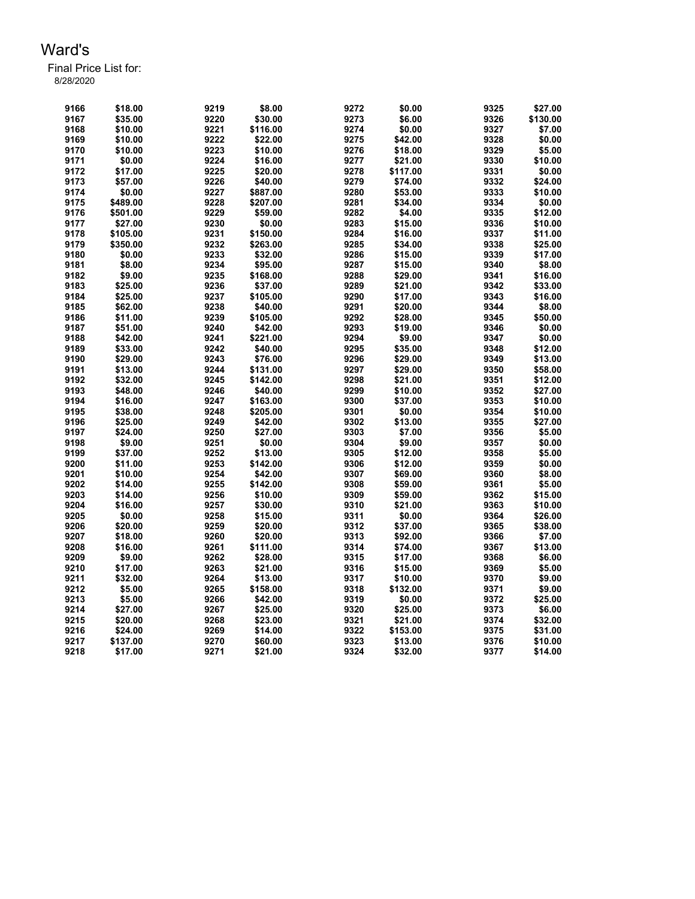# Ward's

Final Price List for:
8/28/2020

| | | | | | | | |
|---|---|---|---|---|---|---|---|
| 9166 | $18.00 | 9219 | $8.00 | 9272 | $0.00 | 9325 | $27.00 |
| 9167 | $35.00 | 9220 | $30.00 | 9273 | $6.00 | 9326 | $130.00 |
| 9168 | $10.00 | 9221 | $116.00 | 9274 | $0.00 | 9327 | $7.00 |
| 9169 | $10.00 | 9222 | $22.00 | 9275 | $42.00 | 9328 | $0.00 |
| 9170 | $10.00 | 9223 | $10.00 | 9276 | $18.00 | 9329 | $5.00 |
| 9171 | $0.00 | 9224 | $16.00 | 9277 | $21.00 | 9330 | $10.00 |
| 9172 | $17.00 | 9225 | $20.00 | 9278 | $117.00 | 9331 | $0.00 |
| 9173 | $57.00 | 9226 | $40.00 | 9279 | $74.00 | 9332 | $24.00 |
| 9174 | $0.00 | 9227 | $887.00 | 9280 | $53.00 | 9333 | $10.00 |
| 9175 | $489.00 | 9228 | $207.00 | 9281 | $34.00 | 9334 | $0.00 |
| 9176 | $501.00 | 9229 | $59.00 | 9282 | $4.00 | 9335 | $12.00 |
| 9177 | $27.00 | 9230 | $0.00 | 9283 | $15.00 | 9336 | $10.00 |
| 9178 | $105.00 | 9231 | $150.00 | 9284 | $16.00 | 9337 | $11.00 |
| 9179 | $350.00 | 9232 | $263.00 | 9285 | $34.00 | 9338 | $25.00 |
| 9180 | $0.00 | 9233 | $32.00 | 9286 | $15.00 | 9339 | $17.00 |
| 9181 | $8.00 | 9234 | $95.00 | 9287 | $15.00 | 9340 | $8.00 |
| 9182 | $9.00 | 9235 | $168.00 | 9288 | $29.00 | 9341 | $16.00 |
| 9183 | $25.00 | 9236 | $37.00 | 9289 | $21.00 | 9342 | $33.00 |
| 9184 | $25.00 | 9237 | $105.00 | 9290 | $17.00 | 9343 | $16.00 |
| 9185 | $62.00 | 9238 | $40.00 | 9291 | $20.00 | 9344 | $8.00 |
| 9186 | $11.00 | 9239 | $105.00 | 9292 | $28.00 | 9345 | $50.00 |
| 9187 | $51.00 | 9240 | $42.00 | 9293 | $19.00 | 9346 | $0.00 |
| 9188 | $42.00 | 9241 | $221.00 | 9294 | $9.00 | 9347 | $0.00 |
| 9189 | $33.00 | 9242 | $40.00 | 9295 | $35.00 | 9348 | $12.00 |
| 9190 | $29.00 | 9243 | $76.00 | 9296 | $29.00 | 9349 | $13.00 |
| 9191 | $13.00 | 9244 | $131.00 | 9297 | $29.00 | 9350 | $58.00 |
| 9192 | $32.00 | 9245 | $142.00 | 9298 | $21.00 | 9351 | $12.00 |
| 9193 | $48.00 | 9246 | $40.00 | 9299 | $10.00 | 9352 | $27.00 |
| 9194 | $16.00 | 9247 | $163.00 | 9300 | $37.00 | 9353 | $10.00 |
| 9195 | $38.00 | 9248 | $205.00 | 9301 | $0.00 | 9354 | $10.00 |
| 9196 | $25.00 | 9249 | $42.00 | 9302 | $13.00 | 9355 | $27.00 |
| 9197 | $24.00 | 9250 | $27.00 | 9303 | $7.00 | 9356 | $5.00 |
| 9198 | $9.00 | 9251 | $0.00 | 9304 | $9.00 | 9357 | $0.00 |
| 9199 | $37.00 | 9252 | $13.00 | 9305 | $12.00 | 9358 | $5.00 |
| 9200 | $11.00 | 9253 | $142.00 | 9306 | $12.00 | 9359 | $0.00 |
| 9201 | $10.00 | 9254 | $42.00 | 9307 | $69.00 | 9360 | $8.00 |
| 9202 | $14.00 | 9255 | $142.00 | 9308 | $59.00 | 9361 | $5.00 |
| 9203 | $14.00 | 9256 | $10.00 | 9309 | $59.00 | 9362 | $15.00 |
| 9204 | $16.00 | 9257 | $30.00 | 9310 | $21.00 | 9363 | $10.00 |
| 9205 | $0.00 | 9258 | $15.00 | 9311 | $0.00 | 9364 | $26.00 |
| 9206 | $20.00 | 9259 | $20.00 | 9312 | $37.00 | 9365 | $38.00 |
| 9207 | $18.00 | 9260 | $20.00 | 9313 | $92.00 | 9366 | $7.00 |
| 9208 | $16.00 | 9261 | $111.00 | 9314 | $74.00 | 9367 | $13.00 |
| 9209 | $9.00 | 9262 | $28.00 | 9315 | $17.00 | 9368 | $6.00 |
| 9210 | $17.00 | 9263 | $21.00 | 9316 | $15.00 | 9369 | $5.00 |
| 9211 | $32.00 | 9264 | $13.00 | 9317 | $10.00 | 9370 | $9.00 |
| 9212 | $5.00 | 9265 | $158.00 | 9318 | $132.00 | 9371 | $9.00 |
| 9213 | $5.00 | 9266 | $42.00 | 9319 | $0.00 | 9372 | $25.00 |
| 9214 | $27.00 | 9267 | $25.00 | 9320 | $25.00 | 9373 | $6.00 |
| 9215 | $20.00 | 9268 | $23.00 | 9321 | $21.00 | 9374 | $32.00 |
| 9216 | $24.00 | 9269 | $14.00 | 9322 | $153.00 | 9375 | $31.00 |
| 9217 | $137.00 | 9270 | $60.00 | 9323 | $13.00 | 9376 | $10.00 |
| 9218 | $17.00 | 9271 | $21.00 | 9324 | $32.00 | 9377 | $14.00 |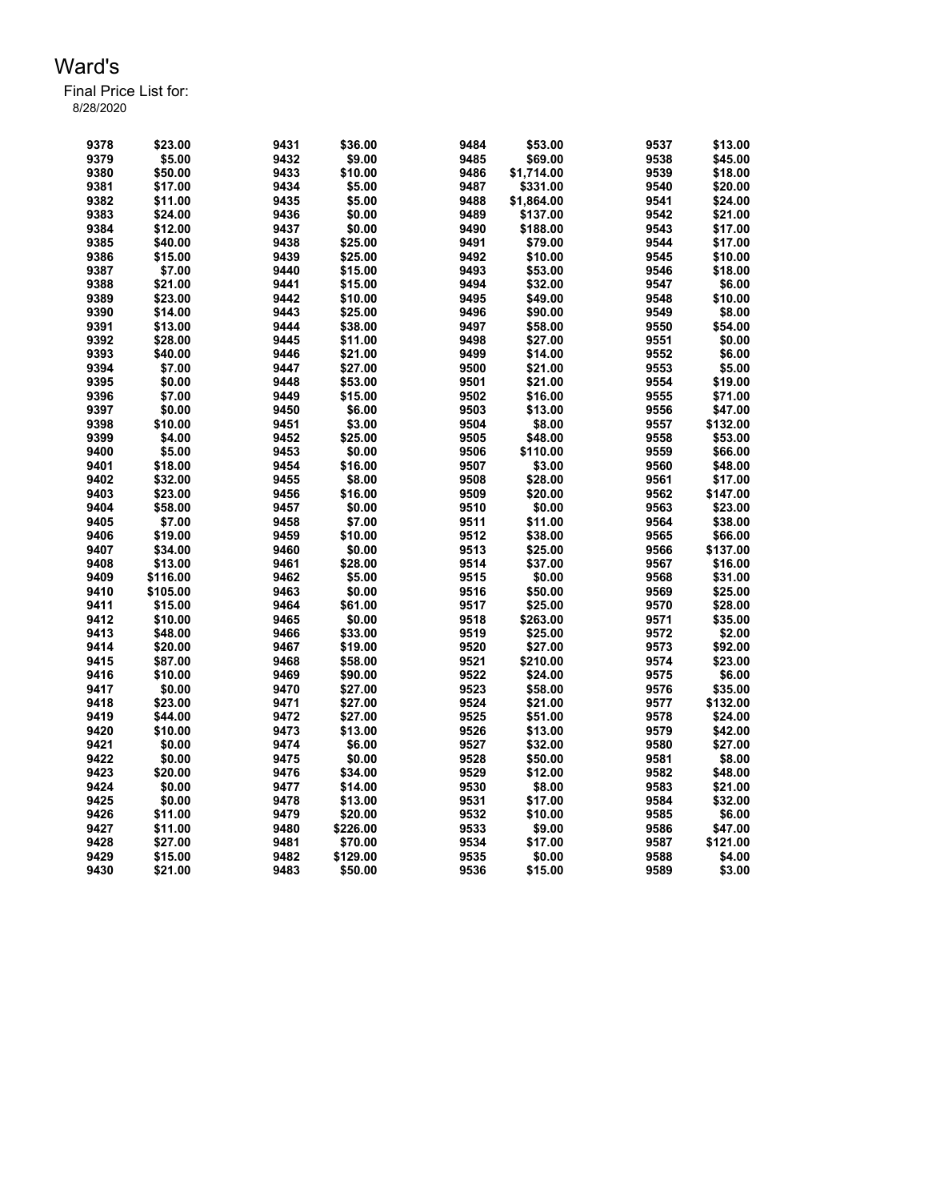# Ward's

Final Price List for:
8/28/2020

| | | | | | | | |
|---|---|---|---|---|---|---|---|
| 9378 | $23.00 | 9431 | $36.00 | 9484 | $53.00 | 9537 | $13.00 |
| 9379 | $5.00 | 9432 | $9.00 | 9485 | $69.00 | 9538 | $45.00 |
| 9380 | $50.00 | 9433 | $10.00 | 9486 | $1,714.00 | 9539 | $18.00 |
| 9381 | $17.00 | 9434 | $5.00 | 9487 | $331.00 | 9540 | $20.00 |
| 9382 | $11.00 | 9435 | $5.00 | 9488 | $1,864.00 | 9541 | $24.00 |
| 9383 | $24.00 | 9436 | $0.00 | 9489 | $137.00 | 9542 | $21.00 |
| 9384 | $12.00 | 9437 | $0.00 | 9490 | $188.00 | 9543 | $17.00 |
| 9385 | $40.00 | 9438 | $25.00 | 9491 | $79.00 | 9544 | $17.00 |
| 9386 | $15.00 | 9439 | $25.00 | 9492 | $10.00 | 9545 | $10.00 |
| 9387 | $7.00 | 9440 | $15.00 | 9493 | $53.00 | 9546 | $18.00 |
| 9388 | $21.00 | 9441 | $15.00 | 9494 | $32.00 | 9547 | $6.00 |
| 9389 | $23.00 | 9442 | $10.00 | 9495 | $49.00 | 9548 | $10.00 |
| 9390 | $14.00 | 9443 | $25.00 | 9496 | $90.00 | 9549 | $8.00 |
| 9391 | $13.00 | 9444 | $38.00 | 9497 | $58.00 | 9550 | $54.00 |
| 9392 | $28.00 | 9445 | $11.00 | 9498 | $27.00 | 9551 | $0.00 |
| 9393 | $40.00 | 9446 | $21.00 | 9499 | $14.00 | 9552 | $6.00 |
| 9394 | $7.00 | 9447 | $27.00 | 9500 | $21.00 | 9553 | $5.00 |
| 9395 | $0.00 | 9448 | $53.00 | 9501 | $21.00 | 9554 | $19.00 |
| 9396 | $7.00 | 9449 | $15.00 | 9502 | $16.00 | 9555 | $71.00 |
| 9397 | $0.00 | 9450 | $6.00 | 9503 | $13.00 | 9556 | $47.00 |
| 9398 | $10.00 | 9451 | $3.00 | 9504 | $8.00 | 9557 | $132.00 |
| 9399 | $4.00 | 9452 | $25.00 | 9505 | $48.00 | 9558 | $53.00 |
| 9400 | $5.00 | 9453 | $0.00 | 9506 | $110.00 | 9559 | $66.00 |
| 9401 | $18.00 | 9454 | $16.00 | 9507 | $3.00 | 9560 | $48.00 |
| 9402 | $32.00 | 9455 | $8.00 | 9508 | $28.00 | 9561 | $17.00 |
| 9403 | $23.00 | 9456 | $16.00 | 9509 | $20.00 | 9562 | $147.00 |
| 9404 | $58.00 | 9457 | $0.00 | 9510 | $0.00 | 9563 | $23.00 |
| 9405 | $7.00 | 9458 | $7.00 | 9511 | $11.00 | 9564 | $38.00 |
| 9406 | $19.00 | 9459 | $10.00 | 9512 | $38.00 | 9565 | $66.00 |
| 9407 | $34.00 | 9460 | $0.00 | 9513 | $25.00 | 9566 | $137.00 |
| 9408 | $13.00 | 9461 | $28.00 | 9514 | $37.00 | 9567 | $16.00 |
| 9409 | $116.00 | 9462 | $5.00 | 9515 | $0.00 | 9568 | $31.00 |
| 9410 | $105.00 | 9463 | $0.00 | 9516 | $50.00 | 9569 | $25.00 |
| 9411 | $15.00 | 9464 | $61.00 | 9517 | $25.00 | 9570 | $28.00 |
| 9412 | $10.00 | 9465 | $0.00 | 9518 | $263.00 | 9571 | $35.00 |
| 9413 | $48.00 | 9466 | $33.00 | 9519 | $25.00 | 9572 | $2.00 |
| 9414 | $20.00 | 9467 | $19.00 | 9520 | $27.00 | 9573 | $92.00 |
| 9415 | $87.00 | 9468 | $58.00 | 9521 | $210.00 | 9574 | $23.00 |
| 9416 | $10.00 | 9469 | $90.00 | 9522 | $24.00 | 9575 | $6.00 |
| 9417 | $0.00 | 9470 | $27.00 | 9523 | $58.00 | 9576 | $35.00 |
| 9418 | $23.00 | 9471 | $27.00 | 9524 | $21.00 | 9577 | $132.00 |
| 9419 | $44.00 | 9472 | $27.00 | 9525 | $51.00 | 9578 | $24.00 |
| 9420 | $10.00 | 9473 | $13.00 | 9526 | $13.00 | 9579 | $42.00 |
| 9421 | $0.00 | 9474 | $6.00 | 9527 | $32.00 | 9580 | $27.00 |
| 9422 | $0.00 | 9475 | $0.00 | 9528 | $50.00 | 9581 | $8.00 |
| 9423 | $20.00 | 9476 | $34.00 | 9529 | $12.00 | 9582 | $48.00 |
| 9424 | $0.00 | 9477 | $14.00 | 9530 | $8.00 | 9583 | $21.00 |
| 9425 | $0.00 | 9478 | $13.00 | 9531 | $17.00 | 9584 | $32.00 |
| 9426 | $11.00 | 9479 | $20.00 | 9532 | $10.00 | 9585 | $6.00 |
| 9427 | $11.00 | 9480 | $226.00 | 9533 | $9.00 | 9586 | $47.00 |
| 9428 | $27.00 | 9481 | $70.00 | 9534 | $17.00 | 9587 | $121.00 |
| 9429 | $15.00 | 9482 | $129.00 | 9535 | $0.00 | 9588 | $4.00 |
| 9430 | $21.00 | 9483 | $50.00 | 9536 | $15.00 | 9589 | $3.00 |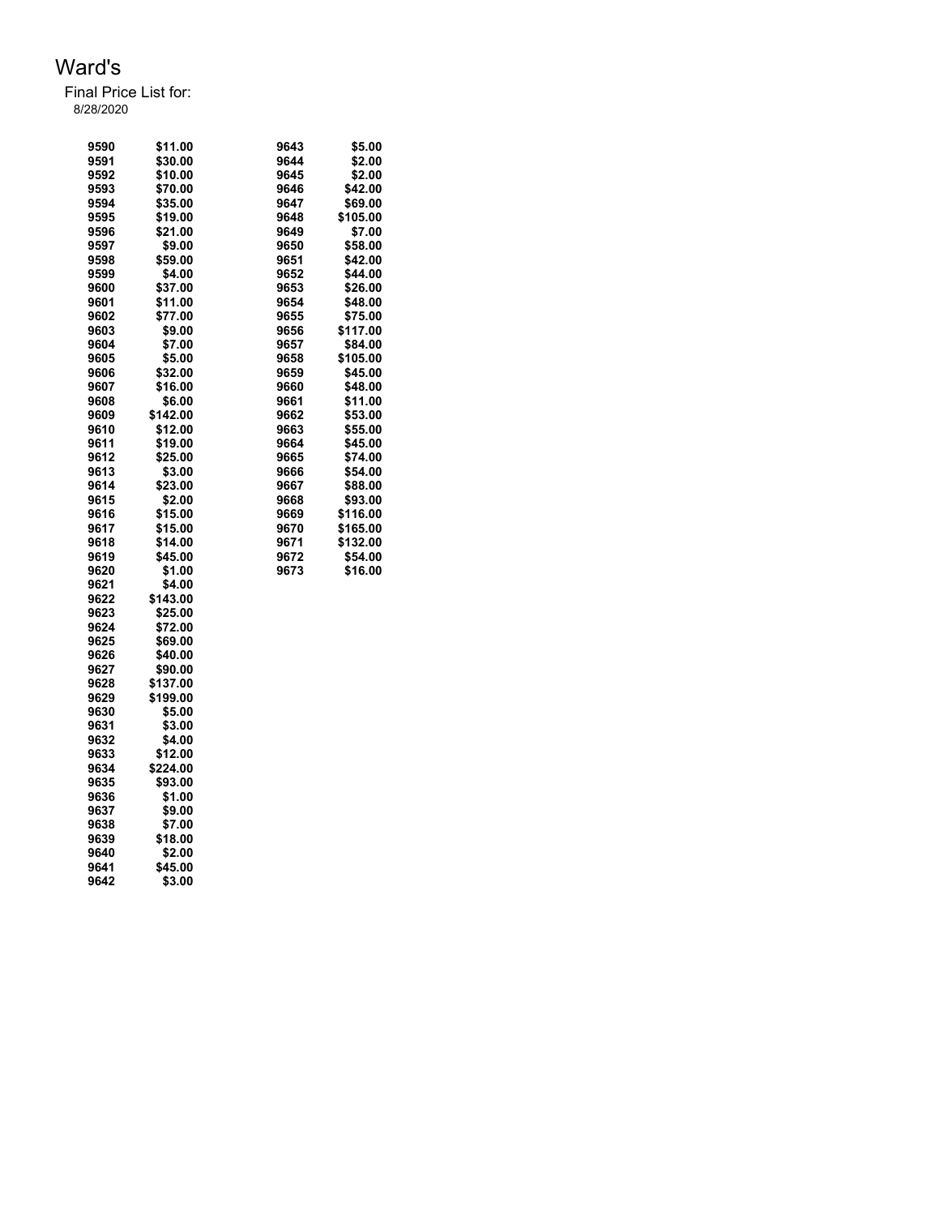# Ward's

Final Price List for:
8/28/2020

| | |
|---|---|
| 9590 | $11.00 |
| 9591 | $30.00 |
| 9592 | $10.00 |
| 9593 | $70.00 |
| 9594 | $35.00 |
| 9595 | $19.00 |
| 9596 | $21.00 |
| 9597 | $9.00 |
| 9598 | $59.00 |
| 9599 | $4.00 |
| 9600 | $37.00 |
| 9601 | $11.00 |
| 9602 | $77.00 |
| 9603 | $9.00 |
| 9604 | $7.00 |
| 9605 | $5.00 |
| 9606 | $32.00 |
| 9607 | $16.00 |
| 9608 | $6.00 |
| 9609 | $142.00 |
| 9610 | $12.00 |
| 9611 | $19.00 |
| 9612 | $25.00 |
| 9613 | $3.00 |
| 9614 | $23.00 |
| 9615 | $2.00 |
| 9616 | $15.00 |
| 9617 | $15.00 |
| 9618 | $14.00 |
| 9619 | $45.00 |
| 9620 | $1.00 |
| 9621 | $4.00 |
| 9622 | $143.00 |
| 9623 | $25.00 |
| 9624 | $72.00 |
| 9625 | $69.00 |
| 9626 | $40.00 |
| 9627 | $90.00 |
| 9628 | $137.00 |
| 9629 | $199.00 |
| 9630 | $5.00 |
| 9631 | $3.00 |
| 9632 | $4.00 |
| 9633 | $12.00 |
| 9634 | $224.00 |
| 9635 | $93.00 |
| 9636 | $1.00 |
| 9637 | $9.00 |
| 9638 | $7.00 |
| 9639 | $18.00 |
| 9640 | $2.00 |
| 9641 | $45.00 |
| 9642 | $3.00 |
| 9643 | $5.00 |
| 9644 | $2.00 |
| 9645 | $2.00 |
| 9646 | $42.00 |
| 9647 | $69.00 |
| 9648 | $105.00 |
| 9649 | $7.00 |
| 9650 | $58.00 |
| 9651 | $42.00 |
| 9652 | $44.00 |
| 9653 | $26.00 |
| 9654 | $48.00 |
| 9655 | $75.00 |
| 9656 | $117.00 |
| 9657 | $84.00 |
| 9658 | $105.00 |
| 9659 | $45.00 |
| 9660 | $48.00 |
| 9661 | $11.00 |
| 9662 | $53.00 |
| 9663 | $55.00 |
| 9664 | $45.00 |
| 9665 | $74.00 |
| 9666 | $54.00 |
| 9667 | $88.00 |
| 9668 | $93.00 |
| 9669 | $116.00 |
| 9670 | $165.00 |
| 9671 | $132.00 |
| 9672 | $54.00 |
| 9673 | $16.00 |